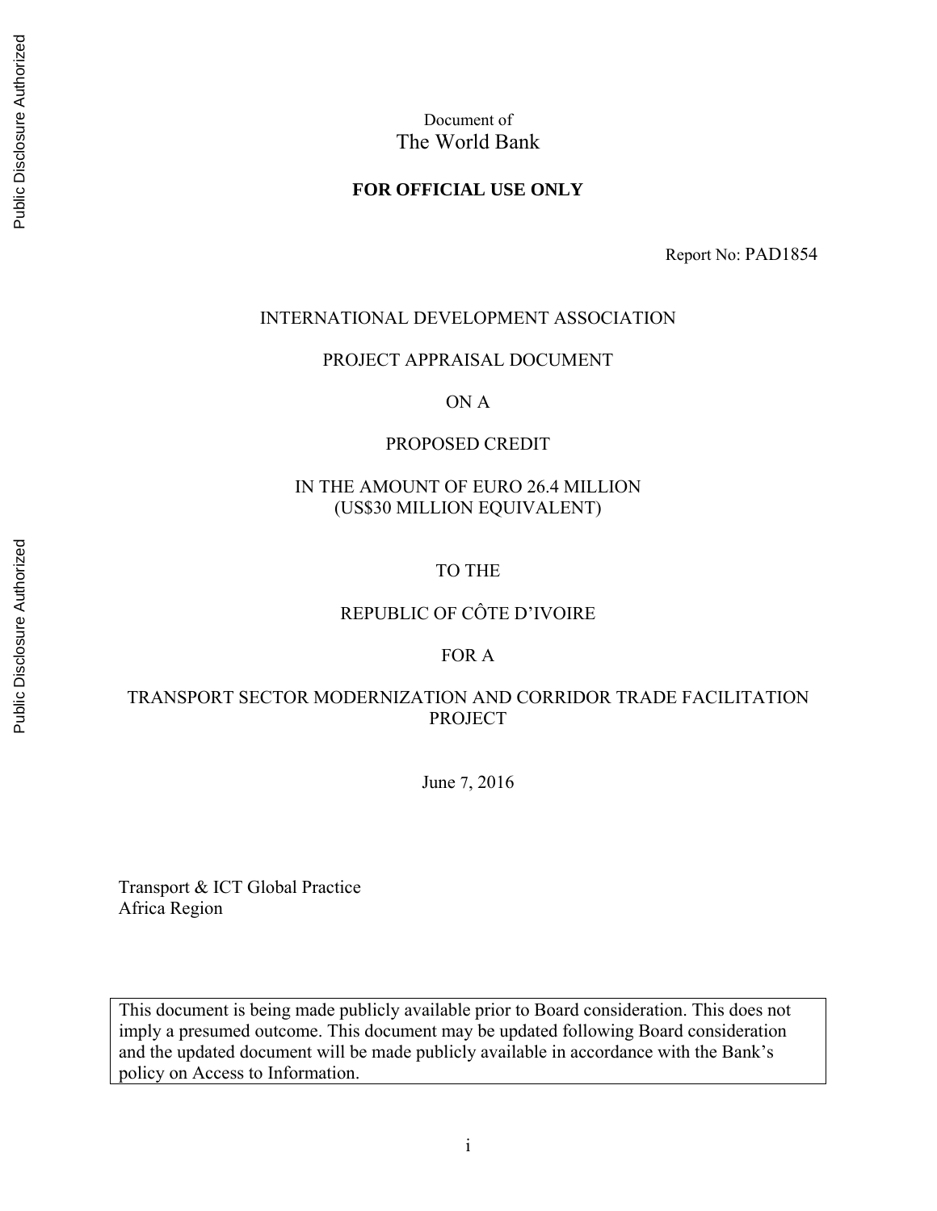Document of
The World Bank

**FOR OFFICIAL USE ONLY**

Report No: PAD1854

INTERNATIONAL DEVELOPMENT ASSOCIATION

PROJECT APPRAISAL DOCUMENT

ON A

PROPOSED CREDIT

IN THE AMOUNT OF EURO 26.4 MILLION
(US$30 MILLION EQUIVALENT)

TO THE

REPUBLIC OF CÔTE D'IVOIRE

FOR A

TRANSPORT SECTOR MODERNIZATION AND CORRIDOR TRADE FACILITATION PROJECT

June 7, 2016

Transport & ICT Global Practice
Africa Region

| This document is being made publicly available prior to Board consideration. This does not imply a presumed outcome. This document may be updated following Board consideration and the updated document will be made publicly available in accordance with the Bank's policy on Access to Information. |
| --- |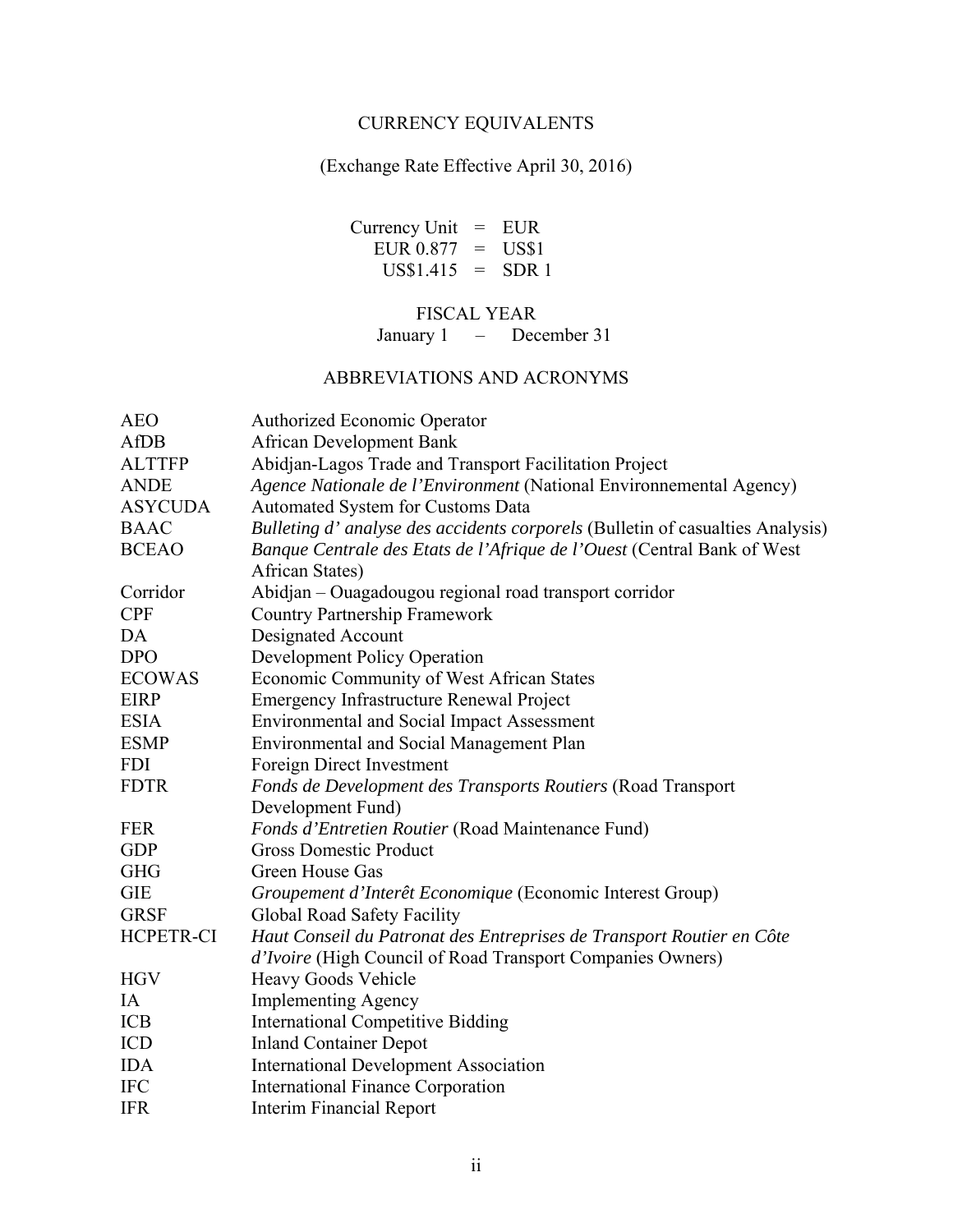## CURRENCY EQUIVALENTS

(Exchange Rate Effective April 30, 2016)

Currency Unit = EUR
EUR 0.877 = US$1
US$1.415 = SDR 1

## FISCAL YEAR

January 1 – December 31

## ABBREVIATIONS AND ACRONYMS

| | |
|---|---|
| AEO | Authorized Economic Operator |
| AfDB | African Development Bank |
| ALTTFP | Abidjan-Lagos Trade and Transport Facilitation Project |
| ANDE | *Agence Nationale de l'Environment* (National Environnemental Agency) |
| ASYCUDA | Automated System for Customs Data |
| BAAC | *Bulleting d' analyse des accidents corporels* (Bulletin of casualties Analysis) |
| BCEAO | *Banque Centrale des Etats de l'Afrique de l'Ouest* (Central Bank of West African States) |
| Corridor | Abidjan – Ouagadougou regional road transport corridor |
| CPF | Country Partnership Framework |
| DA | Designated Account |
| DPO | Development Policy Operation |
| ECOWAS | Economic Community of West African States |
| EIRP | Emergency Infrastructure Renewal Project |
| ESIA | Environmental and Social Impact Assessment |
| ESMP | Environmental and Social Management Plan |
| FDI | Foreign Direct Investment |
| FDTR | *Fonds de Development des Transports Routiers* (Road Transport Development Fund) |
| FER | *Fonds d'Entretien Routier* (Road Maintenance Fund) |
| GDP | Gross Domestic Product |
| GHG | Green House Gas |
| GIE | *Groupement d'Interêt Economique* (Economic Interest Group) |
| GRSF | Global Road Safety Facility |
| HCPETR-CI | *Haut Conseil du Patronat des Entreprises de Transport Routier en Côte d'Ivoire* (High Council of Road Transport Companies Owners) |
| HGV | Heavy Goods Vehicle |
| IA | Implementing Agency |
| ICB | International Competitive Bidding |
| ICD | Inland Container Depot |
| IDA | International Development Association |
| IFC | International Finance Corporation |
| IFR | Interim Financial Report |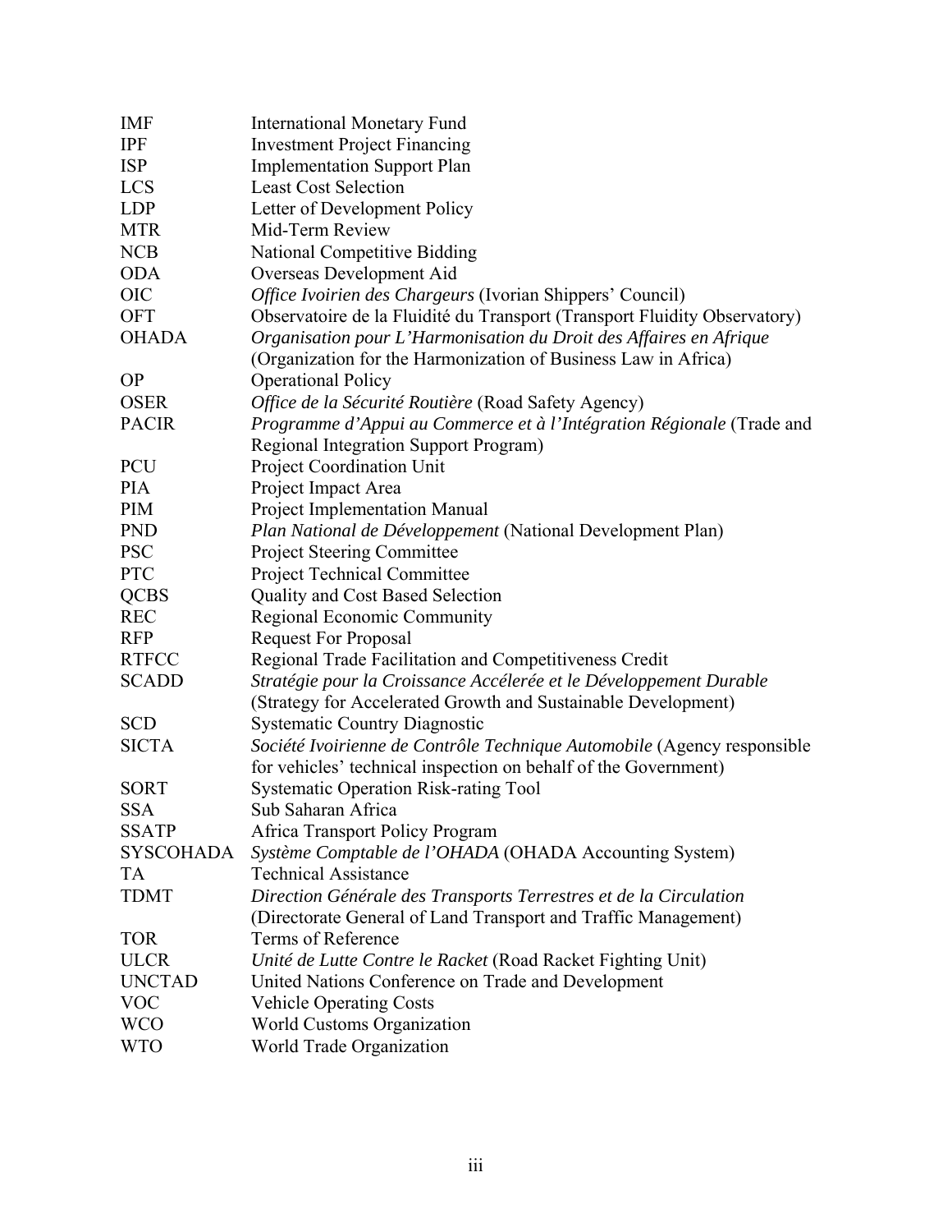| | |
|---|---|
| IMF | International Monetary Fund |
| IPF | Investment Project Financing |
| ISP | Implementation Support Plan |
| LCS | Least Cost Selection |
| LDP | Letter of Development Policy |
| MTR | Mid-Term Review |
| NCB | National Competitive Bidding |
| ODA | Overseas Development Aid |
| OIC | *Office Ivoirien des Chargeurs* (Ivorian Shippers' Council) |
| OFT | Observatoire de la Fluidité du Transport (Transport Fluidity Observatory) |
| OHADA | *Organisation pour L'Harmonisation du Droit des Affaires en Afrique* (Organization for the Harmonization of Business Law in Africa) |
| OP | Operational Policy |
| OSER | *Office de la Sécurité Routière* (Road Safety Agency) |
| PACIR | *Programme d'Appui au Commerce et à l'Intégration Régionale* (Trade and Regional Integration Support Program) |
| PCU | Project Coordination Unit |
| PIA | Project Impact Area |
| PIM | Project Implementation Manual |
| PND | *Plan National de Développement* (National Development Plan) |
| PSC | Project Steering Committee |
| PTC | Project Technical Committee |
| QCBS | Quality and Cost Based Selection |
| REC | Regional Economic Community |
| RFP | Request For Proposal |
| RTFCC | Regional Trade Facilitation and Competitiveness Credit |
| SCADD | *Stratégie pour la Croissance Accélerée et le Développement Durable* (Strategy for Accelerated Growth and Sustainable Development) |
| SCD | Systematic Country Diagnostic |
| SICTA | *Société Ivoirienne de Contrôle Technique Automobile* (Agency responsible for vehicles' technical inspection on behalf of the Government) |
| SORT | Systematic Operation Risk-rating Tool |
| SSA | Sub Saharan Africa |
| SSATP | Africa Transport Policy Program |
| SYSCOHADA | *Système Comptable de l'OHADA* (OHADA Accounting System) |
| TA | Technical Assistance |
| TDMT | *Direction Générale des Transports Terrestres et de la Circulation* (Directorate General of Land Transport and Traffic Management) |
| TOR | Terms of Reference |
| ULCR | *Unité de Lutte Contre le Racket* (Road Racket Fighting Unit) |
| UNCTAD | United Nations Conference on Trade and Development |
| VOC | Vehicle Operating Costs |
| WCO | World Customs Organization |
| WTO | World Trade Organization |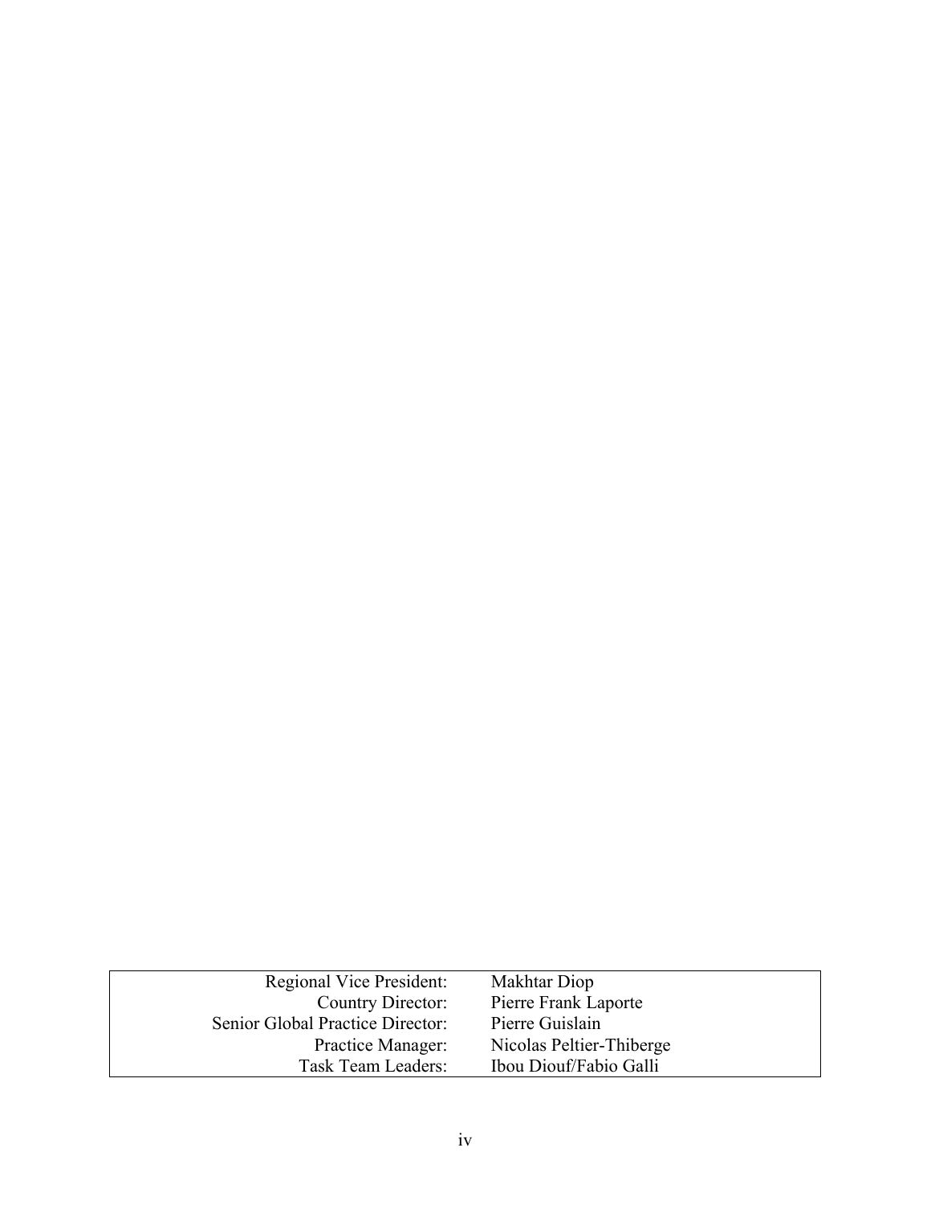| | |
|---|---|
| Regional Vice President: | Makhtar Diop |
| Country Director: | Pierre Frank Laporte |
| Senior Global Practice Director: | Pierre Guislain |
| Practice Manager: | Nicolas Peltier-Thiberge |
| Task Team Leaders: | Ibou Diouf/Fabio Galli |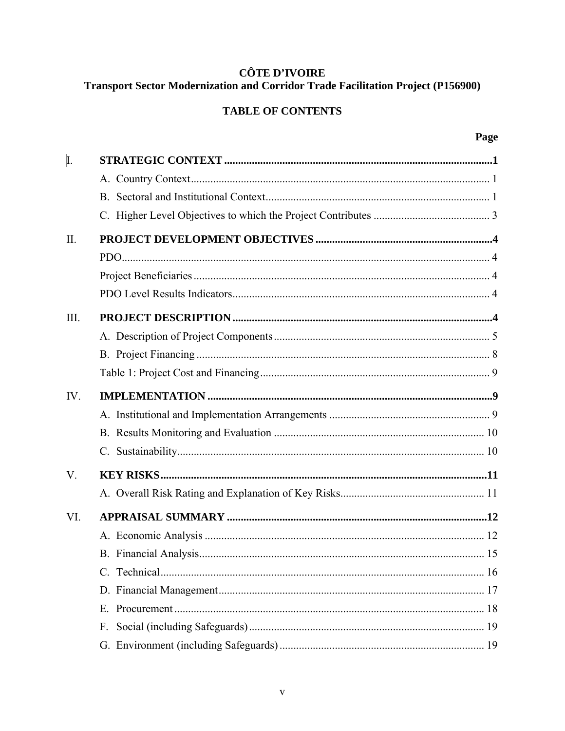# CÔTE D'IVOIRE
## Transport Sector Modernization and Corridor Trade Facilitation Project (P156900)

## TABLE OF CONTENTS

| | | Page |
|---|---|---|
| **I.** | **STRATEGIC CONTEXT** | **1** |
| | A. Country Context | 1 |
| | B. Sectoral and Institutional Context | 1 |
| | C. Higher Level Objectives to which the Project Contributes | 3 |
| **II.** | **PROJECT DEVELOPMENT OBJECTIVES** | **4** |
| | PDO | 4 |
| | Project Beneficiaries | 4 |
| | PDO Level Results Indicators | 4 |
| **III.** | **PROJECT DESCRIPTION** | **4** |
| | A. Description of Project Components | 5 |
| | B. Project Financing | 8 |
| | Table 1: Project Cost and Financing | 9 |
| **IV.** | **IMPLEMENTATION** | **9** |
| | A. Institutional and Implementation Arrangements | 9 |
| | B. Results Monitoring and Evaluation | 10 |
| | C. Sustainability | 10 |
| **V.** | **KEY RISKS** | **11** |
| | A. Overall Risk Rating and Explanation of Key Risks | 11 |
| **VI.** | **APPRAISAL SUMMARY** | **12** |
| | A. Economic Analysis | 12 |
| | B. Financial Analysis | 15 |
| | C. Technical | 16 |
| | D. Financial Management | 17 |
| | E. Procurement | 18 |
| | F. Social (including Safeguards) | 19 |
| | G. Environment (including Safeguards) | 19 |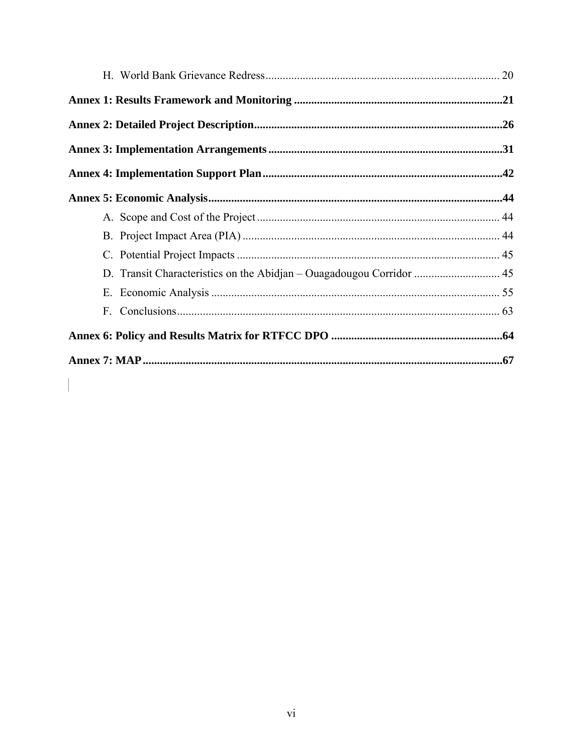H. World Bank Grievance Redress ............................................................................... 20

**Annex 1: Results Framework and Monitoring ........................................................................21**

**Annex 2: Detailed Project Description......................................................................................26**

**Annex 3: Implementation Arrangements ................................................................................31**

**Annex 4: Implementation Support Plan ..................................................................................42**

**Annex 5: Economic Analysis .....................................................................................................44**

A. Scope and Cost of the Project ................................................................................... 44

B. Project Impact Area (PIA) ......................................................................................... 44

C. Potential Project Impacts ........................................................................................... 45

D. Transit Characteristics on the Abidjan – Ouagadougou Corridor .............................. 45

E. Economic Analysis .................................................................................................... 55

F. Conclusions................................................................................................................ 63

**Annex 6: Policy and Results Matrix for RTFCC DPO ...........................................................64**

**Annex 7: MAP ............................................................................................................................67**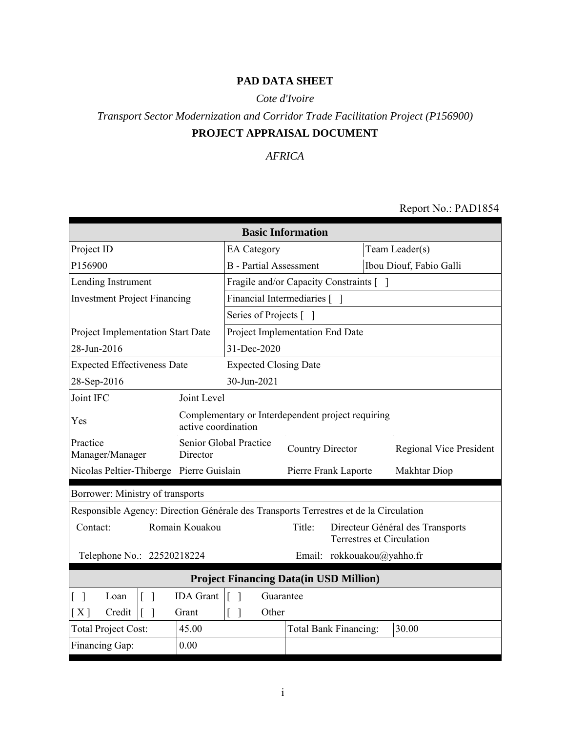**PAD DATA SHEET**

*Cote d'Ivoire*

*Transport Sector Modernization and Corridor Trade Facilitation Project (P156900)*

**PROJECT APPRAISAL DOCUMENT**

*AFRICA*

Report No.: PAD1854

| **Basic Information** | | | |
|---|---|---|---|
| Project ID | EA Category | | Team Leader(s) |
| P156900 | B - Partial Assessment | | Ibou Diouf, Fabio Galli |
| Lending Instrument | Fragile and/or Capacity Constraints [ ] | | |
| Investment Project Financing | Financial Intermediaries [ ] | | |
| | Series of Projects [ ] | | |
| Project Implementation Start Date | Project Implementation End Date | | |
| 28-Jun-2016 | 31-Dec-2020 | | |
| Expected Effectiveness Date | Expected Closing Date | | |
| 28-Sep-2016 | 30-Jun-2021 | | |

| Joint IFC | Joint Level | | |
|---|---|---|---|
| Yes | Complementary or Interdependent project requiring active coordination | | |
| Practice Manager/Manager | Senior Global Practice Director | Country Director | Regional Vice President |
| Nicolas Peltier-Thiberge | Pierre Guislain | Pierre Frank Laporte | Makhtar Diop |

| | | | |
|---|---|---|---|
| Borrower: Ministry of transports | | | |
| Responsible Agency: Direction Générale des Transports Terrestres et de la Circulation | | | |
| Contact: | Romain Kouakou | Title: | Directeur Général des Transports Terrestres et Circulation |
| Telephone No.: | 22520218224 | Email: | rokkouakou@yahho.fr |

| **Project Financing Data(in USD Million)** | | | | | |
|---|---|---|---|---|---|
| [ ] | Loan | [ ] | IDA Grant | [ ] | Guarantee |
| [ X ] | Credit | [ ] | Grant | [ ] | Other |

| | | | |
|---|---|---|---|
| Total Project Cost: | 45.00 | Total Bank Financing: | 30.00 |
| Financing Gap: | 0.00 | | |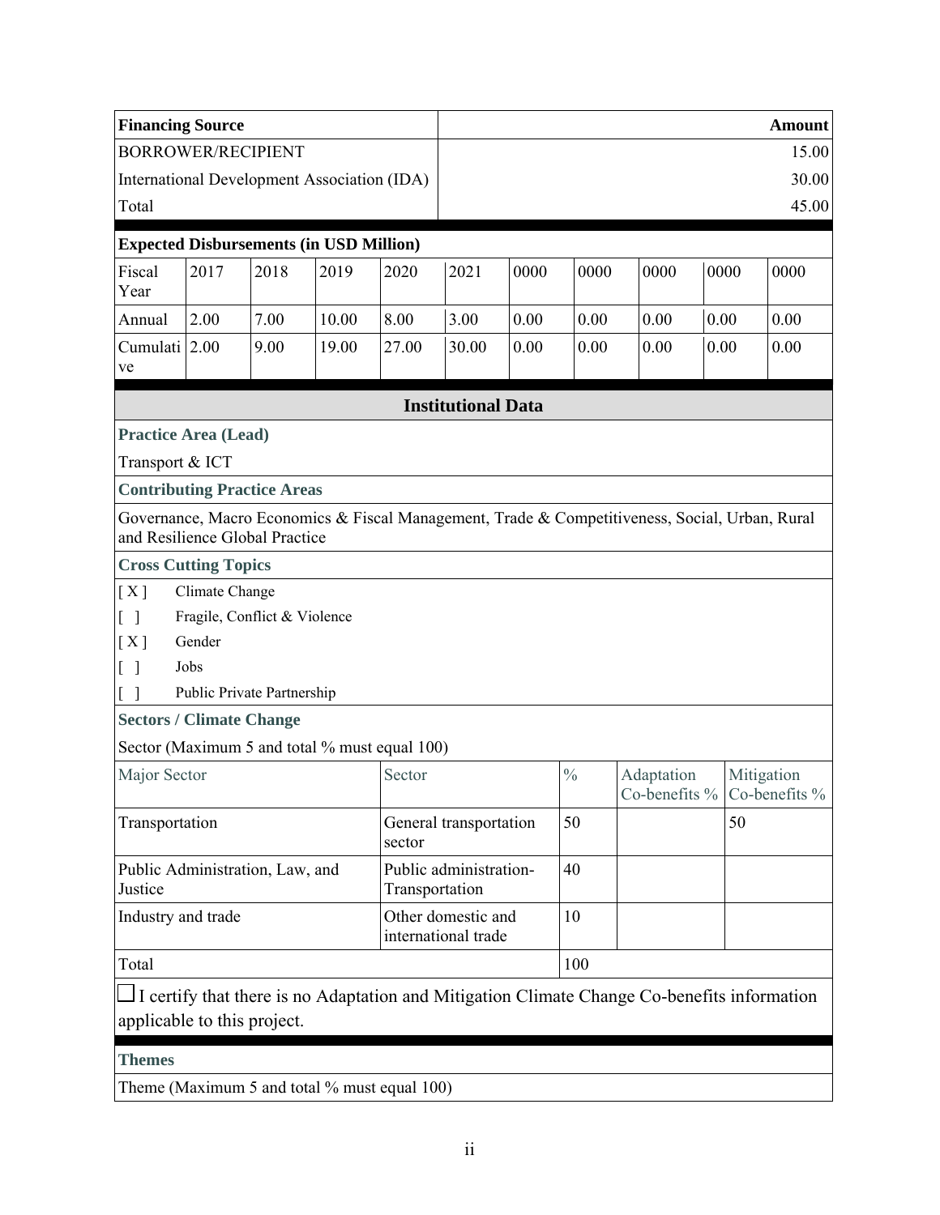| Financing Source | Amount |
| --- | --- |
| BORROWER/RECIPIENT | 15.00 |
| International Development Association (IDA) | 30.00 |
| Total | 45.00 |

**Expected Disbursements (in USD Million)**

| Fiscal Year | 2017 | 2018 | 2019 | 2020 | 2021 | 0000 | 0000 | 0000 | 0000 | 0000 |
| --- | --- | --- | --- | --- | --- | --- | --- | --- | --- | --- |
| Annual | 2.00 | 7.00 | 10.00 | 8.00 | 3.00 | 0.00 | 0.00 | 0.00 | 0.00 | 0.00 |
| Cumulative | 2.00 | 9.00 | 19.00 | 27.00 | 30.00 | 0.00 | 0.00 | 0.00 | 0.00 | 0.00 |

## Institutional Data

**Practice Area (Lead)**

Transport & ICT

**Contributing Practice Areas**

Governance, Macro Economics & Fiscal Management, Trade & Competitiveness, Social, Urban, Rural and Resilience Global Practice

**Cross Cutting Topics**

[ X ] Climate Change

[ ] Fragile, Conflict & Violence

[ X ] Gender

[ ] Jobs

[ ] Public Private Partnership

**Sectors / Climate Change**

Sector (Maximum 5 and total % must equal 100)

| Major Sector | Sector | % | Adaptation Co-benefits % | Mitigation Co-benefits % |
| --- | --- | --- | --- | --- |
| Transportation | General transportation sector | 50 | | 50 |
| Public Administration, Law, and Justice | Public administration-Transportation | 40 | | |
| Industry and trade | Other domestic and international trade | 10 | | |
| Total | | 100 | | |

☐ I certify that there is no Adaptation and Mitigation Climate Change Co-benefits information applicable to this project.

**Themes**

Theme (Maximum 5 and total % must equal 100)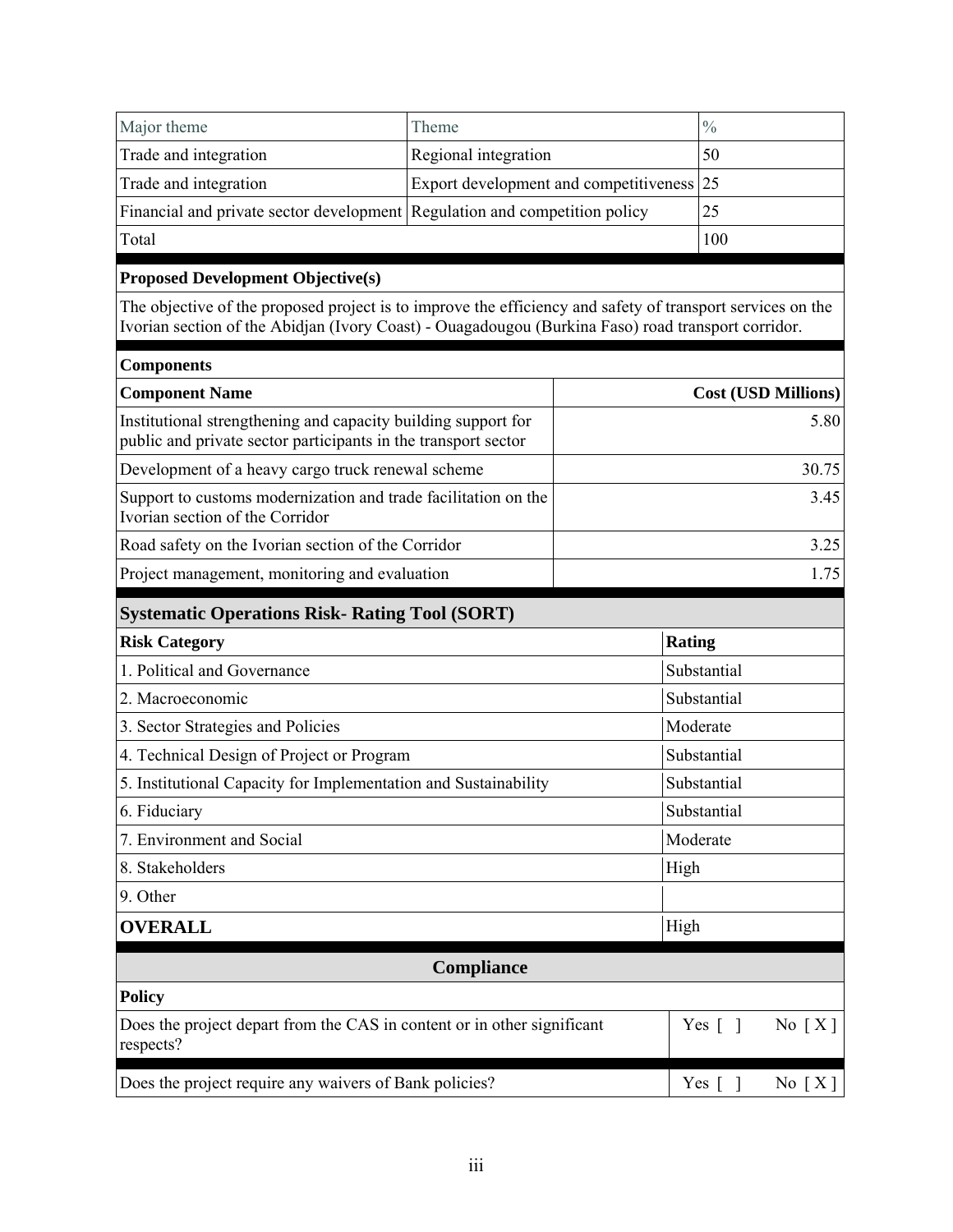| Major theme | Theme | % |
|---|---|---|
| Trade and integration | Regional integration | 50 |
| Trade and integration | Export development and competitiveness | 25 |
| Financial and private sector development | Regulation and competition policy | 25 |
| Total | | 100 |

**Proposed Development Objective(s)**

The objective of the proposed project is to improve the efficiency and safety of transport services on the Ivorian section of the Abidjan (Ivory Coast) - Ouagadougou (Burkina Faso) road transport corridor.

**Components**

| Component Name | Cost (USD Millions) |
|---|---|
| Institutional strengthening and capacity building support for public and private sector participants in the transport sector | 5.80 |
| Development of a heavy cargo truck renewal scheme | 30.75 |
| Support to customs modernization and trade facilitation on the Ivorian section of the Corridor | 3.45 |
| Road safety on the Ivorian section of the Corridor | 3.25 |
| Project management, monitoring and evaluation | 1.75 |

**Systematic Operations Risk- Rating Tool (SORT)**

| Risk Category | Rating |
|---|---|
| 1. Political and Governance | Substantial |
| 2. Macroeconomic | Substantial |
| 3. Sector Strategies and Policies | Moderate |
| 4. Technical Design of Project or Program | Substantial |
| 5. Institutional Capacity for Implementation and Sustainability | Substantial |
| 6. Fiduciary | Substantial |
| 7. Environment and Social | Moderate |
| 8. Stakeholders | High |
| 9. Other | |
| **OVERALL** | High |

**Compliance**

**Policy**

| Question | Answer |
|---|---|
| Does the project depart from the CAS in content or in other significant respects? | Yes [ ] No [ X ] |
| Does the project require any waivers of Bank policies? | Yes [ ] No [ X ] |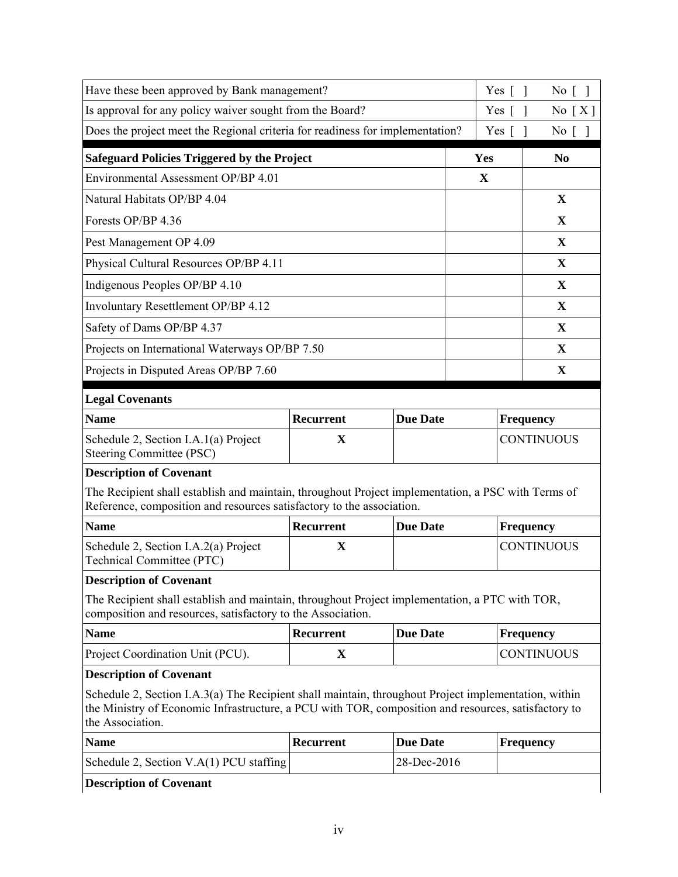| | | |
|---|---|---|
| Have these been approved by Bank management? | Yes [ ] | No [ ] |
| Is approval for any policy waiver sought from the Board? | Yes [ ] | No [ X ] |
| Does the project meet the Regional criteria for readiness for implementation? | Yes [ ] | No [ ] |

| Safeguard Policies Triggered by the Project | Yes | No |
|---|---|---|
| Environmental Assessment OP/BP 4.01 | X | |
| Natural Habitats OP/BP 4.04 | | X |
| Forests OP/BP 4.36 | | X |
| Pest Management OP 4.09 | | X |
| Physical Cultural Resources OP/BP 4.11 | | X |
| Indigenous Peoples OP/BP 4.10 | | X |
| Involuntary Resettlement OP/BP 4.12 | | X |
| Safety of Dams OP/BP 4.37 | | X |
| Projects on International Waterways OP/BP 7.50 | | X |
| Projects in Disputed Areas OP/BP 7.60 | | X |

**Legal Covenants**

| Name | Recurrent | Due Date | Frequency |
|---|---|---|---|
| Schedule 2, Section I.A.1(a) Project Steering Committee (PSC) | X | | CONTINUOUS |

**Description of Covenant**

The Recipient shall establish and maintain, throughout Project implementation, a PSC with Terms of Reference, composition and resources satisfactory to the association.

| Name | Recurrent | Due Date | Frequency |
|---|---|---|---|
| Schedule 2, Section I.A.2(a) Project Technical Committee (PTC) | X | | CONTINUOUS |

**Description of Covenant**

The Recipient shall establish and maintain, throughout Project implementation, a PTC with TOR, composition and resources, satisfactory to the Association.

| Name | Recurrent | Due Date | Frequency |
|---|---|---|---|
| Project Coordination Unit (PCU). | X | | CONTINUOUS |

**Description of Covenant**

Schedule 2, Section I.A.3(a) The Recipient shall maintain, throughout Project implementation, within the Ministry of Economic Infrastructure, a PCU with TOR, composition and resources, satisfactory to the Association.

| Name | Recurrent | Due Date | Frequency |
|---|---|---|---|
| Schedule 2, Section V.A(1) PCU staffing | | 28-Dec-2016 | |

**Description of Covenant**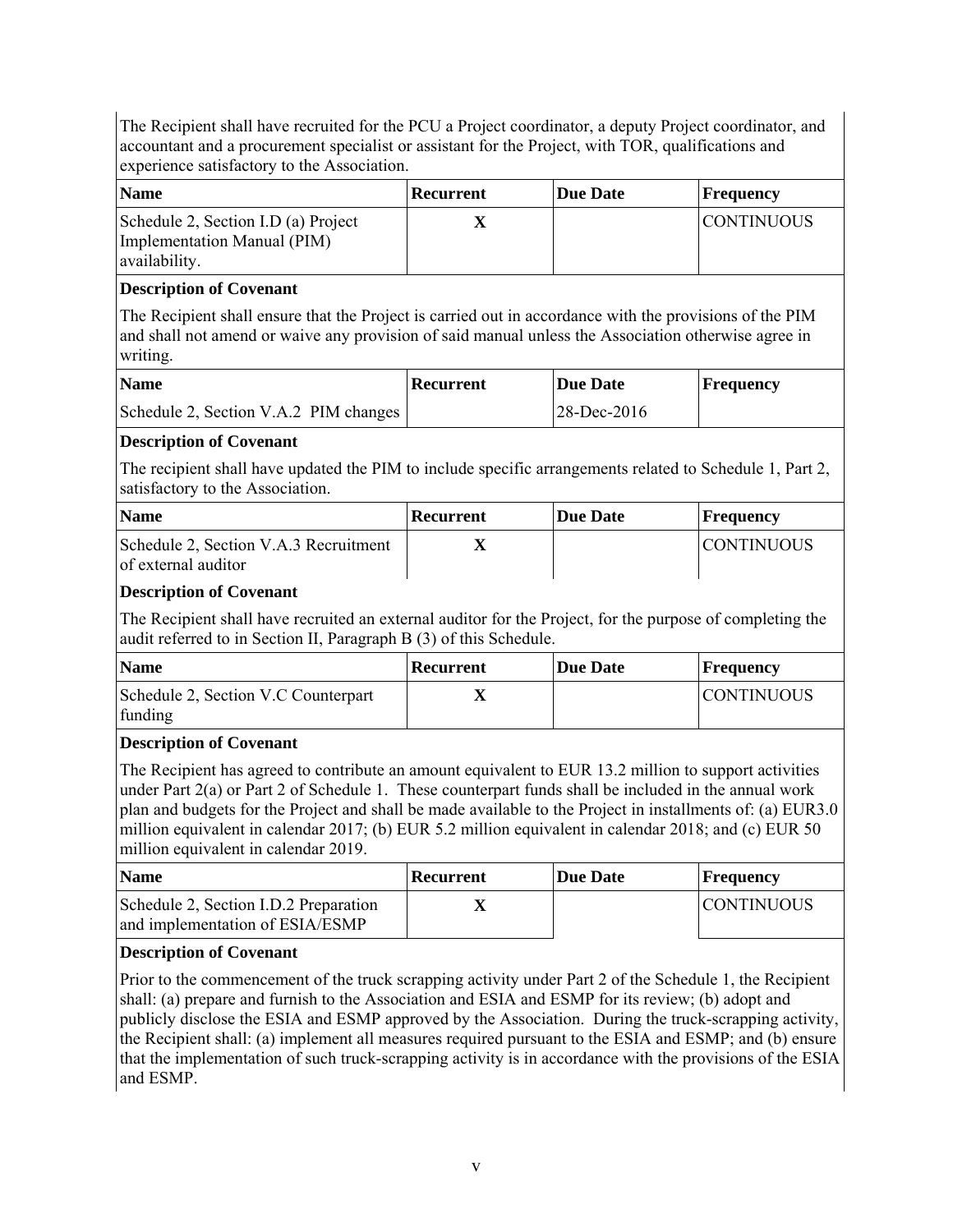The Recipient shall have recruited for the PCU a Project coordinator, a deputy Project coordinator, and accountant and a procurement specialist or assistant for the Project, with TOR, qualifications and experience satisfactory to the Association.

| Name | Recurrent | Due Date | Frequency |
| --- | --- | --- | --- |
| Schedule 2, Section I.D (a) Project Implementation Manual (PIM) availability. | X | | CONTINUOUS |

**Description of Covenant**

The Recipient shall ensure that the Project is carried out in accordance with the provisions of the PIM and shall not amend or waive any provision of said manual unless the Association otherwise agree in writing.

| Name | Recurrent | Due Date | Frequency |
| --- | --- | --- | --- |
| Schedule 2, Section V.A.2 PIM changes | | 28-Dec-2016 | |

**Description of Covenant**

The recipient shall have updated the PIM to include specific arrangements related to Schedule 1, Part 2, satisfactory to the Association.

| Name | Recurrent | Due Date | Frequency |
| --- | --- | --- | --- |
| Schedule 2, Section V.A.3 Recruitment of external auditor | X | | CONTINUOUS |

**Description of Covenant**

The Recipient shall have recruited an external auditor for the Project, for the purpose of completing the audit referred to in Section II, Paragraph B (3) of this Schedule.

| Name | Recurrent | Due Date | Frequency |
| --- | --- | --- | --- |
| Schedule 2, Section V.C Counterpart funding | X | | CONTINUOUS |

**Description of Covenant**

The Recipient has agreed to contribute an amount equivalent to EUR 13.2 million to support activities under Part 2(a) or Part 2 of Schedule 1. These counterpart funds shall be included in the annual work plan and budgets for the Project and shall be made available to the Project in installments of: (a) EUR3.0 million equivalent in calendar 2017; (b) EUR 5.2 million equivalent in calendar 2018; and (c) EUR 50 million equivalent in calendar 2019.

| Name | Recurrent | Due Date | Frequency |
| --- | --- | --- | --- |
| Schedule 2, Section I.D.2 Preparation and implementation of ESIA/ESMP | X | | CONTINUOUS |

**Description of Covenant**

Prior to the commencement of the truck scrapping activity under Part 2 of the Schedule 1, the Recipient shall: (a) prepare and furnish to the Association and ESIA and ESMP for its review; (b) adopt and publicly disclose the ESIA and ESMP approved by the Association. During the truck-scrapping activity, the Recipient shall: (a) implement all measures required pursuant to the ESIA and ESMP; and (b) ensure that the implementation of such truck-scrapping activity is in accordance with the provisions of the ESIA and ESMP.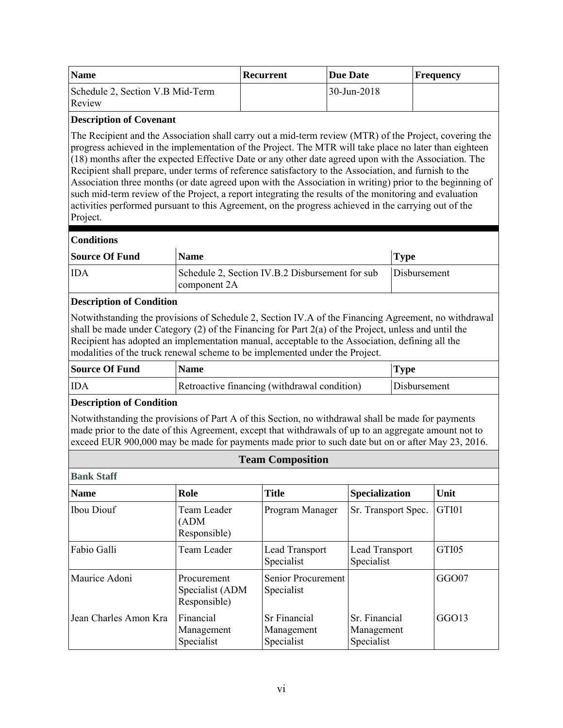| Name | Recurrent | Due Date | Frequency |
| --- | --- | --- | --- |
| Schedule 2, Section V.B Mid-Term Review | | 30-Jun-2018 | |

**Description of Covenant**

The Recipient and the Association shall carry out a mid-term review (MTR) of the Project, covering the progress achieved in the implementation of the Project. The MTR will take place no later than eighteen (18) months after the expected Effective Date or any other date agreed upon with the Association. The Recipient shall prepare, under terms of reference satisfactory to the Association, and furnish to the Association three months (or date agreed upon with the Association in writing) prior to the beginning of such mid-term review of the Project, a report integrating the results of the monitoring and evaluation activities performed pursuant to this Agreement, on the progress achieved in the carrying out of the Project.

**Conditions**

| Source Of Fund | Name | Type |
| --- | --- | --- |
| IDA | Schedule 2, Section IV.B.2 Disbursement for sub component 2A | Disbursement |

**Description of Condition**

Notwithstanding the provisions of Schedule 2, Section IV.A of the Financing Agreement, no withdrawal shall be made under Category (2) of the Financing for Part 2(a) of the Project, unless and until the Recipient has adopted an implementation manual, acceptable to the Association, defining all the modalities of the truck renewal scheme to be implemented under the Project.

| Source Of Fund | Name | Type |
| --- | --- | --- |
| IDA | Retroactive financing (withdrawal condition) | Disbursement |

**Description of Condition**

Notwithstanding the provisions of Part A of this Section, no withdrawal shall be made for payments made prior to the date of this Agreement, except that withdrawals of up to an aggregate amount not to exceed EUR 900,000 may be made for payments made prior to such date but on or after May 23, 2016.

## Team Composition

**Bank Staff**

| Name | Role | Title | Specialization | Unit |
| --- | --- | --- | --- | --- |
| Ibou Diouf | Team Leader (ADM Responsible) | Program Manager | Sr. Transport Spec. | GTI01 |
| Fabio Galli | Team Leader | Lead Transport Specialist | Lead Transport Specialist | GTI05 |
| Maurice Adoni | Procurement Specialist (ADM Responsible) | Senior Procurement Specialist | | GGO07 |
| Jean Charles Amon Kra | Financial Management Specialist | Sr Financial Management Specialist | Sr. Financial Management Specialist | GGO13 |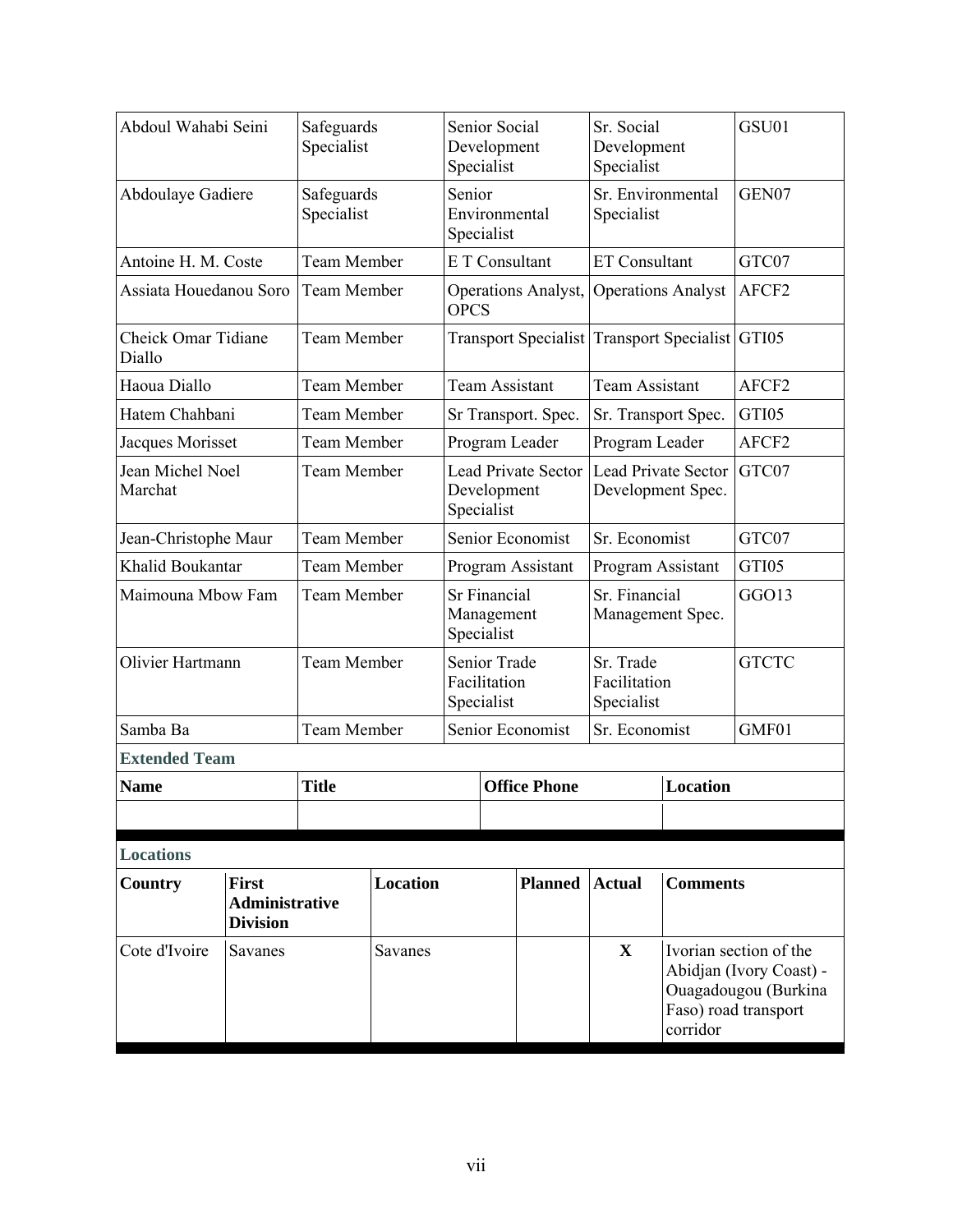| | | | | |
|---|---|---|---|---|
| Abdoul Wahabi Seini | Safeguards Specialist | Senior Social Development Specialist | Sr. Social Development Specialist | GSU01 |
| Abdoulaye Gadiere | Safeguards Specialist | Senior Environmental Specialist | Sr. Environmental Specialist | GEN07 |
| Antoine H. M. Coste | Team Member | E T Consultant | ET Consultant | GTC07 |
| Assiata Houedanou Soro | Team Member | Operations Analyst, OPCS | Operations Analyst | AFCF2 |
| Cheick Omar Tidiane Diallo | Team Member | Transport Specialist | Transport Specialist | GTI05 |
| Haoua Diallo | Team Member | Team Assistant | Team Assistant | AFCF2 |
| Hatem Chahbani | Team Member | Sr Transport. Spec. | Sr. Transport Spec. | GTI05 |
| Jacques Morisset | Team Member | Program Leader | Program Leader | AFCF2 |
| Jean Michel Noel Marchat | Team Member | Lead Private Sector Development Specialist | Lead Private Sector Development Spec. | GTC07 |
| Jean-Christophe Maur | Team Member | Senior Economist | Sr. Economist | GTC07 |
| Khalid Boukantar | Team Member | Program Assistant | Program Assistant | GTI05 |
| Maimouna Mbow Fam | Team Member | Sr Financial Management Specialist | Sr. Financial Management Spec. | GGO13 |
| Olivier Hartmann | Team Member | Senior Trade Facilitation Specialist | Sr. Trade Facilitation Specialist | GTCTC |
| Samba Ba | Team Member | Senior Economist | Sr. Economist | GMF01 |

**Extended Team**

| Name | Title | Office Phone | Location |
|---|---|---|---|
| | | | |

**Locations**

| Country | First Administrative Division | Location | Planned | Actual | Comments |
|---|---|---|---|---|---|
| Cote d'Ivoire | Savanes | Savanes | | X | Ivorian section of the Abidjan (Ivory Coast) - Ouagadougou (Burkina Faso) road transport corridor |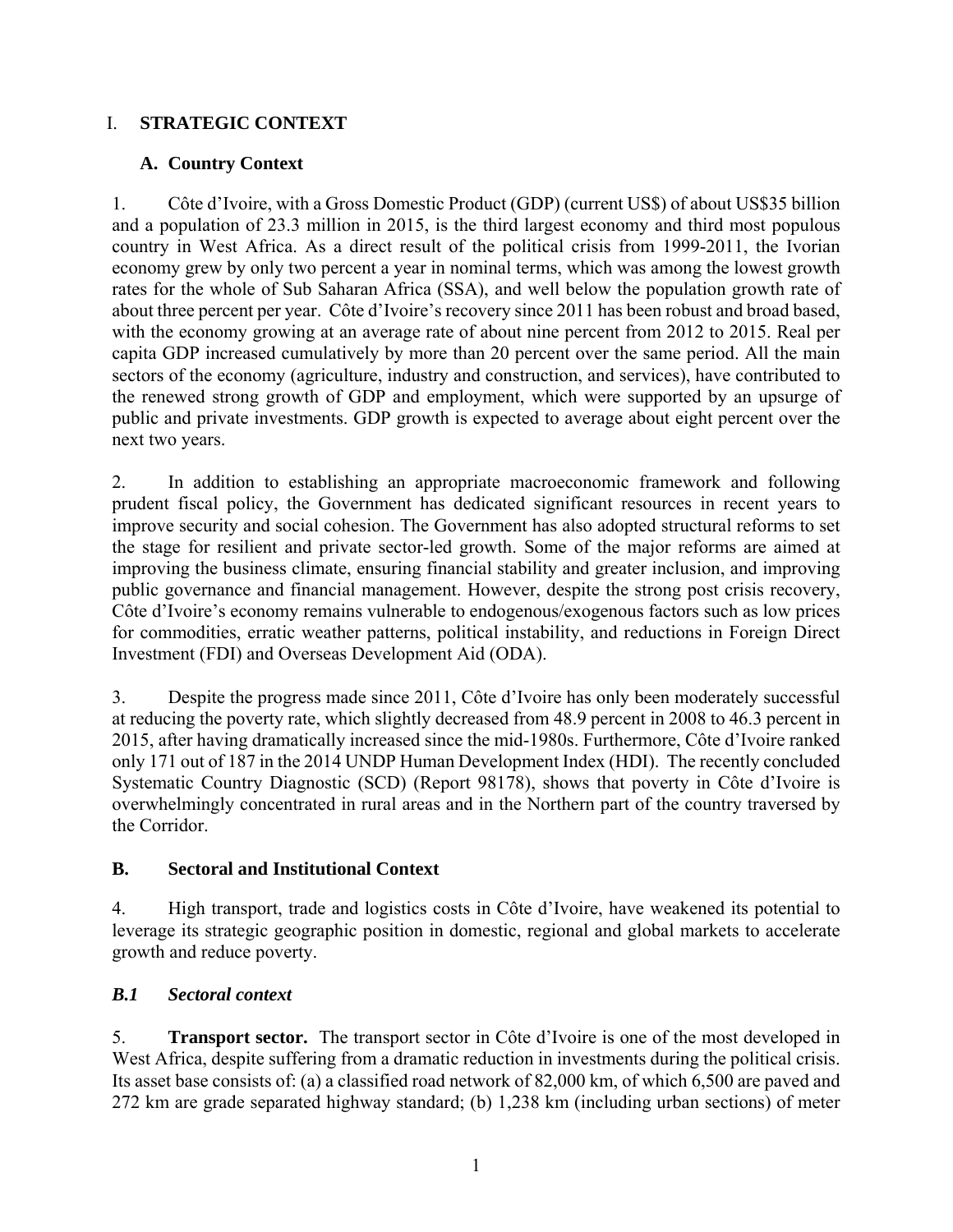# I. STRATEGIC CONTEXT

## A. Country Context

1. Côte d'Ivoire, with a Gross Domestic Product (GDP) (current US$) of about US$35 billion and a population of 23.3 million in 2015, is the third largest economy and third most populous country in West Africa. As a direct result of the political crisis from 1999-2011, the Ivorian economy grew by only two percent a year in nominal terms, which was among the lowest growth rates for the whole of Sub Saharan Africa (SSA), and well below the population growth rate of about three percent per year. Côte d'Ivoire's recovery since 2011 has been robust and broad based, with the economy growing at an average rate of about nine percent from 2012 to 2015. Real per capita GDP increased cumulatively by more than 20 percent over the same period. All the main sectors of the economy (agriculture, industry and construction, and services), have contributed to the renewed strong growth of GDP and employment, which were supported by an upsurge of public and private investments. GDP growth is expected to average about eight percent over the next two years.

2. In addition to establishing an appropriate macroeconomic framework and following prudent fiscal policy, the Government has dedicated significant resources in recent years to improve security and social cohesion. The Government has also adopted structural reforms to set the stage for resilient and private sector-led growth. Some of the major reforms are aimed at improving the business climate, ensuring financial stability and greater inclusion, and improving public governance and financial management. However, despite the strong post crisis recovery, Côte d'Ivoire's economy remains vulnerable to endogenous/exogenous factors such as low prices for commodities, erratic weather patterns, political instability, and reductions in Foreign Direct Investment (FDI) and Overseas Development Aid (ODA).

3. Despite the progress made since 2011, Côte d'Ivoire has only been moderately successful at reducing the poverty rate, which slightly decreased from 48.9 percent in 2008 to 46.3 percent in 2015, after having dramatically increased since the mid-1980s. Furthermore, Côte d'Ivoire ranked only 171 out of 187 in the 2014 UNDP Human Development Index (HDI). The recently concluded Systematic Country Diagnostic (SCD) (Report 98178), shows that poverty in Côte d'Ivoire is overwhelmingly concentrated in rural areas and in the Northern part of the country traversed by the Corridor.

## B. Sectoral and Institutional Context

4. High transport, trade and logistics costs in Côte d'Ivoire, have weakened its potential to leverage its strategic geographic position in domestic, regional and global markets to accelerate growth and reduce poverty.

### *B.1 Sectoral context*

5. **Transport sector.** The transport sector in Côte d'Ivoire is one of the most developed in West Africa, despite suffering from a dramatic reduction in investments during the political crisis. Its asset base consists of: (a) a classified road network of 82,000 km, of which 6,500 are paved and 272 km are grade separated highway standard; (b) 1,238 km (including urban sections) of meter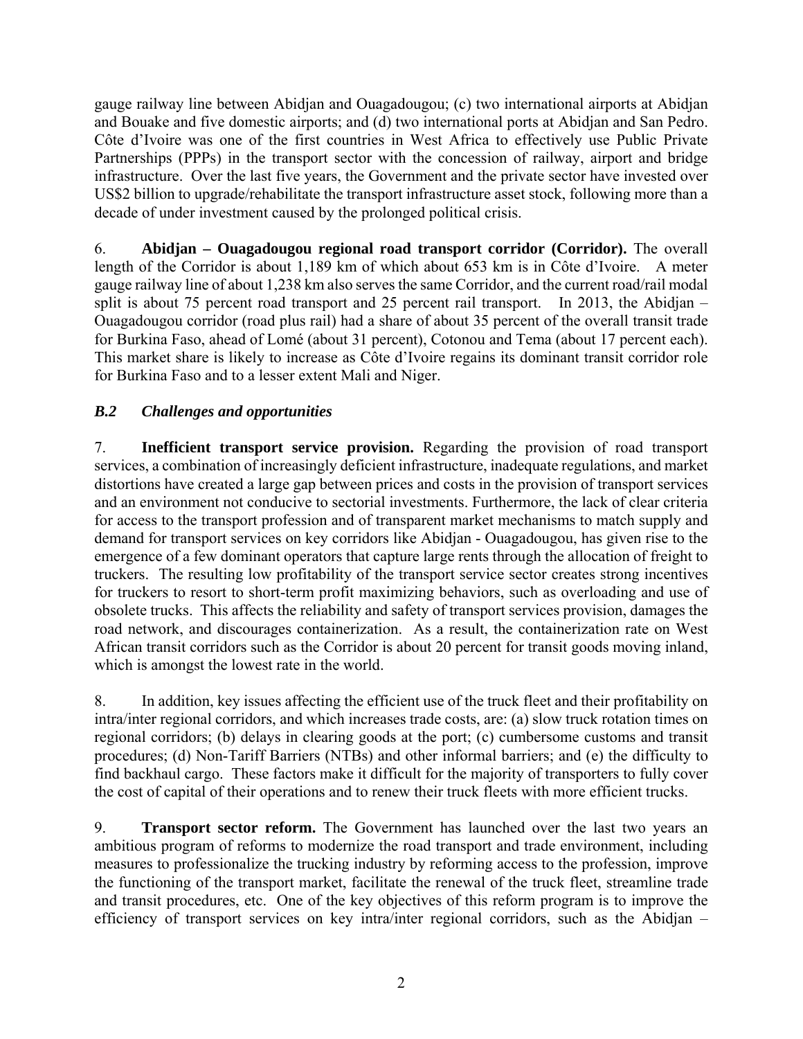gauge railway line between Abidjan and Ouagadougou; (c) two international airports at Abidjan and Bouake and five domestic airports; and (d) two international ports at Abidjan and San Pedro. Côte d'Ivoire was one of the first countries in West Africa to effectively use Public Private Partnerships (PPPs) in the transport sector with the concession of railway, airport and bridge infrastructure. Over the last five years, the Government and the private sector have invested over US$2 billion to upgrade/rehabilitate the transport infrastructure asset stock, following more than a decade of under investment caused by the prolonged political crisis.

6. **Abidjan – Ouagadougou regional road transport corridor (Corridor).** The overall length of the Corridor is about 1,189 km of which about 653 km is in Côte d'Ivoire. A meter gauge railway line of about 1,238 km also serves the same Corridor, and the current road/rail modal split is about 75 percent road transport and 25 percent rail transport. In 2013, the Abidjan – Ouagadougou corridor (road plus rail) had a share of about 35 percent of the overall transit trade for Burkina Faso, ahead of Lomé (about 31 percent), Cotonou and Tema (about 17 percent each). This market share is likely to increase as Côte d'Ivoire regains its dominant transit corridor role for Burkina Faso and to a lesser extent Mali and Niger.

### *B.2 Challenges and opportunities*

7. **Inefficient transport service provision.** Regarding the provision of road transport services, a combination of increasingly deficient infrastructure, inadequate regulations, and market distortions have created a large gap between prices and costs in the provision of transport services and an environment not conducive to sectorial investments. Furthermore, the lack of clear criteria for access to the transport profession and of transparent market mechanisms to match supply and demand for transport services on key corridors like Abidjan - Ouagadougou, has given rise to the emergence of a few dominant operators that capture large rents through the allocation of freight to truckers. The resulting low profitability of the transport service sector creates strong incentives for truckers to resort to short-term profit maximizing behaviors, such as overloading and use of obsolete trucks. This affects the reliability and safety of transport services provision, damages the road network, and discourages containerization. As a result, the containerization rate on West African transit corridors such as the Corridor is about 20 percent for transit goods moving inland, which is amongst the lowest rate in the world.

8. In addition, key issues affecting the efficient use of the truck fleet and their profitability on intra/inter regional corridors, and which increases trade costs, are: (a) slow truck rotation times on regional corridors; (b) delays in clearing goods at the port; (c) cumbersome customs and transit procedures; (d) Non-Tariff Barriers (NTBs) and other informal barriers; and (e) the difficulty to find backhaul cargo. These factors make it difficult for the majority of transporters to fully cover the cost of capital of their operations and to renew their truck fleets with more efficient trucks.

9. **Transport sector reform.** The Government has launched over the last two years an ambitious program of reforms to modernize the road transport and trade environment, including measures to professionalize the trucking industry by reforming access to the profession, improve the functioning of the transport market, facilitate the renewal of the truck fleet, streamline trade and transit procedures, etc. One of the key objectives of this reform program is to improve the efficiency of transport services on key intra/inter regional corridors, such as the Abidjan –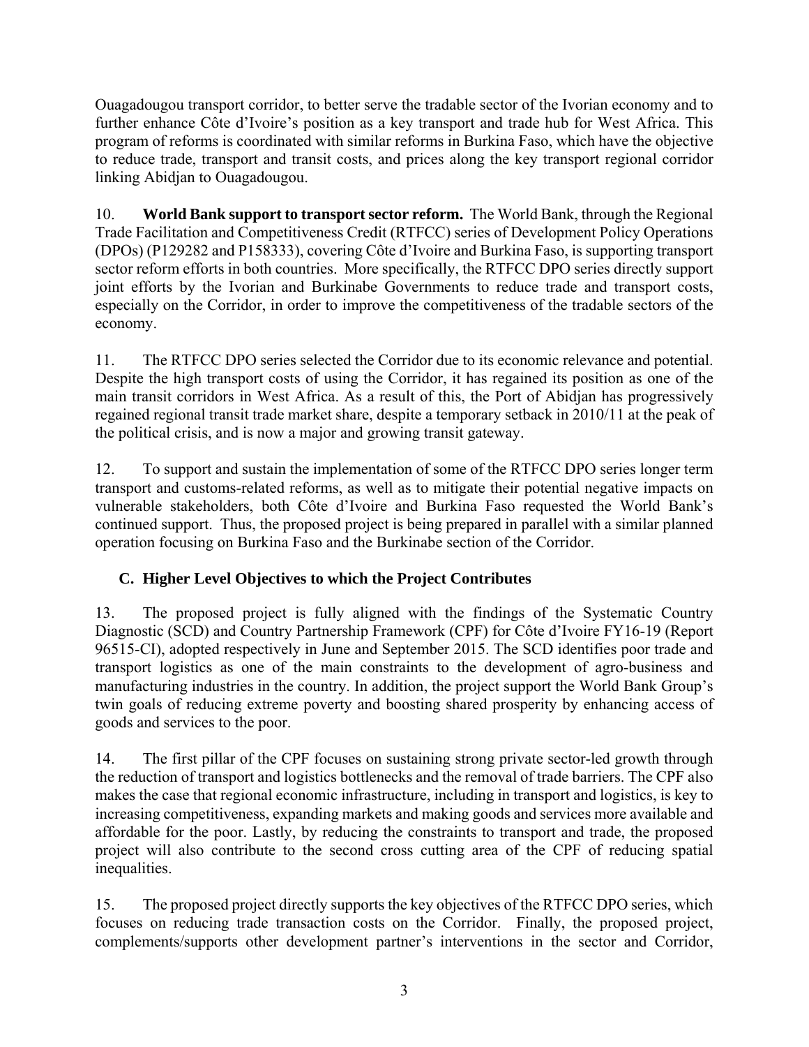Ouagadougou transport corridor, to better serve the tradable sector of the Ivorian economy and to further enhance Côte d'Ivoire's position as a key transport and trade hub for West Africa. This program of reforms is coordinated with similar reforms in Burkina Faso, which have the objective to reduce trade, transport and transit costs, and prices along the key transport regional corridor linking Abidjan to Ouagadougou.

10. **World Bank support to transport sector reform.** The World Bank, through the Regional Trade Facilitation and Competitiveness Credit (RTFCC) series of Development Policy Operations (DPOs) (P129282 and P158333), covering Côte d'Ivoire and Burkina Faso, is supporting transport sector reform efforts in both countries. More specifically, the RTFCC DPO series directly support joint efforts by the Ivorian and Burkinabe Governments to reduce trade and transport costs, especially on the Corridor, in order to improve the competitiveness of the tradable sectors of the economy.

11. The RTFCC DPO series selected the Corridor due to its economic relevance and potential. Despite the high transport costs of using the Corridor, it has regained its position as one of the main transit corridors in West Africa. As a result of this, the Port of Abidjan has progressively regained regional transit trade market share, despite a temporary setback in 2010/11 at the peak of the political crisis, and is now a major and growing transit gateway.

12. To support and sustain the implementation of some of the RTFCC DPO series longer term transport and customs-related reforms, as well as to mitigate their potential negative impacts on vulnerable stakeholders, both Côte d'Ivoire and Burkina Faso requested the World Bank's continued support. Thus, the proposed project is being prepared in parallel with a similar planned operation focusing on Burkina Faso and the Burkinabe section of the Corridor.

### C. Higher Level Objectives to which the Project Contributes

13. The proposed project is fully aligned with the findings of the Systematic Country Diagnostic (SCD) and Country Partnership Framework (CPF) for Côte d'Ivoire FY16-19 (Report 96515-CI), adopted respectively in June and September 2015. The SCD identifies poor trade and transport logistics as one of the main constraints to the development of agro-business and manufacturing industries in the country. In addition, the project support the World Bank Group's twin goals of reducing extreme poverty and boosting shared prosperity by enhancing access of goods and services to the poor.

14. The first pillar of the CPF focuses on sustaining strong private sector-led growth through the reduction of transport and logistics bottlenecks and the removal of trade barriers. The CPF also makes the case that regional economic infrastructure, including in transport and logistics, is key to increasing competitiveness, expanding markets and making goods and services more available and affordable for the poor. Lastly, by reducing the constraints to transport and trade, the proposed project will also contribute to the second cross cutting area of the CPF of reducing spatial inequalities.

15. The proposed project directly supports the key objectives of the RTFCC DPO series, which focuses on reducing trade transaction costs on the Corridor. Finally, the proposed project, complements/supports other development partner's interventions in the sector and Corridor,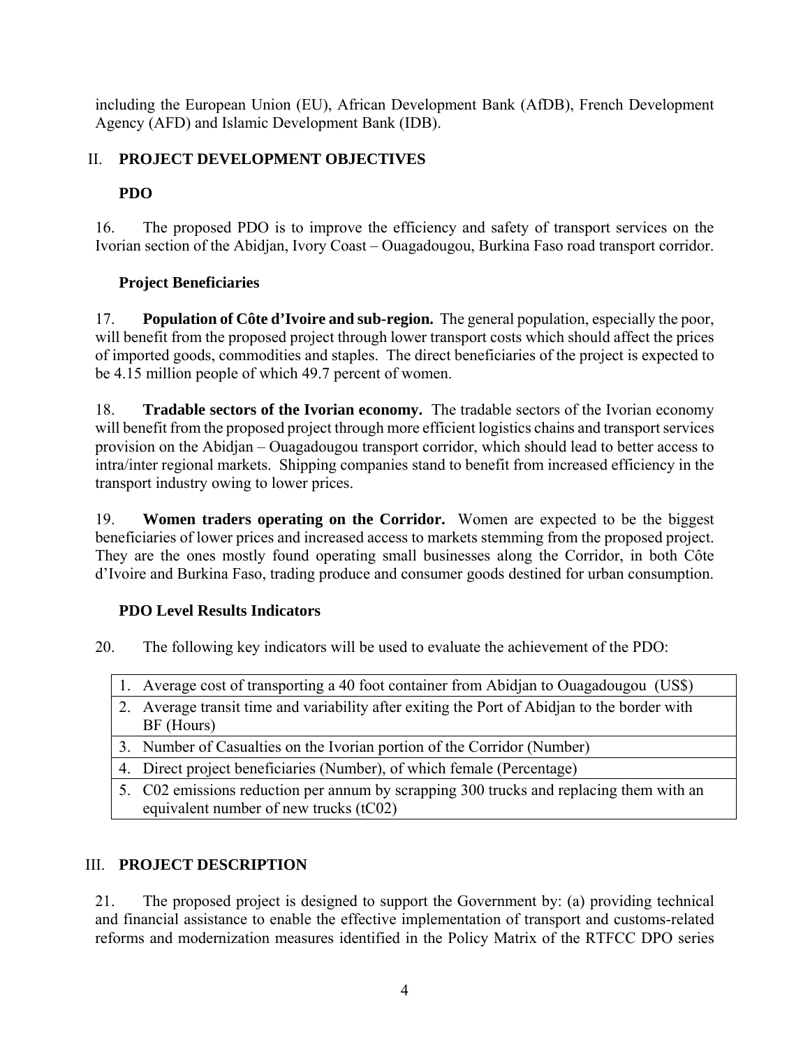including the European Union (EU), African Development Bank (AfDB), French Development Agency (AFD) and Islamic Development Bank (IDB).

## II. PROJECT DEVELOPMENT OBJECTIVES

### PDO

16. The proposed PDO is to improve the efficiency and safety of transport services on the Ivorian section of the Abidjan, Ivory Coast – Ouagadougou, Burkina Faso road transport corridor.

### Project Beneficiaries

17. **Population of Côte d'Ivoire and sub-region.** The general population, especially the poor, will benefit from the proposed project through lower transport costs which should affect the prices of imported goods, commodities and staples. The direct beneficiaries of the project is expected to be 4.15 million people of which 49.7 percent of women.

18. **Tradable sectors of the Ivorian economy.** The tradable sectors of the Ivorian economy will benefit from the proposed project through more efficient logistics chains and transport services provision on the Abidjan – Ouagadougou transport corridor, which should lead to better access to intra/inter regional markets. Shipping companies stand to benefit from increased efficiency in the transport industry owing to lower prices.

19. **Women traders operating on the Corridor.** Women are expected to be the biggest beneficiaries of lower prices and increased access to markets stemming from the proposed project. They are the ones mostly found operating small businesses along the Corridor, in both Côte d'Ivoire and Burkina Faso, trading produce and consumer goods destined for urban consumption.

### PDO Level Results Indicators

20. The following key indicators will be used to evaluate the achievement of the PDO:

| |
|---|
| 1. Average cost of transporting a 40 foot container from Abidjan to Ouagadougou (US$) |
| 2. Average transit time and variability after exiting the Port of Abidjan to the border with BF (Hours) |
| 3. Number of Casualties on the Ivorian portion of the Corridor (Number) |
| 4. Direct project beneficiaries (Number), of which female (Percentage) |
| 5. C02 emissions reduction per annum by scrapping 300 trucks and replacing them with an equivalent number of new trucks (tC02) |

## III. PROJECT DESCRIPTION

21. The proposed project is designed to support the Government by: (a) providing technical and financial assistance to enable the effective implementation of transport and customs-related reforms and modernization measures identified in the Policy Matrix of the RTFCC DPO series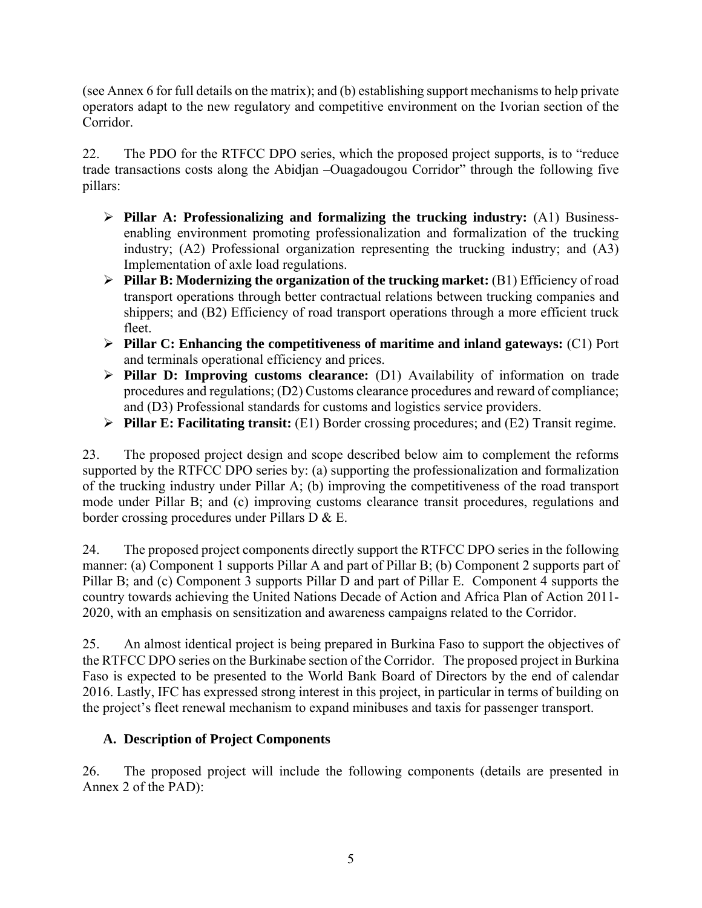(see Annex 6 for full details on the matrix); and (b) establishing support mechanisms to help private operators adapt to the new regulatory and competitive environment on the Ivorian section of the Corridor.

22. The PDO for the RTFCC DPO series, which the proposed project supports, is to "reduce trade transactions costs along the Abidjan –Ouagadougou Corridor" through the following five pillars:

- **Pillar A: Professionalizing and formalizing the trucking industry:** (A1) Business-enabling environment promoting professionalization and formalization of the trucking industry; (A2) Professional organization representing the trucking industry; and (A3) Implementation of axle load regulations.
- **Pillar B: Modernizing the organization of the trucking market:** (B1) Efficiency of road transport operations through better contractual relations between trucking companies and shippers; and (B2) Efficiency of road transport operations through a more efficient truck fleet.
- **Pillar C: Enhancing the competitiveness of maritime and inland gateways:** (C1) Port and terminals operational efficiency and prices.
- **Pillar D: Improving customs clearance:** (D1) Availability of information on trade procedures and regulations; (D2) Customs clearance procedures and reward of compliance; and (D3) Professional standards for customs and logistics service providers.
- **Pillar E: Facilitating transit:** (E1) Border crossing procedures; and (E2) Transit regime.

23. The proposed project design and scope described below aim to complement the reforms supported by the RTFCC DPO series by: (a) supporting the professionalization and formalization of the trucking industry under Pillar A; (b) improving the competitiveness of the road transport mode under Pillar B; and (c) improving customs clearance transit procedures, regulations and border crossing procedures under Pillars D & E.

24. The proposed project components directly support the RTFCC DPO series in the following manner: (a) Component 1 supports Pillar A and part of Pillar B; (b) Component 2 supports part of Pillar B; and (c) Component 3 supports Pillar D and part of Pillar E. Component 4 supports the country towards achieving the United Nations Decade of Action and Africa Plan of Action 2011-2020, with an emphasis on sensitization and awareness campaigns related to the Corridor.

25. An almost identical project is being prepared in Burkina Faso to support the objectives of the RTFCC DPO series on the Burkinabe section of the Corridor. The proposed project in Burkina Faso is expected to be presented to the World Bank Board of Directors by the end of calendar 2016. Lastly, IFC has expressed strong interest in this project, in particular in terms of building on the project's fleet renewal mechanism to expand minibuses and taxis for passenger transport.

## A. Description of Project Components

26. The proposed project will include the following components (details are presented in Annex 2 of the PAD):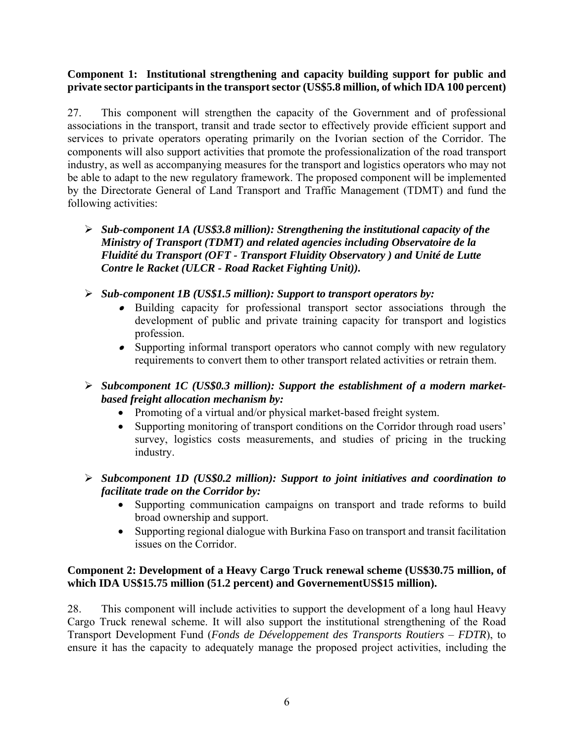**Component 1: Institutional strengthening and capacity building support for public and private sector participants in the transport sector (US$5.8 million, of which IDA 100 percent)**

27. This component will strengthen the capacity of the Government and of professional associations in the transport, transit and trade sector to effectively provide efficient support and services to private operators operating primarily on the Ivorian section of the Corridor. The components will also support activities that promote the professionalization of the road transport industry, as well as accompanying measures for the transport and logistics operators who may not be able to adapt to the new regulatory framework. The proposed component will be implemented by the Directorate General of Land Transport and Traffic Management (TDMT) and fund the following activities:

- ***Sub-component 1A (US$3.8 million): Strengthening the institutional capacity of the Ministry of Transport (TDMT) and related agencies including Observatoire de la Fluidité du Transport (OFT - Transport Fluidity Observatory ) and Unité de Lutte Contre le Racket (ULCR - Road Racket Fighting Unit)).***

- ***Sub-component 1B (US$1.5 million): Support to transport operators by:***
  - Building capacity for professional transport sector associations through the development of public and private training capacity for transport and logistics profession.
  - Supporting informal transport operators who cannot comply with new regulatory requirements to convert them to other transport related activities or retrain them.

- ***Subcomponent 1C (US$0.3 million): Support the establishment of a modern market-based freight allocation mechanism by:***
  - Promoting of a virtual and/or physical market-based freight system.
  - Supporting monitoring of transport conditions on the Corridor through road users' survey, logistics costs measurements, and studies of pricing in the trucking industry.

- ***Subcomponent 1D (US$0.2 million): Support to joint initiatives and coordination to facilitate trade on the Corridor by:***
  - Supporting communication campaigns on transport and trade reforms to build broad ownership and support.
  - Supporting regional dialogue with Burkina Faso on transport and transit facilitation issues on the Corridor.

**Component 2: Development of a Heavy Cargo Truck renewal scheme (US$30.75 million, of which IDA US$15.75 million (51.2 percent) and GovernementUS$15 million).**

28. This component will include activities to support the development of a long haul Heavy Cargo Truck renewal scheme. It will also support the institutional strengthening of the Road Transport Development Fund (*Fonds de Développement des Transports Routiers – FDTR*), to ensure it has the capacity to adequately manage the proposed project activities, including the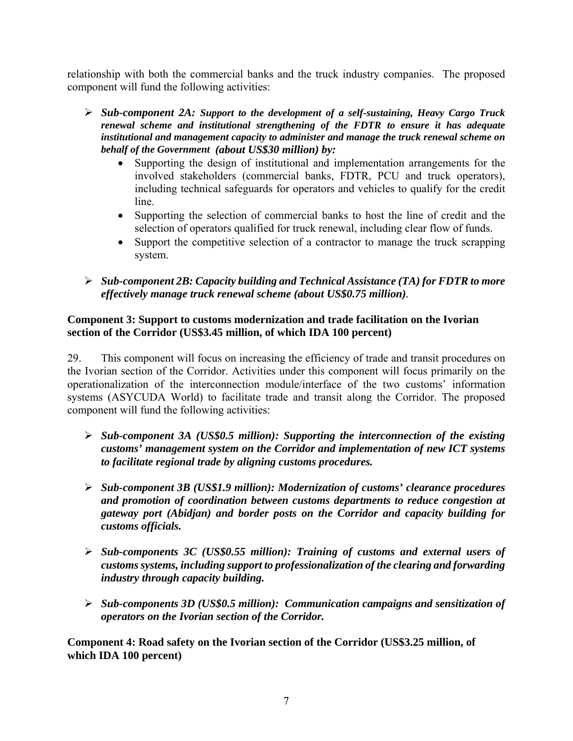relationship with both the commercial banks and the truck industry companies. The proposed component will fund the following activities:

- ***Sub-component 2A: Support to the development of a self-sustaining, Heavy Cargo Truck renewal scheme and institutional strengthening of the FDTR to ensure it has adequate institutional and management capacity to administer and manage the truck renewal scheme on behalf of the Government (about US$30 million) by:***
  - Supporting the design of institutional and implementation arrangements for the involved stakeholders (commercial banks, FDTR, PCU and truck operators), including technical safeguards for operators and vehicles to qualify for the credit line.
  - Supporting the selection of commercial banks to host the line of credit and the selection of operators qualified for truck renewal, including clear flow of funds.
  - Support the competitive selection of a contractor to manage the truck scrapping system.

- ***Sub-component 2B: Capacity building and Technical Assistance (TA) for FDTR to more effectively manage truck renewal scheme (about US$0.75 million)***.

**Component 3: Support to customs modernization and trade facilitation on the Ivorian section of the Corridor (US$3.45 million, of which IDA 100 percent)**

29. This component will focus on increasing the efficiency of trade and transit procedures on the Ivorian section of the Corridor. Activities under this component will focus primarily on the operationalization of the interconnection module/interface of the two customs' information systems (ASYCUDA World) to facilitate trade and transit along the Corridor. The proposed component will fund the following activities:

- ***Sub-component 3A (US$0.5 million): Supporting the interconnection of the existing customs' management system on the Corridor and implementation of new ICT systems to facilitate regional trade by aligning customs procedures.***

- ***Sub-component 3B (US$1.9 million): Modernization of customs' clearance procedures and promotion of coordination between customs departments to reduce congestion at gateway port (Abidjan) and border posts on the Corridor and capacity building for customs officials.***

- ***Sub-components 3C (US$0.55 million): Training of customs and external users of customs systems, including support to professionalization of the clearing and forwarding industry through capacity building.***

- ***Sub-components 3D (US$0.5 million): Communication campaigns and sensitization of operators on the Ivorian section of the Corridor.***

**Component 4: Road safety on the Ivorian section of the Corridor (US$3.25 million, of which IDA 100 percent)**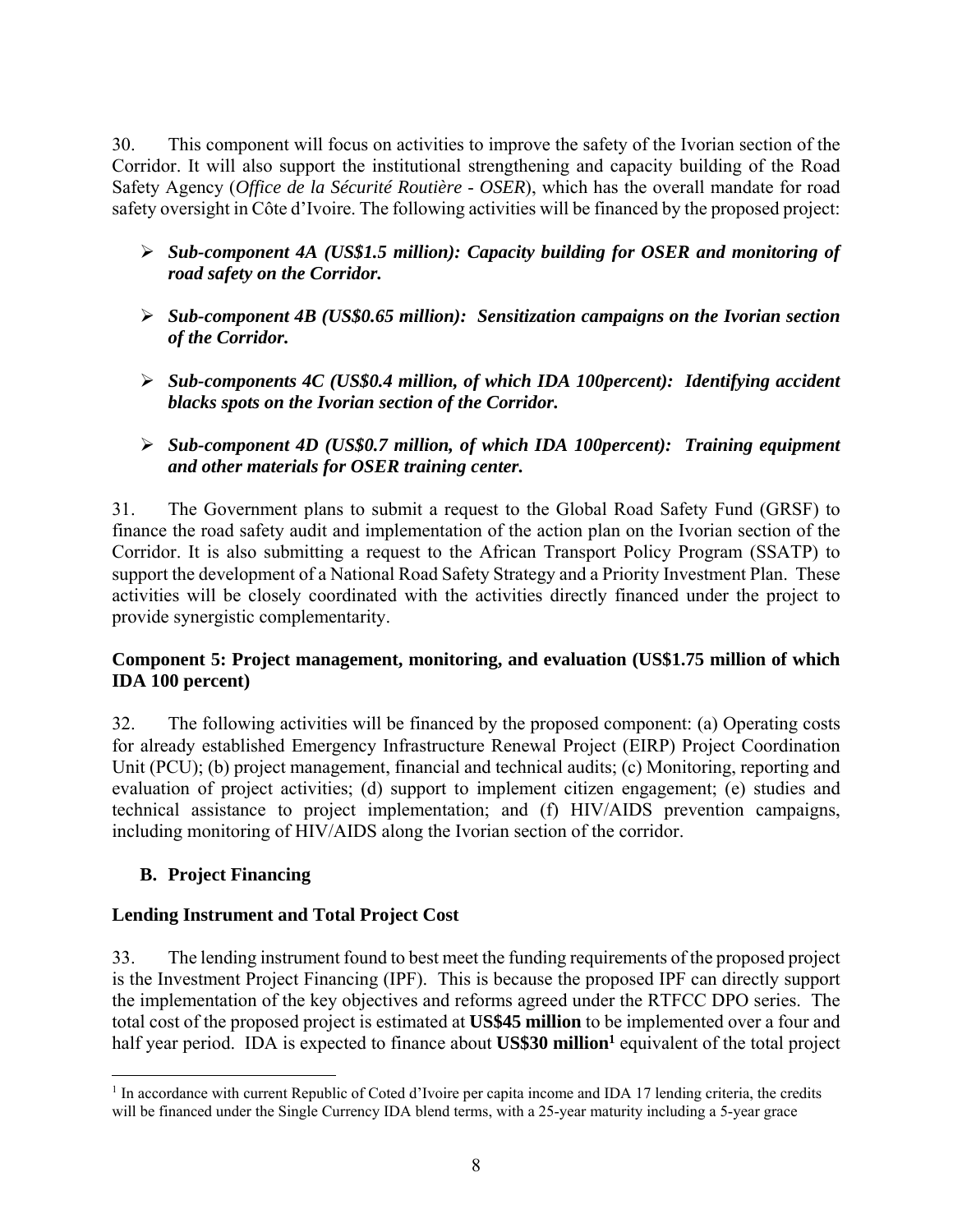30. This component will focus on activities to improve the safety of the Ivorian section of the Corridor. It will also support the institutional strengthening and capacity building of the Road Safety Agency (*Office de la Sécurité Routière - OSER*), which has the overall mandate for road safety oversight in Côte d'Ivoire. The following activities will be financed by the proposed project:

- ***Sub-component 4A (US$1.5 million): Capacity building for OSER and monitoring of road safety on the Corridor.***
- ***Sub-component 4B (US$0.65 million): Sensitization campaigns on the Ivorian section of the Corridor.***
- ***Sub-components 4C (US$0.4 million, of which IDA 100percent): Identifying accident blacks spots on the Ivorian section of the Corridor.***
- ***Sub-component 4D (US$0.7 million, of which IDA 100percent): Training equipment and other materials for OSER training center.***

31. The Government plans to submit a request to the Global Road Safety Fund (GRSF) to finance the road safety audit and implementation of the action plan on the Ivorian section of the Corridor. It is also submitting a request to the African Transport Policy Program (SSATP) to support the development of a National Road Safety Strategy and a Priority Investment Plan. These activities will be closely coordinated with the activities directly financed under the project to provide synergistic complementarity.

**Component 5: Project management, monitoring, and evaluation (US$1.75 million of which IDA 100 percent)**

32. The following activities will be financed by the proposed component: (a) Operating costs for already established Emergency Infrastructure Renewal Project (EIRP) Project Coordination Unit (PCU); (b) project management, financial and technical audits; (c) Monitoring, reporting and evaluation of project activities; (d) support to implement citizen engagement; (e) studies and technical assistance to project implementation; and (f) HIV/AIDS prevention campaigns, including monitoring of HIV/AIDS along the Ivorian section of the corridor.

## B. Project Financing

### Lending Instrument and Total Project Cost

33. The lending instrument found to best meet the funding requirements of the proposed project is the Investment Project Financing (IPF). This is because the proposed IPF can directly support the implementation of the key objectives and reforms agreed under the RTFCC DPO series. The total cost of the proposed project is estimated at **US$45 million** to be implemented over a four and half year period. IDA is expected to finance about **US$30 million**[1] equivalent of the total project

[1] In accordance with current Republic of Coted d'Ivoire per capita income and IDA 17 lending criteria, the credits will be financed under the Single Currency IDA blend terms, with a 25-year maturity including a 5-year grace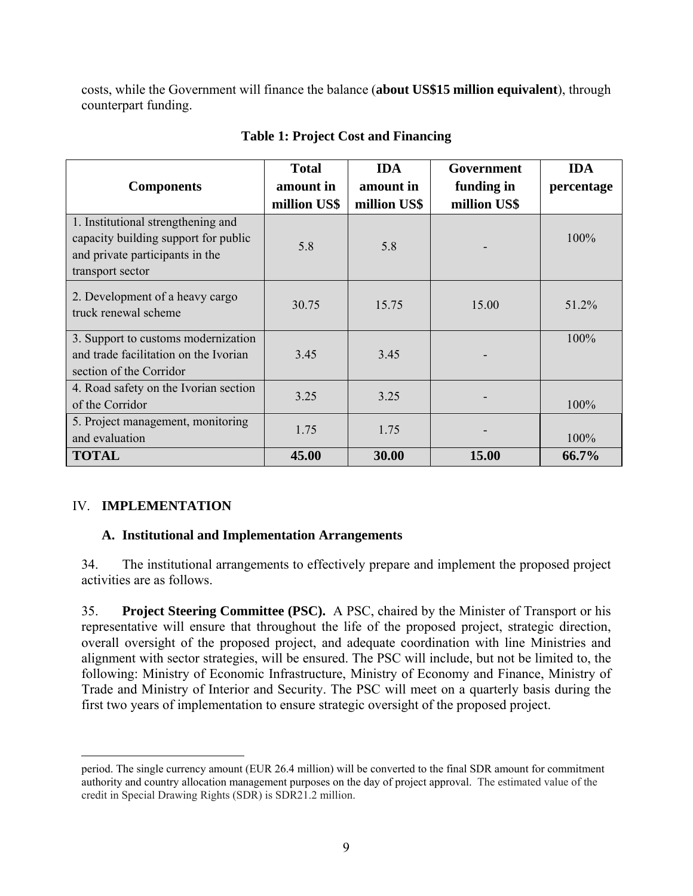costs, while the Government will finance the balance (**about US$15 million equivalent**), through counterpart funding.

**Table 1: Project Cost and Financing**

| Components | Total amount in million US$ | IDA amount in million US$ | Government funding in million US$ | IDA percentage |
|---|---|---|---|---|
| 1. Institutional strengthening and capacity building support for public and private participants in the transport sector | 5.8 | 5.8 | - | 100% |
| 2. Development of a heavy cargo truck renewal scheme | 30.75 | 15.75 | 15.00 | 51.2% |
| 3. Support to customs modernization and trade facilitation on the Ivorian section of the Corridor | 3.45 | 3.45 | - | 100% |
| 4. Road safety on the Ivorian section of the Corridor | 3.25 | 3.25 | - | 100% |
| 5. Project management, monitoring and evaluation | 1.75 | 1.75 | - | 100% |
| **TOTAL** | **45.00** | **30.00** | **15.00** | **66.7%** |

## IV. IMPLEMENTATION

### A. Institutional and Implementation Arrangements

34. The institutional arrangements to effectively prepare and implement the proposed project activities are as follows.

35. **Project Steering Committee (PSC).** A PSC, chaired by the Minister of Transport or his representative will ensure that throughout the life of the proposed project, strategic direction, overall oversight of the proposed project, and adequate coordination with line Ministries and alignment with sector strategies, will be ensured. The PSC will include, but not be limited to, the following: Ministry of Economic Infrastructure, Ministry of Economy and Finance, Ministry of Trade and Ministry of Interior and Security. The PSC will meet on a quarterly basis during the first two years of implementation to ensure strategic oversight of the proposed project.

---

period. The single currency amount (EUR 26.4 million) will be converted to the final SDR amount for commitment authority and country allocation management purposes on the day of project approval. The estimated value of the credit in Special Drawing Rights (SDR) is SDR21.2 million.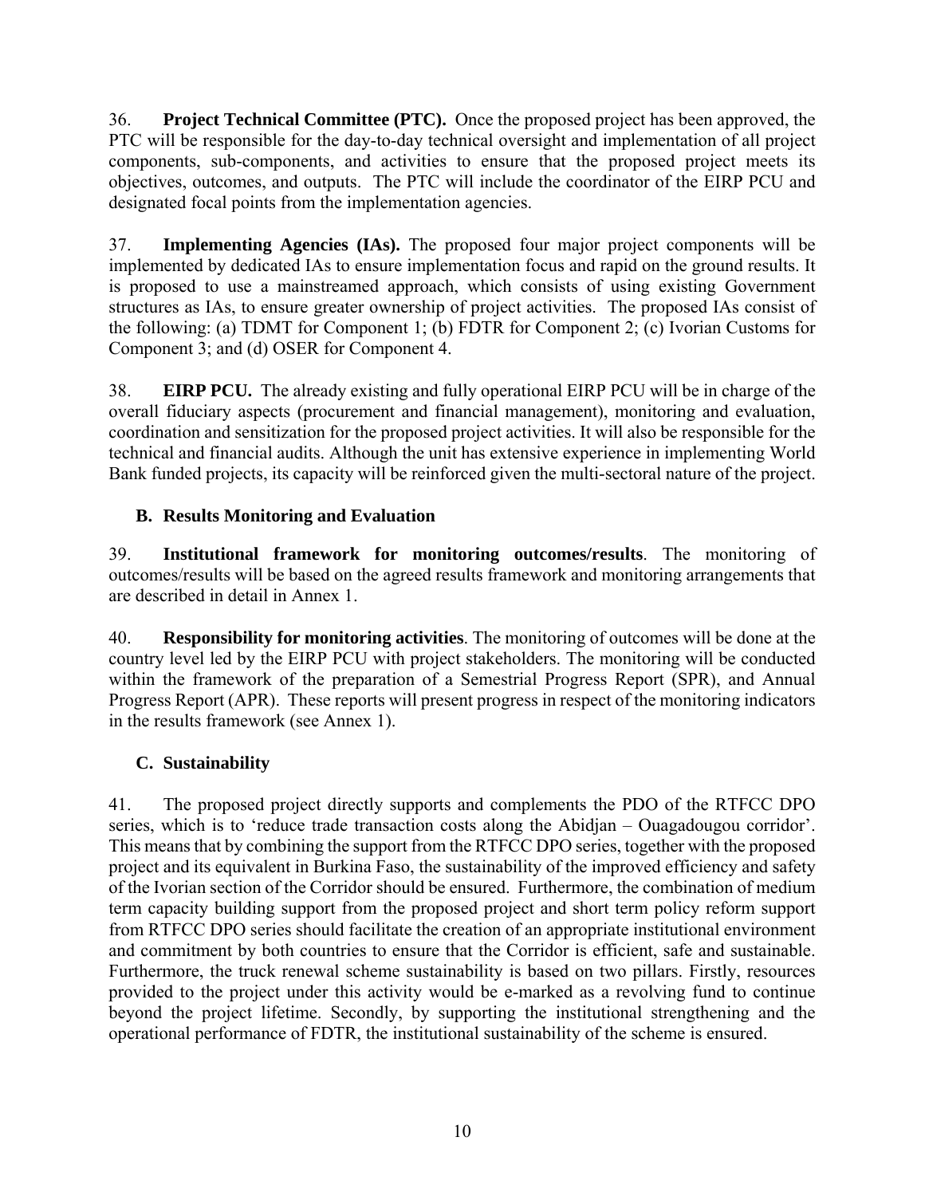36. **Project Technical Committee (PTC).** Once the proposed project has been approved, the PTC will be responsible for the day-to-day technical oversight and implementation of all project components, sub-components, and activities to ensure that the proposed project meets its objectives, outcomes, and outputs. The PTC will include the coordinator of the EIRP PCU and designated focal points from the implementation agencies.

37. **Implementing Agencies (IAs).** The proposed four major project components will be implemented by dedicated IAs to ensure implementation focus and rapid on the ground results. It is proposed to use a mainstreamed approach, which consists of using existing Government structures as IAs, to ensure greater ownership of project activities. The proposed IAs consist of the following: (a) TDMT for Component 1; (b) FDTR for Component 2; (c) Ivorian Customs for Component 3; and (d) OSER for Component 4.

38. **EIRP PCU.** The already existing and fully operational EIRP PCU will be in charge of the overall fiduciary aspects (procurement and financial management), monitoring and evaluation, coordination and sensitization for the proposed project activities. It will also be responsible for the technical and financial audits. Although the unit has extensive experience in implementing World Bank funded projects, its capacity will be reinforced given the multi-sectoral nature of the project.

## B. Results Monitoring and Evaluation

39. **Institutional framework for monitoring outcomes/results**. The monitoring of outcomes/results will be based on the agreed results framework and monitoring arrangements that are described in detail in Annex 1.

40. **Responsibility for monitoring activities**. The monitoring of outcomes will be done at the country level led by the EIRP PCU with project stakeholders. The monitoring will be conducted within the framework of the preparation of a Semestrial Progress Report (SPR), and Annual Progress Report (APR). These reports will present progress in respect of the monitoring indicators in the results framework (see Annex 1).

## C. Sustainability

41. The proposed project directly supports and complements the PDO of the RTFCC DPO series, which is to 'reduce trade transaction costs along the Abidjan – Ouagadougou corridor'. This means that by combining the support from the RTFCC DPO series, together with the proposed project and its equivalent in Burkina Faso, the sustainability of the improved efficiency and safety of the Ivorian section of the Corridor should be ensured. Furthermore, the combination of medium term capacity building support from the proposed project and short term policy reform support from RTFCC DPO series should facilitate the creation of an appropriate institutional environment and commitment by both countries to ensure that the Corridor is efficient, safe and sustainable. Furthermore, the truck renewal scheme sustainability is based on two pillars. Firstly, resources provided to the project under this activity would be e-marked as a revolving fund to continue beyond the project lifetime. Secondly, by supporting the institutional strengthening and the operational performance of FDTR, the institutional sustainability of the scheme is ensured.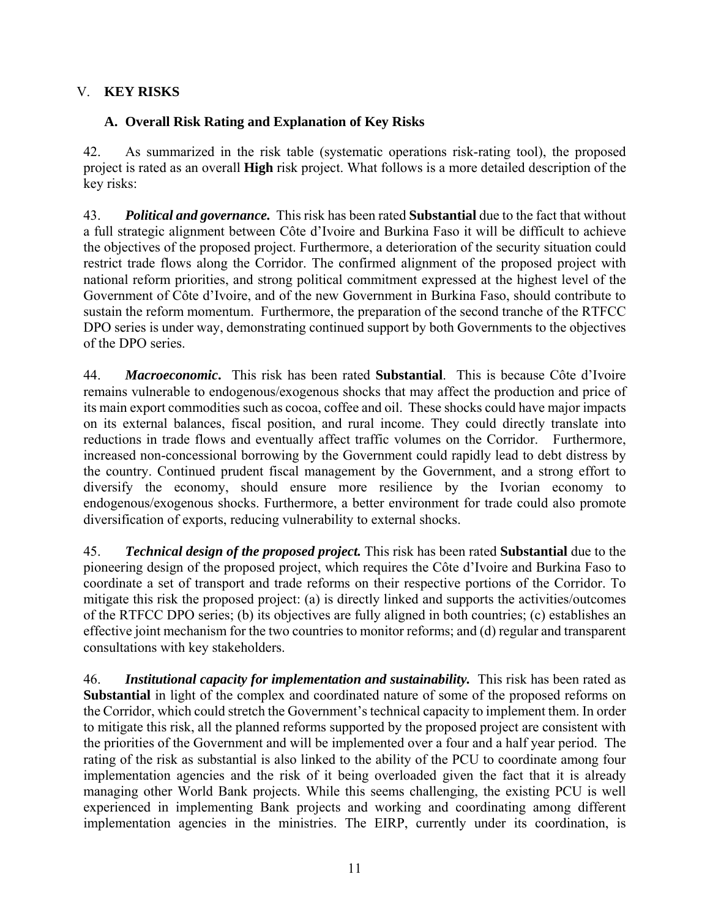## V. KEY RISKS

### A. Overall Risk Rating and Explanation of Key Risks

42. As summarized in the risk table (systematic operations risk-rating tool), the proposed project is rated as an overall **High** risk project. What follows is a more detailed description of the key risks:

43. ***Political and governance.*** This risk has been rated **Substantial** due to the fact that without a full strategic alignment between Côte d'Ivoire and Burkina Faso it will be difficult to achieve the objectives of the proposed project. Furthermore, a deterioration of the security situation could restrict trade flows along the Corridor. The confirmed alignment of the proposed project with national reform priorities, and strong political commitment expressed at the highest level of the Government of Côte d'Ivoire, and of the new Government in Burkina Faso, should contribute to sustain the reform momentum. Furthermore, the preparation of the second tranche of the RTFCC DPO series is under way, demonstrating continued support by both Governments to the objectives of the DPO series.

44. ***Macroeconomic*.** This risk has been rated **Substantial**. This is because Côte d'Ivoire remains vulnerable to endogenous/exogenous shocks that may affect the production and price of its main export commodities such as cocoa, coffee and oil. These shocks could have major impacts on its external balances, fiscal position, and rural income. They could directly translate into reductions in trade flows and eventually affect traffic volumes on the Corridor. Furthermore, increased non-concessional borrowing by the Government could rapidly lead to debt distress by the country. Continued prudent fiscal management by the Government, and a strong effort to diversify the economy, should ensure more resilience by the Ivorian economy to endogenous/exogenous shocks. Furthermore, a better environment for trade could also promote diversification of exports, reducing vulnerability to external shocks.

45. ***Technical design of the proposed project.*** This risk has been rated **Substantial** due to the pioneering design of the proposed project, which requires the Côte d'Ivoire and Burkina Faso to coordinate a set of transport and trade reforms on their respective portions of the Corridor. To mitigate this risk the proposed project: (a) is directly linked and supports the activities/outcomes of the RTFCC DPO series; (b) its objectives are fully aligned in both countries; (c) establishes an effective joint mechanism for the two countries to monitor reforms; and (d) regular and transparent consultations with key stakeholders.

46. ***Institutional capacity for implementation and sustainability.*** This risk has been rated as **Substantial** in light of the complex and coordinated nature of some of the proposed reforms on the Corridor, which could stretch the Government's technical capacity to implement them. In order to mitigate this risk, all the planned reforms supported by the proposed project are consistent with the priorities of the Government and will be implemented over a four and a half year period. The rating of the risk as substantial is also linked to the ability of the PCU to coordinate among four implementation agencies and the risk of it being overloaded given the fact that it is already managing other World Bank projects. While this seems challenging, the existing PCU is well experienced in implementing Bank projects and working and coordinating among different implementation agencies in the ministries. The EIRP, currently under its coordination, is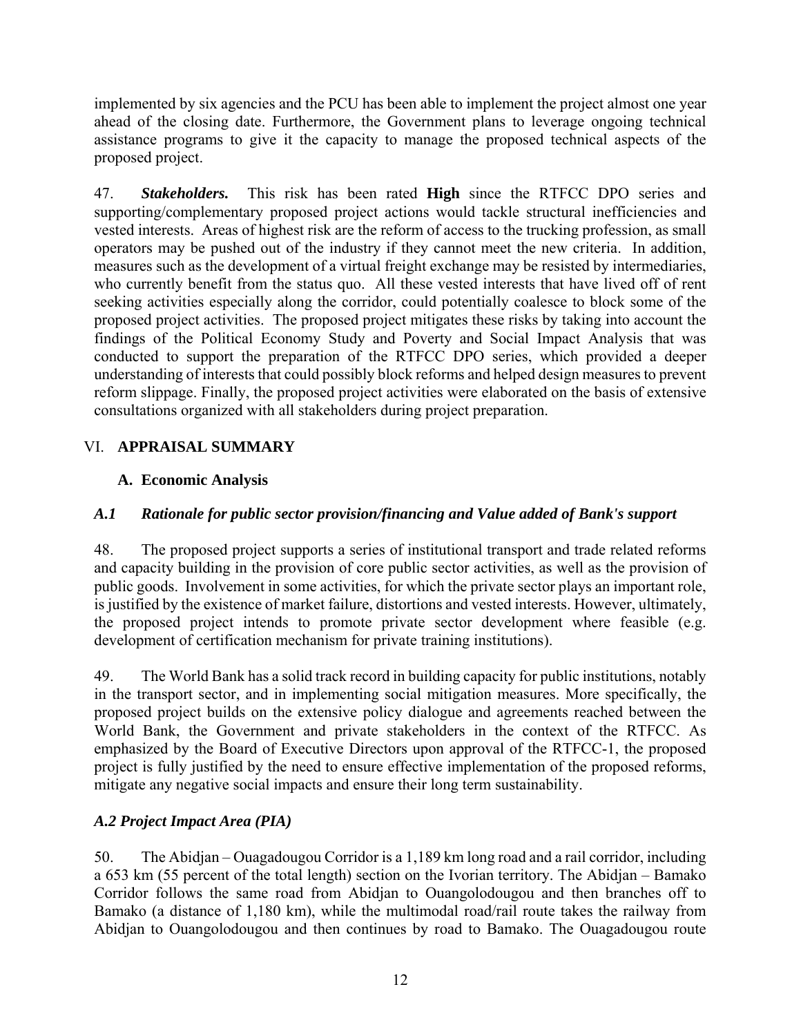implemented by six agencies and the PCU has been able to implement the project almost one year ahead of the closing date. Furthermore, the Government plans to leverage ongoing technical assistance programs to give it the capacity to manage the proposed technical aspects of the proposed project.

47. ***Stakeholders.*** This risk has been rated **High** since the RTFCC DPO series and supporting/complementary proposed project actions would tackle structural inefficiencies and vested interests. Areas of highest risk are the reform of access to the trucking profession, as small operators may be pushed out of the industry if they cannot meet the new criteria. In addition, measures such as the development of a virtual freight exchange may be resisted by intermediaries, who currently benefit from the status quo. All these vested interests that have lived off of rent seeking activities especially along the corridor, could potentially coalesce to block some of the proposed project activities. The proposed project mitigates these risks by taking into account the findings of the Political Economy Study and Poverty and Social Impact Analysis that was conducted to support the preparation of the RTFCC DPO series, which provided a deeper understanding of interests that could possibly block reforms and helped design measures to prevent reform slippage. Finally, the proposed project activities were elaborated on the basis of extensive consultations organized with all stakeholders during project preparation.

## VI. APPRAISAL SUMMARY

### A. Economic Analysis

#### *A.1 Rationale for public sector provision/financing and Value added of Bank's support*

48. The proposed project supports a series of institutional transport and trade related reforms and capacity building in the provision of core public sector activities, as well as the provision of public goods. Involvement in some activities, for which the private sector plays an important role, is justified by the existence of market failure, distortions and vested interests. However, ultimately, the proposed project intends to promote private sector development where feasible (e.g. development of certification mechanism for private training institutions).

49. The World Bank has a solid track record in building capacity for public institutions, notably in the transport sector, and in implementing social mitigation measures. More specifically, the proposed project builds on the extensive policy dialogue and agreements reached between the World Bank, the Government and private stakeholders in the context of the RTFCC. As emphasized by the Board of Executive Directors upon approval of the RTFCC-1, the proposed project is fully justified by the need to ensure effective implementation of the proposed reforms, mitigate any negative social impacts and ensure their long term sustainability.

#### *A.2 Project Impact Area (PIA)*

50. The Abidjan – Ouagadougou Corridor is a 1,189 km long road and a rail corridor, including a 653 km (55 percent of the total length) section on the Ivorian territory. The Abidjan – Bamako Corridor follows the same road from Abidjan to Ouangolodougou and then branches off to Bamako (a distance of 1,180 km), while the multimodal road/rail route takes the railway from Abidjan to Ouangolodougou and then continues by road to Bamako. The Ouagadougou route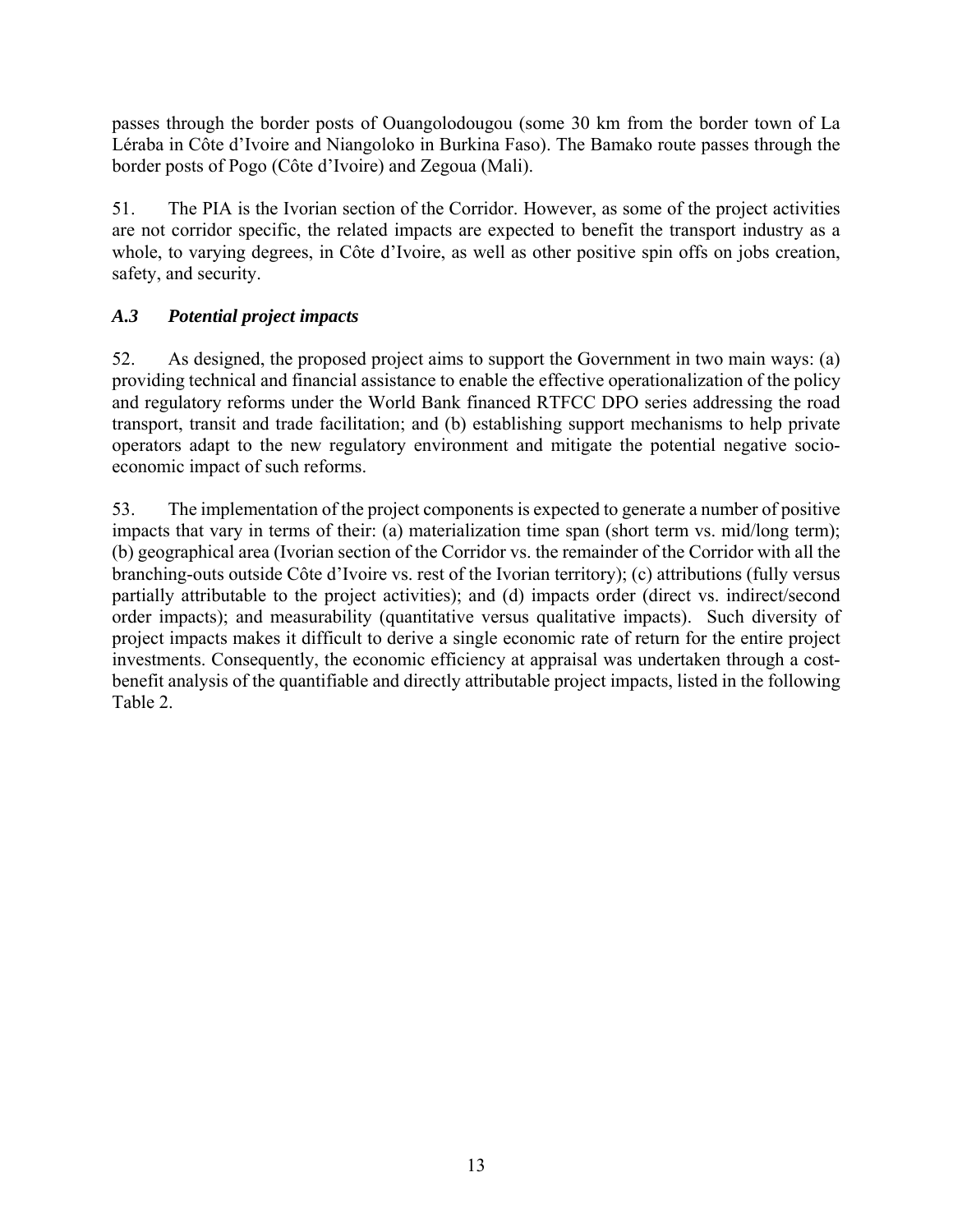passes through the border posts of Ouangolodougou (some 30 km from the border town of La Léraba in Côte d'Ivoire and Niangoloko in Burkina Faso). The Bamako route passes through the border posts of Pogo (Côte d'Ivoire) and Zegoua (Mali).

51. The PIA is the Ivorian section of the Corridor. However, as some of the project activities are not corridor specific, the related impacts are expected to benefit the transport industry as a whole, to varying degrees, in Côte d'Ivoire, as well as other positive spin offs on jobs creation, safety, and security.

### *A.3 Potential project impacts*

52. As designed, the proposed project aims to support the Government in two main ways: (a) providing technical and financial assistance to enable the effective operationalization of the policy and regulatory reforms under the World Bank financed RTFCC DPO series addressing the road transport, transit and trade facilitation; and (b) establishing support mechanisms to help private operators adapt to the new regulatory environment and mitigate the potential negative socio-economic impact of such reforms.

53. The implementation of the project components is expected to generate a number of positive impacts that vary in terms of their: (a) materialization time span (short term vs. mid/long term); (b) geographical area (Ivorian section of the Corridor vs. the remainder of the Corridor with all the branching-outs outside Côte d'Ivoire vs. rest of the Ivorian territory); (c) attributions (fully versus partially attributable to the project activities); and (d) impacts order (direct vs. indirect/second order impacts); and measurability (quantitative versus qualitative impacts). Such diversity of project impacts makes it difficult to derive a single economic rate of return for the entire project investments. Consequently, the economic efficiency at appraisal was undertaken through a cost-benefit analysis of the quantifiable and directly attributable project impacts, listed in the following Table 2.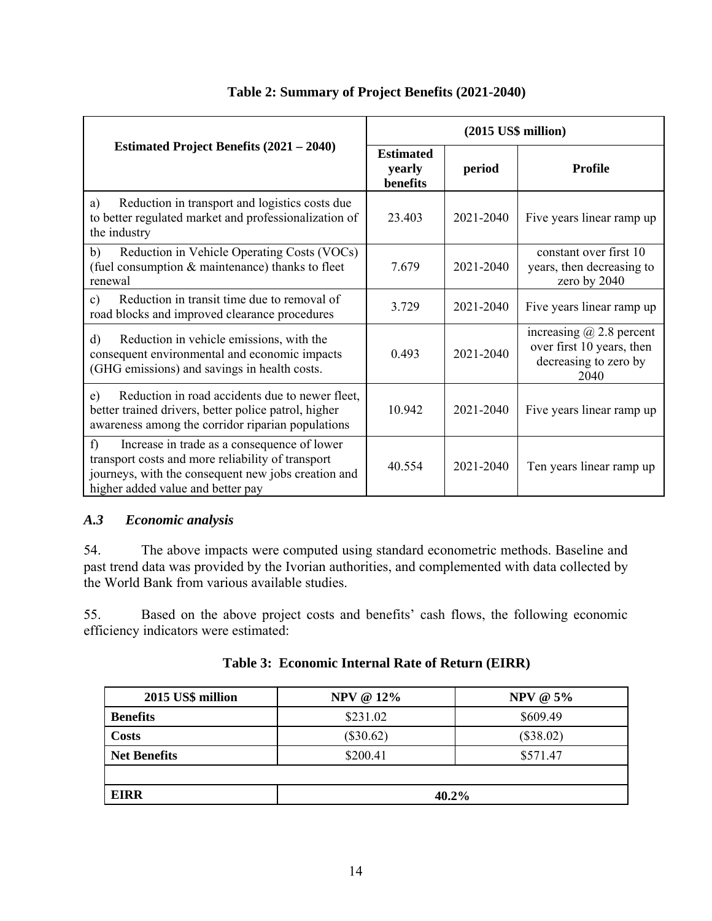**Table 2: Summary of Project Benefits (2021-2040)**

| Estimated Project Benefits (2021 – 2040) | (2015 US$ million) | | |
|---|---|---|---|
| | Estimated yearly benefits | period | Profile |
| a) Reduction in transport and logistics costs due to better regulated market and professionalization of the industry | 23.403 | 2021-2040 | Five years linear ramp up |
| b) Reduction in Vehicle Operating Costs (VOCs) (fuel consumption & maintenance) thanks to fleet renewal | 7.679 | 2021-2040 | constant over first 10 years, then decreasing to zero by 2040 |
| c) Reduction in transit time due to removal of road blocks and improved clearance procedures | 3.729 | 2021-2040 | Five years linear ramp up |
| d) Reduction in vehicle emissions, with the consequent environmental and economic impacts (GHG emissions) and savings in health costs. | 0.493 | 2021-2040 | increasing @ 2.8 percent over first 10 years, then decreasing to zero by 2040 |
| e) Reduction in road accidents due to newer fleet, better trained drivers, better police patrol, higher awareness among the corridor riparian populations | 10.942 | 2021-2040 | Five years linear ramp up |
| f) Increase in trade as a consequence of lower transport costs and more reliability of transport journeys, with the consequent new jobs creation and higher added value and better pay | 40.554 | 2021-2040 | Ten years linear ramp up |

### *A.3 Economic analysis*

54. The above impacts were computed using standard econometric methods. Baseline and past trend data was provided by the Ivorian authorities, and complemented with data collected by the World Bank from various available studies.

55. Based on the above project costs and benefits' cash flows, the following economic efficiency indicators were estimated:

**Table 3: Economic Internal Rate of Return (EIRR)**

| 2015 US$ million | NPV @ 12% | NPV @ 5% |
|---|---|---|
| **Benefits** | $231.02 | $609.49 |
| **Costs** | ($30.62) | ($38.02) |
| **Net Benefits** | $200.41 | $571.47 |
| | | |
| **EIRR** | **40.2%** | |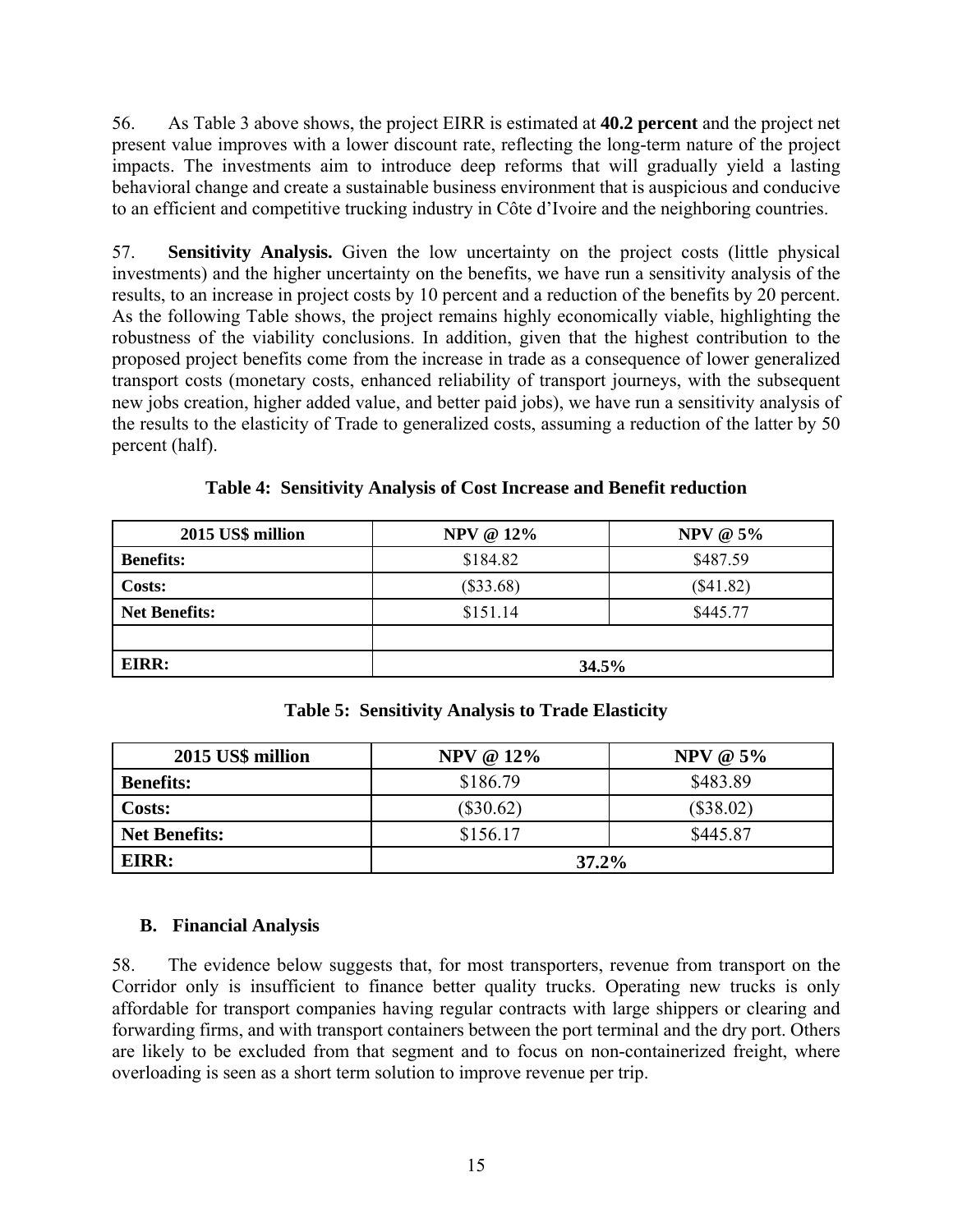56. As Table 3 above shows, the project EIRR is estimated at **40.2 percent** and the project net present value improves with a lower discount rate, reflecting the long-term nature of the project impacts. The investments aim to introduce deep reforms that will gradually yield a lasting behavioral change and create a sustainable business environment that is auspicious and conducive to an efficient and competitive trucking industry in Côte d'Ivoire and the neighboring countries.

57. **Sensitivity Analysis.** Given the low uncertainty on the project costs (little physical investments) and the higher uncertainty on the benefits, we have run a sensitivity analysis of the results, to an increase in project costs by 10 percent and a reduction of the benefits by 20 percent. As the following Table shows, the project remains highly economically viable, highlighting the robustness of the viability conclusions. In addition, given that the highest contribution to the proposed project benefits come from the increase in trade as a consequence of lower generalized transport costs (monetary costs, enhanced reliability of transport journeys, with the subsequent new jobs creation, higher added value, and better paid jobs), we have run a sensitivity analysis of the results to the elasticity of Trade to generalized costs, assuming a reduction of the latter by 50 percent (half).

**Table 4: Sensitivity Analysis of Cost Increase and Benefit reduction**

| 2015 US$ million | NPV @ 12% | NPV @ 5% |
|---|---|---|
| **Benefits:** | $184.82 | $487.59 |
| **Costs:** | ($33.68) | ($41.82) |
| **Net Benefits:** | $151.14 | $445.77 |
| | | |
| **EIRR:** | **34.5%** | |

**Table 5: Sensitivity Analysis to Trade Elasticity**

| 2015 US$ million | NPV @ 12% | NPV @ 5% |
|---|---|---|
| **Benefits:** | $186.79 | $483.89 |
| **Costs:** | ($30.62) | ($38.02) |
| **Net Benefits:** | $156.17 | $445.87 |
| **EIRR:** | **37.2%** | |

### B. Financial Analysis

58. The evidence below suggests that, for most transporters, revenue from transport on the Corridor only is insufficient to finance better quality trucks. Operating new trucks is only affordable for transport companies having regular contracts with large shippers or clearing and forwarding firms, and with transport containers between the port terminal and the dry port. Others are likely to be excluded from that segment and to focus on non-containerized freight, where overloading is seen as a short term solution to improve revenue per trip.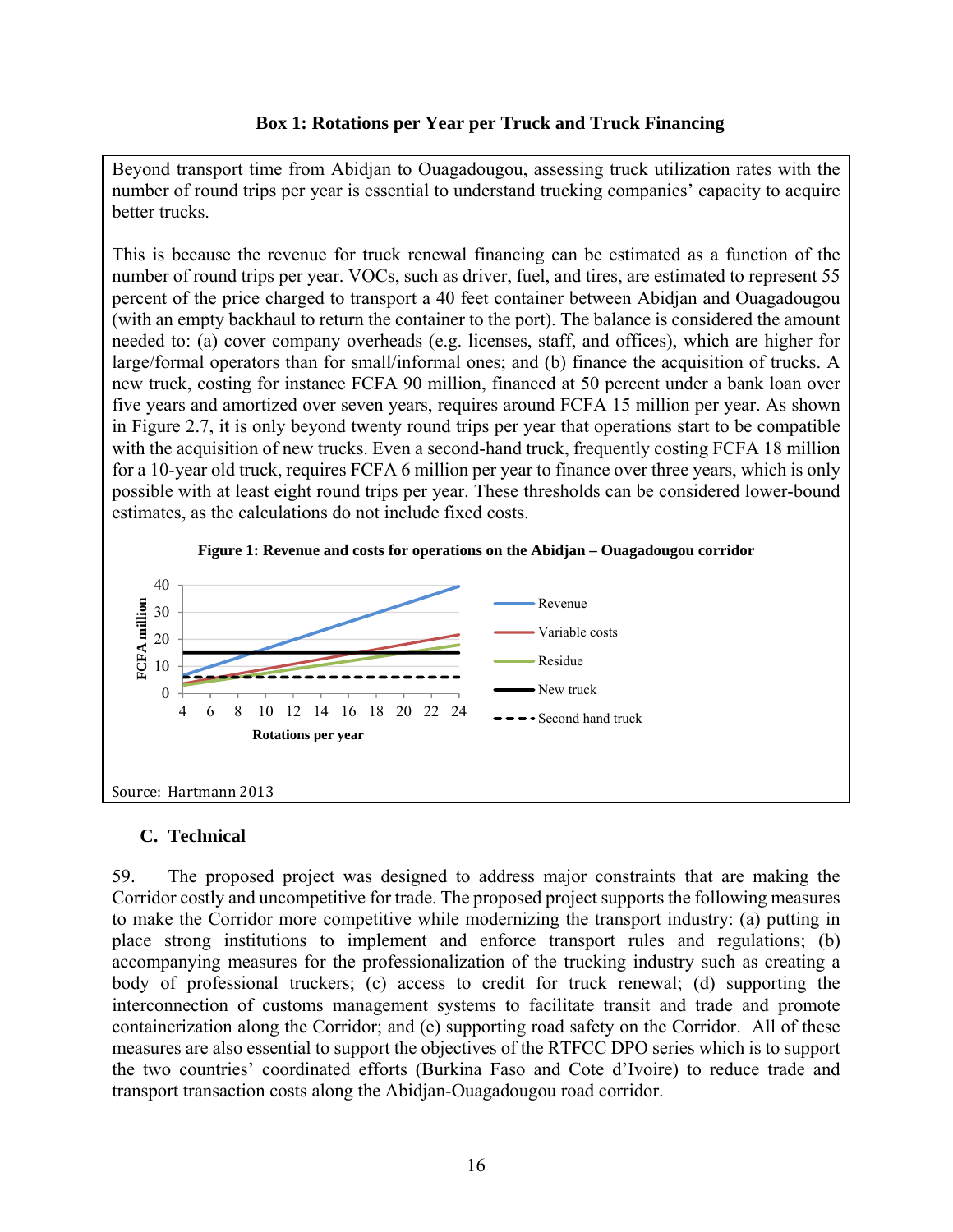**Box 1: Rotations per Year per Truck and Truck Financing**

Beyond transport time from Abidjan to Ouagadougou, assessing truck utilization rates with the number of round trips per year is essential to understand trucking companies' capacity to acquire better trucks.

This is because the revenue for truck renewal financing can be estimated as a function of the number of round trips per year. VOCs, such as driver, fuel, and tires, are estimated to represent 55 percent of the price charged to transport a 40 feet container between Abidjan and Ouagadougou (with an empty backhaul to return the container to the port). The balance is considered the amount needed to: (a) cover company overheads (e.g. licenses, staff, and offices), which are higher for large/formal operators than for small/informal ones; and (b) finance the acquisition of trucks. A new truck, costing for instance FCFA 90 million, financed at 50 percent under a bank loan over five years and amortized over seven years, requires around FCFA 15 million per year. As shown in Figure 2.7, it is only beyond twenty round trips per year that operations start to be compatible with the acquisition of new trucks. Even a second-hand truck, frequently costing FCFA 18 million for a 10-year old truck, requires FCFA 6 million per year to finance over three years, which is only possible with at least eight round trips per year. These thresholds can be considered lower-bound estimates, as the calculations do not include fixed costs.

**Figure 1: Revenue and costs for operations on the Abidjan – Ouagadougou corridor**

Source: Hartmann 2013

### C. Technical

59. The proposed project was designed to address major constraints that are making the Corridor costly and uncompetitive for trade. The proposed project supports the following measures to make the Corridor more competitive while modernizing the transport industry: (a) putting in place strong institutions to implement and enforce transport rules and regulations; (b) accompanying measures for the professionalization of the trucking industry such as creating a body of professional truckers; (c) access to credit for truck renewal; (d) supporting the interconnection of customs management systems to facilitate transit and trade and promote containerization along the Corridor; and (e) supporting road safety on the Corridor. All of these measures are also essential to support the objectives of the RTFCC DPO series which is to support the two countries' coordinated efforts (Burkina Faso and Cote d'Ivoire) to reduce trade and transport transaction costs along the Abidjan-Ouagadougou road corridor.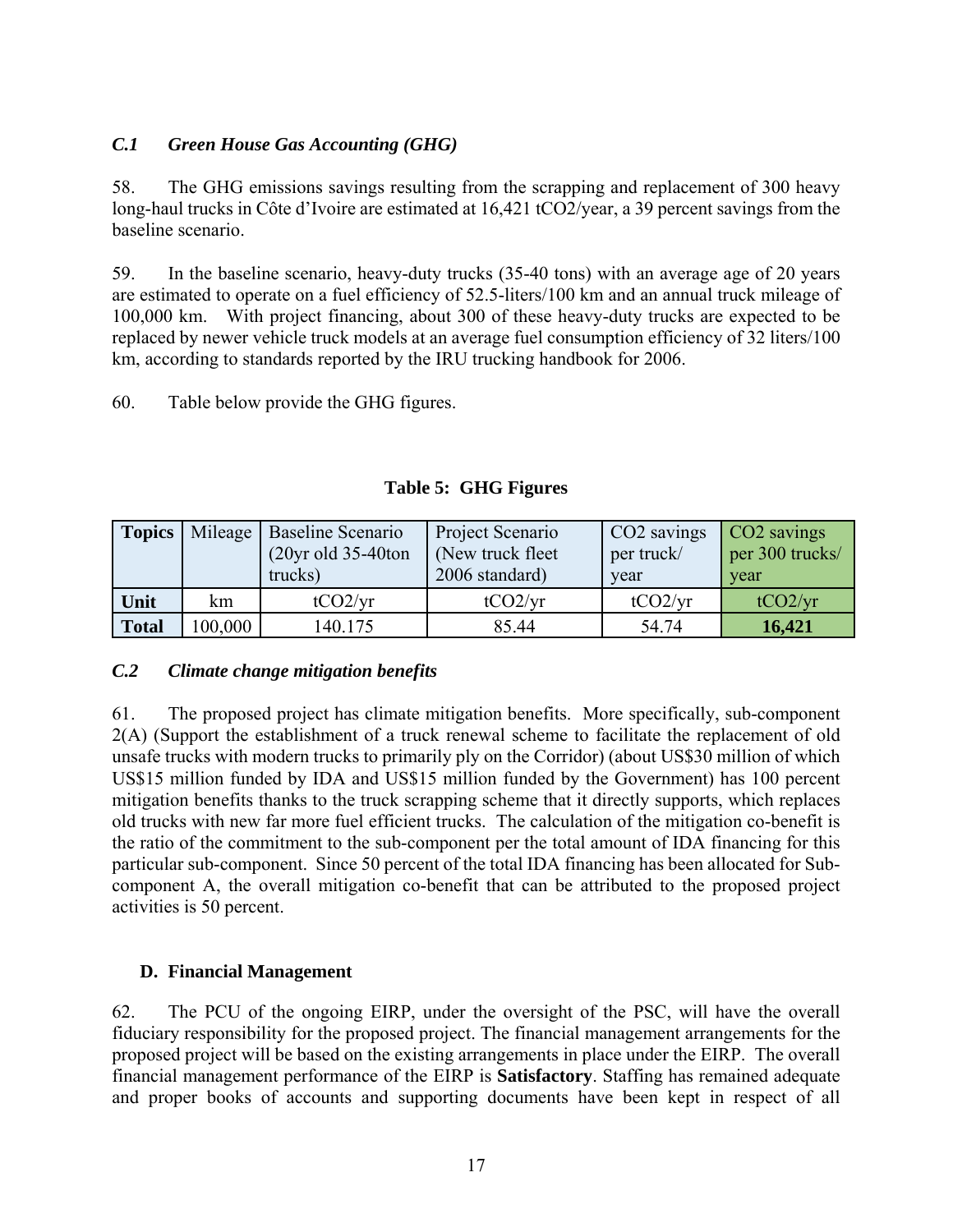### *C.1 Green House Gas Accounting (GHG)*

58. The GHG emissions savings resulting from the scrapping and replacement of 300 heavy long-haul trucks in Côte d'Ivoire are estimated at 16,421 $tCO_2$/year, a 39 percent savings from the baseline scenario.

59. In the baseline scenario, heavy-duty trucks (35-40 tons) with an average age of 20 years are estimated to operate on a fuel efficiency of 52.5-liters/100 km and an annual truck mileage of 100,000 km. With project financing, about 300 of these heavy-duty trucks are expected to be replaced by newer vehicle truck models at an average fuel consumption efficiency of 32 liters/100 km, according to standards reported by the IRU trucking handbook for 2006.

60. Table below provide the GHG figures.

**Table 5: GHG Figures**

| Topics | Mileage | Baseline Scenario (20yr old 35-40ton trucks) | Project Scenario (New truck fleet 2006 standard) | $CO_2$ savings per truck/ year | $CO_2$ savings per 300 trucks/ year |
|---|---|---|---|---|---|
| **Unit** | km | $tCO_2$/yr | $tCO_2$/yr | $tCO_2$/yr | $tCO_2$/yr |
| **Total** | 100,000 | 140.175 | 85.44 | 54.74 | **16,421** |

### *C.2 Climate change mitigation benefits*

61. The proposed project has climate mitigation benefits. More specifically, sub-component 2(A) (Support the establishment of a truck renewal scheme to facilitate the replacement of old unsafe trucks with modern trucks to primarily ply on the Corridor) (about US$30 million of which US$15 million funded by IDA and US$15 million funded by the Government) has 100 percent mitigation benefits thanks to the truck scrapping scheme that it directly supports, which replaces old trucks with new far more fuel efficient trucks. The calculation of the mitigation co-benefit is the ratio of the commitment to the sub-component per the total amount of IDA financing for this particular sub-component. Since 50 percent of the total IDA financing has been allocated for Sub-component A, the overall mitigation co-benefit that can be attributed to the proposed project activities is 50 percent.

## D. Financial Management

62. The PCU of the ongoing EIRP, under the oversight of the PSC, will have the overall fiduciary responsibility for the proposed project. The financial management arrangements for the proposed project will be based on the existing arrangements in place under the EIRP. The overall financial management performance of the EIRP is **Satisfactory**. Staffing has remained adequate and proper books of accounts and supporting documents have been kept in respect of all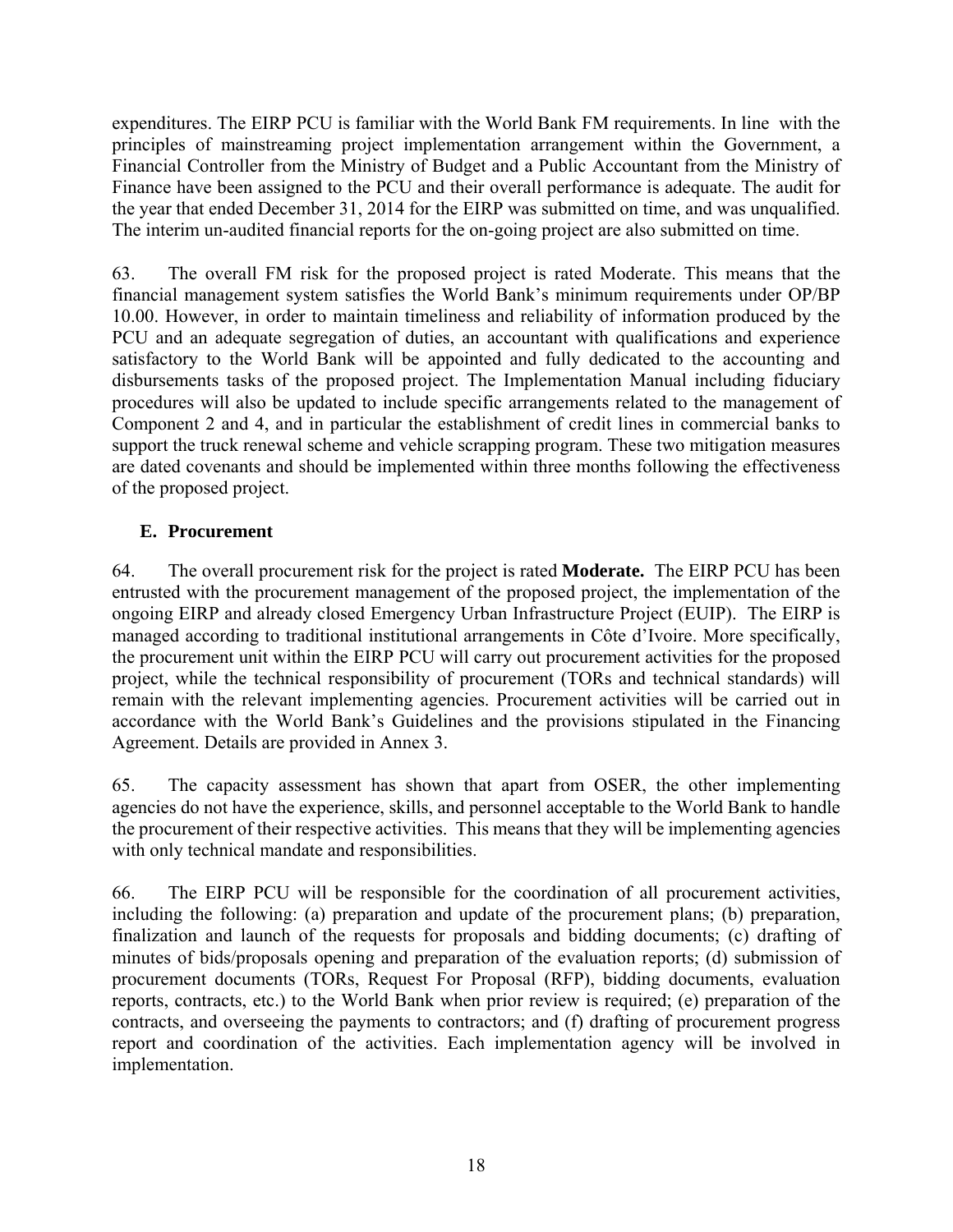expenditures. The EIRP PCU is familiar with the World Bank FM requirements. In line with the principles of mainstreaming project implementation arrangement within the Government, a Financial Controller from the Ministry of Budget and a Public Accountant from the Ministry of Finance have been assigned to the PCU and their overall performance is adequate. The audit for the year that ended December 31, 2014 for the EIRP was submitted on time, and was unqualified. The interim un-audited financial reports for the on-going project are also submitted on time.

63. The overall FM risk for the proposed project is rated Moderate. This means that the financial management system satisfies the World Bank's minimum requirements under OP/BP 10.00. However, in order to maintain timeliness and reliability of information produced by the PCU and an adequate segregation of duties, an accountant with qualifications and experience satisfactory to the World Bank will be appointed and fully dedicated to the accounting and disbursements tasks of the proposed project. The Implementation Manual including fiduciary procedures will also be updated to include specific arrangements related to the management of Component 2 and 4, and in particular the establishment of credit lines in commercial banks to support the truck renewal scheme and vehicle scrapping program. These two mitigation measures are dated covenants and should be implemented within three months following the effectiveness of the proposed project.

## E. Procurement

64. The overall procurement risk for the project is rated **Moderate.** The EIRP PCU has been entrusted with the procurement management of the proposed project, the implementation of the ongoing EIRP and already closed Emergency Urban Infrastructure Project (EUIP). The EIRP is managed according to traditional institutional arrangements in Côte d'Ivoire. More specifically, the procurement unit within the EIRP PCU will carry out procurement activities for the proposed project, while the technical responsibility of procurement (TORs and technical standards) will remain with the relevant implementing agencies. Procurement activities will be carried out in accordance with the World Bank's Guidelines and the provisions stipulated in the Financing Agreement. Details are provided in Annex 3.

65. The capacity assessment has shown that apart from OSER, the other implementing agencies do not have the experience, skills, and personnel acceptable to the World Bank to handle the procurement of their respective activities. This means that they will be implementing agencies with only technical mandate and responsibilities.

66. The EIRP PCU will be responsible for the coordination of all procurement activities, including the following: (a) preparation and update of the procurement plans; (b) preparation, finalization and launch of the requests for proposals and bidding documents; (c) drafting of minutes of bids/proposals opening and preparation of the evaluation reports; (d) submission of procurement documents (TORs, Request For Proposal (RFP), bidding documents, evaluation reports, contracts, etc.) to the World Bank when prior review is required; (e) preparation of the contracts, and overseeing the payments to contractors; and (f) drafting of procurement progress report and coordination of the activities. Each implementation agency will be involved in implementation.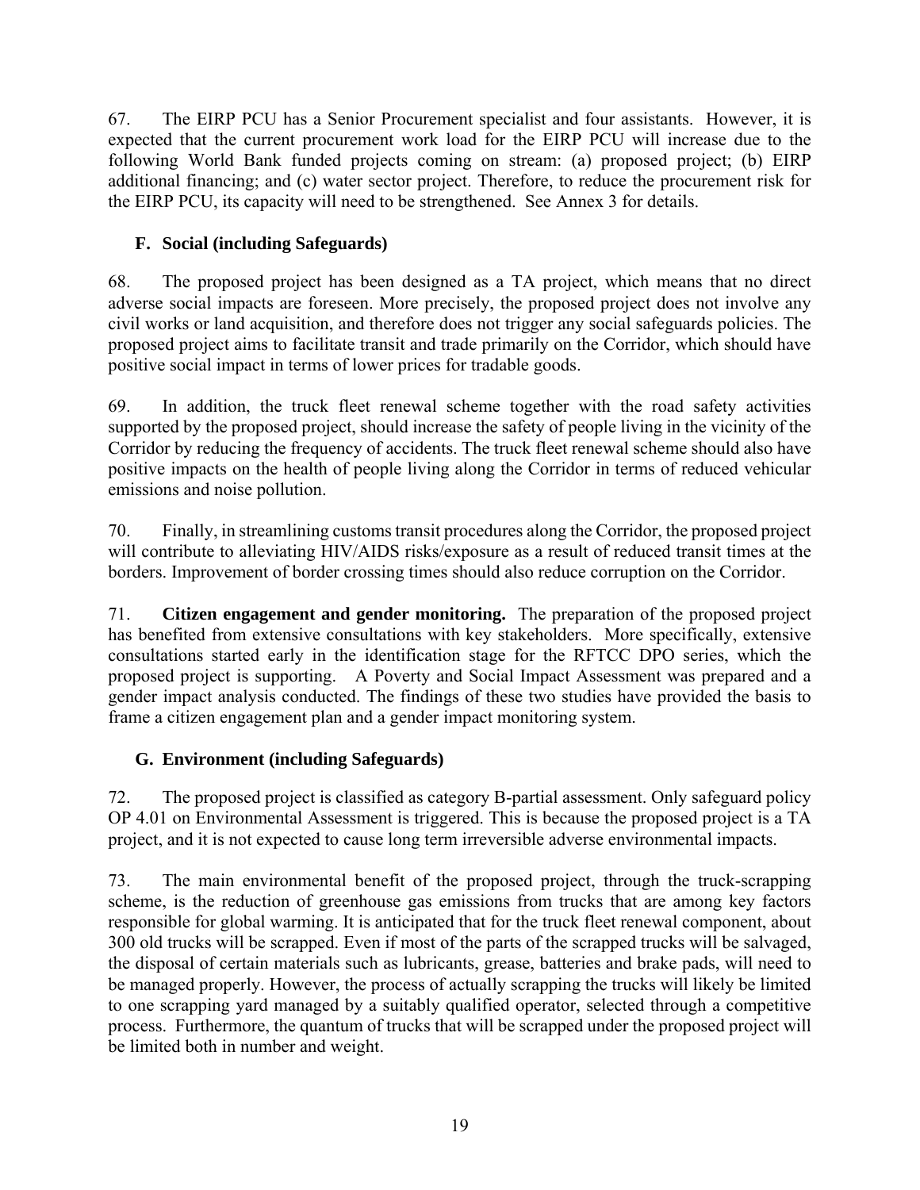67. The EIRP PCU has a Senior Procurement specialist and four assistants. However, it is expected that the current procurement work load for the EIRP PCU will increase due to the following World Bank funded projects coming on stream: (a) proposed project; (b) EIRP additional financing; and (c) water sector project. Therefore, to reduce the procurement risk for the EIRP PCU, its capacity will need to be strengthened. See Annex 3 for details.

## F. Social (including Safeguards)

68. The proposed project has been designed as a TA project, which means that no direct adverse social impacts are foreseen. More precisely, the proposed project does not involve any civil works or land acquisition, and therefore does not trigger any social safeguards policies. The proposed project aims to facilitate transit and trade primarily on the Corridor, which should have positive social impact in terms of lower prices for tradable goods.

69. In addition, the truck fleet renewal scheme together with the road safety activities supported by the proposed project, should increase the safety of people living in the vicinity of the Corridor by reducing the frequency of accidents. The truck fleet renewal scheme should also have positive impacts on the health of people living along the Corridor in terms of reduced vehicular emissions and noise pollution.

70. Finally, in streamlining customs transit procedures along the Corridor, the proposed project will contribute to alleviating HIV/AIDS risks/exposure as a result of reduced transit times at the borders. Improvement of border crossing times should also reduce corruption on the Corridor.

71. **Citizen engagement and gender monitoring.** The preparation of the proposed project has benefited from extensive consultations with key stakeholders. More specifically, extensive consultations started early in the identification stage for the RFTCC DPO series, which the proposed project is supporting. A Poverty and Social Impact Assessment was prepared and a gender impact analysis conducted. The findings of these two studies have provided the basis to frame a citizen engagement plan and a gender impact monitoring system.

## G. Environment (including Safeguards)

72. The proposed project is classified as category B-partial assessment. Only safeguard policy OP 4.01 on Environmental Assessment is triggered. This is because the proposed project is a TA project, and it is not expected to cause long term irreversible adverse environmental impacts.

73. The main environmental benefit of the proposed project, through the truck-scrapping scheme, is the reduction of greenhouse gas emissions from trucks that are among key factors responsible for global warming. It is anticipated that for the truck fleet renewal component, about 300 old trucks will be scrapped. Even if most of the parts of the scrapped trucks will be salvaged, the disposal of certain materials such as lubricants, grease, batteries and brake pads, will need to be managed properly. However, the process of actually scrapping the trucks will likely be limited to one scrapping yard managed by a suitably qualified operator, selected through a competitive process. Furthermore, the quantum of trucks that will be scrapped under the proposed project will be limited both in number and weight.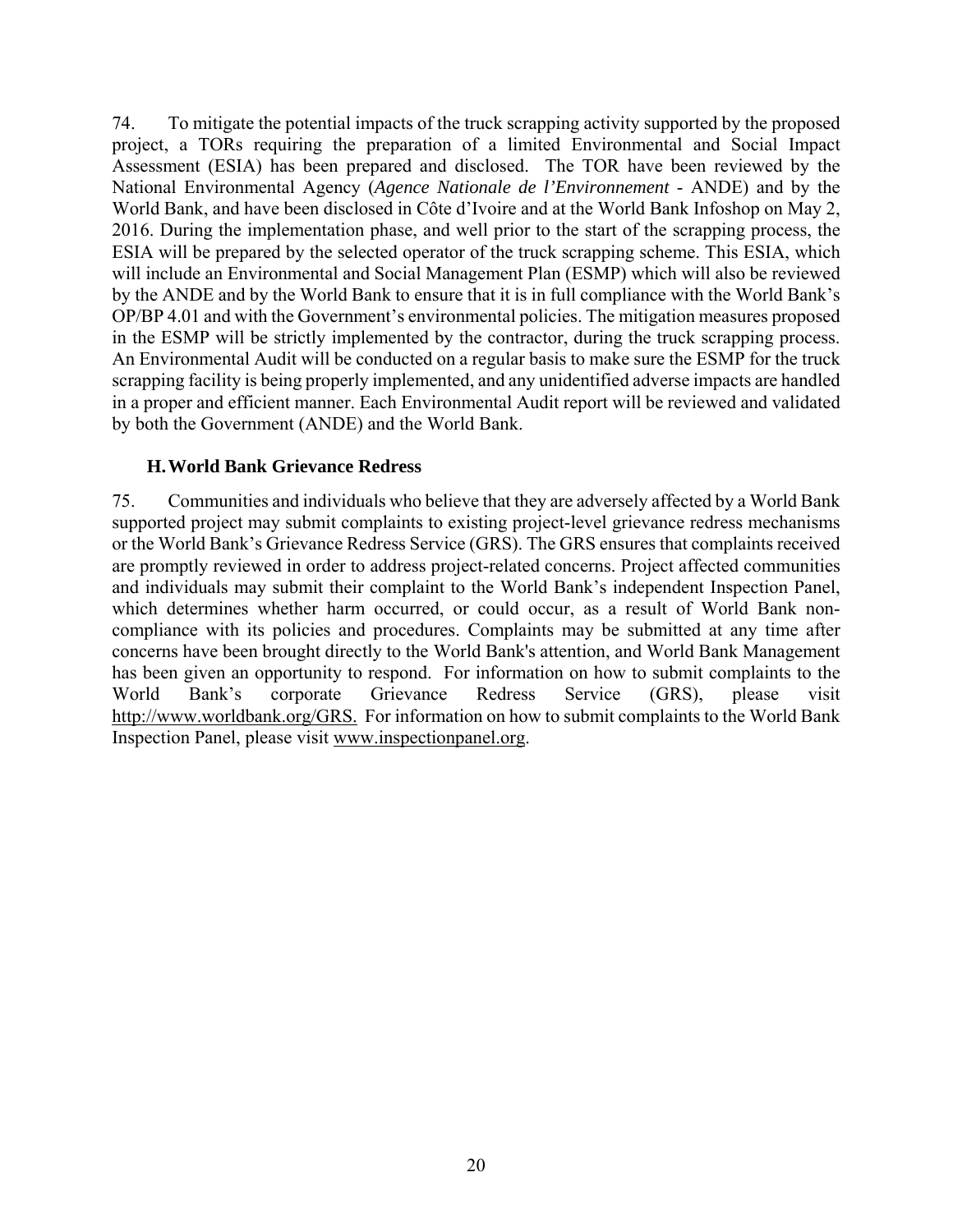74. To mitigate the potential impacts of the truck scrapping activity supported by the proposed project, a TORs requiring the preparation of a limited Environmental and Social Impact Assessment (ESIA) has been prepared and disclosed. The TOR have been reviewed by the National Environmental Agency (*Agence Nationale de l'Environnement* - ANDE) and by the World Bank, and have been disclosed in Côte d'Ivoire and at the World Bank Infoshop on May 2, 2016. During the implementation phase, and well prior to the start of the scrapping process, the ESIA will be prepared by the selected operator of the truck scrapping scheme. This ESIA, which will include an Environmental and Social Management Plan (ESMP) which will also be reviewed by the ANDE and by the World Bank to ensure that it is in full compliance with the World Bank's OP/BP 4.01 and with the Government's environmental policies. The mitigation measures proposed in the ESMP will be strictly implemented by the contractor, during the truck scrapping process. An Environmental Audit will be conducted on a regular basis to make sure the ESMP for the truck scrapping facility is being properly implemented, and any unidentified adverse impacts are handled in a proper and efficient manner. Each Environmental Audit report will be reviewed and validated by both the Government (ANDE) and the World Bank.

### H. World Bank Grievance Redress

75. Communities and individuals who believe that they are adversely affected by a World Bank supported project may submit complaints to existing project-level grievance redress mechanisms or the World Bank's Grievance Redress Service (GRS). The GRS ensures that complaints received are promptly reviewed in order to address project-related concerns. Project affected communities and individuals may submit their complaint to the World Bank's independent Inspection Panel, which determines whether harm occurred, or could occur, as a result of World Bank non-compliance with its policies and procedures. Complaints may be submitted at any time after concerns have been brought directly to the World Bank's attention, and World Bank Management has been given an opportunity to respond. For information on how to submit complaints to the World Bank's corporate Grievance Redress Service (GRS), please visit http://www.worldbank.org/GRS. For information on how to submit complaints to the World Bank Inspection Panel, please visit www.inspectionpanel.org.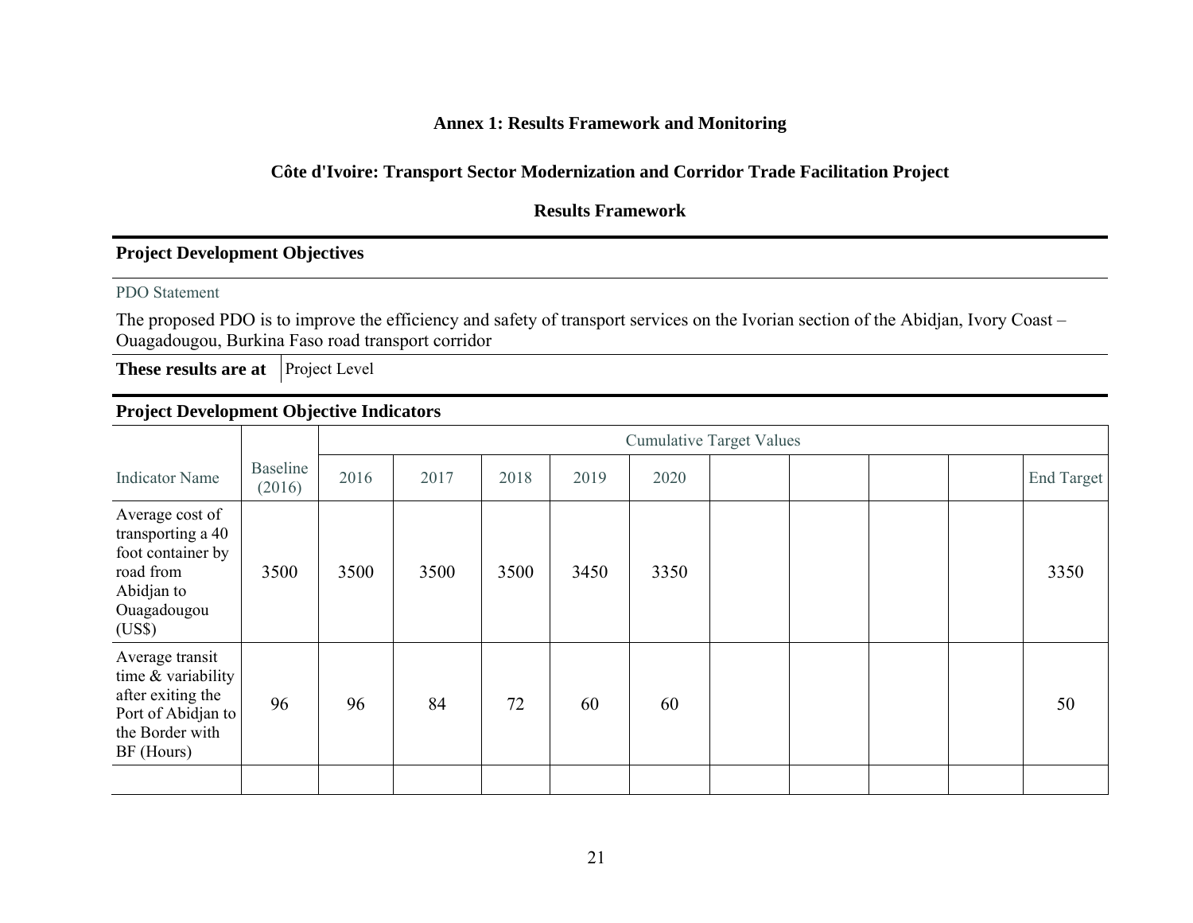# Annex 1: Results Framework and Monitoring

## Côte d'Ivoire: Transport Sector Modernization and Corridor Trade Facilitation Project

### Results Framework

**Project Development Objectives**

PDO Statement

The proposed PDO is to improve the efficiency and safety of transport services on the Ivorian section of the Abidjan, Ivory Coast – Ouagadougou, Burkina Faso road transport corridor

| **These results are at** | Project Level |
|---|---|

**Project Development Objective Indicators**

| Indicator Name | Baseline (2016) | Cumulative Target Values | | | | | | | | | End Target |
|---|---|---|---|---|---|---|---|---|---|---|---|
| | | 2016 | 2017 | 2018 | 2019 | 2020 | | | | | |
| Average cost of transporting a 40 foot container by road from Abidjan to Ouagadougou (US$) | 3500 | 3500 | 3500 | 3500 | 3450 | 3350 | | | | | 3350 |
| Average transit time & variability after exiting the Port of Abidjan to the Border with BF (Hours) | 96 | 96 | 84 | 72 | 60 | 60 | | | | | 50 |
| | | | | | | | | | | | |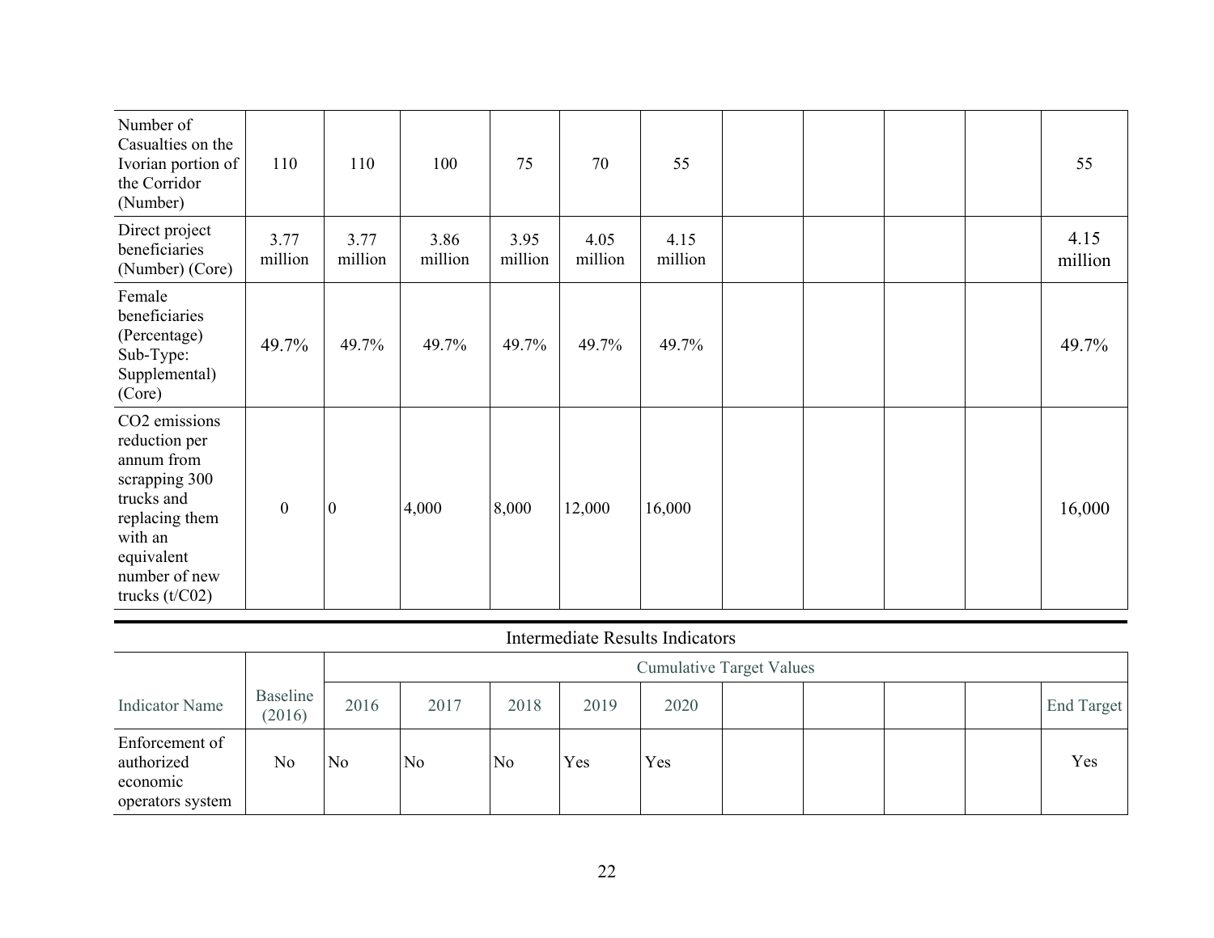| | | | | | | | | | | | |
|---|---|---|---|---|---|---|---|---|---|---|---|
| Number of Casualties on the Ivorian portion of the Corridor (Number) | 110 | 110 | 100 | 75 | 70 | 55 | | | | | 55 |
| Direct project beneficiaries (Number) (Core) | 3.77 million | 3.77 million | 3.86 million | 3.95 million | 4.05 million | 4.15 million | | | | | 4.15 million |
| Female beneficiaries (Percentage) Sub-Type: Supplemental) (Core) | 49.7% | 49.7% | 49.7% | 49.7% | 49.7% | 49.7% | | | | | 49.7% |
| $CO_2$ emissions reduction per annum from scrapping 300 trucks and replacing them with an equivalent number of new trucks (t/C02) | 0 | 0 | 4,000 | 8,000 | 12,000 | 16,000 | | | | | 16,000 |

Intermediate Results Indicators

| | | Cumulative Target Values | | | | | | | | | |
|---|---|---|---|---|---|---|---|---|---|---|---|
| Indicator Name | Baseline (2016) | 2016 | 2017 | 2018 | 2019 | 2020 | | | | | End Target |
| Enforcement of authorized economic operators system | No | No | No | No | Yes | Yes | | | | | Yes |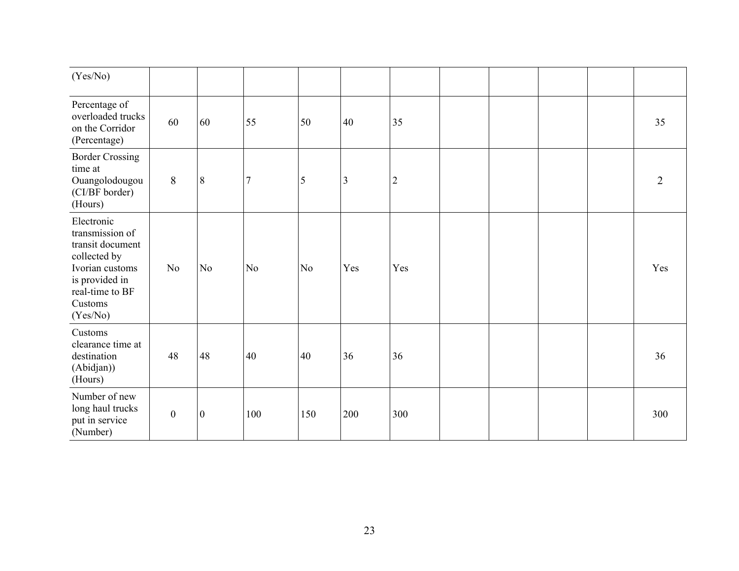| (Yes/No) | | | | | | | | | | |
|---|---|---|---|---|---|---|---|---|---|---|
| Percentage of overloaded trucks on the Corridor (Percentage) | 60 | 60 | 55 | 50 | 40 | 35 | | | | 35 |
| Border Crossing time at Ouangolodougou (CI/BF border) (Hours) | 8 | 8 | 7 | 5 | 3 | 2 | | | | 2 |
| Electronic transmission of transit document collected by Ivorian customs is provided in real-time to BF Customs (Yes/No) | No | No | No | No | Yes | Yes | | | | Yes |
| Customs clearance time at destination (Abidjan)) (Hours) | 48 | 48 | 40 | 40 | 36 | 36 | | | | 36 |
| Number of new long haul trucks put in service (Number) | 0 | 0 | 100 | 150 | 200 | 300 | | | | 300 |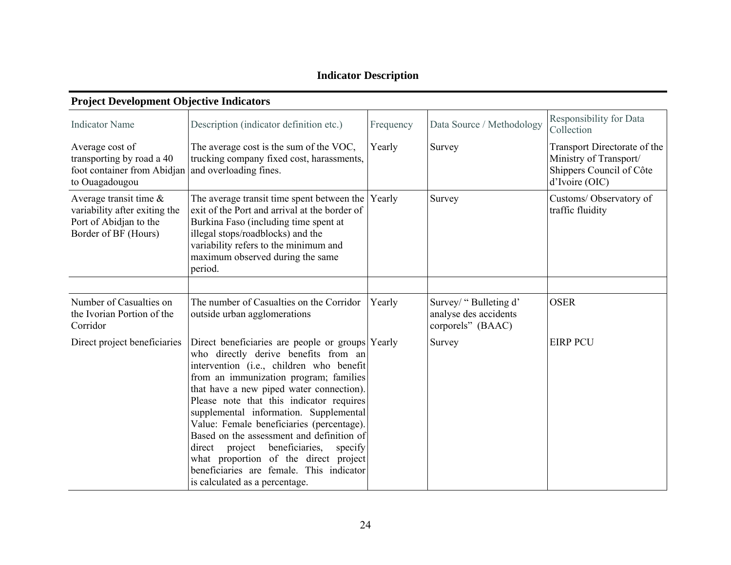## Indicator Description

### Project Development Objective Indicators

| Indicator Name | Description (indicator definition etc.) | Frequency | Data Source / Methodology | Responsibility for Data Collection |
|---|---|---|---|---|
| Average cost of transporting by road a 40 foot container from Abidjan to Ouagadougou | The average cost is the sum of the VOC, trucking company fixed cost, harassments, and overloading fines. | Yearly | Survey | Transport Directorate of the Ministry of Transport/ Shippers Council of Côte d'Ivoire (OIC) |
| Average transit time & variability after exiting the Port of Abidjan to the Border of BF (Hours) | The average transit time spent between the exit of the Port and arrival at the border of Burkina Faso (including time spent at illegal stops/roadblocks) and the variability refers to the minimum and maximum observed during the same period. | Yearly | Survey | Customs/ Observatory of traffic fluidity |
| | | | | |
| Number of Casualties on the Ivorian Portion of the Corridor | The number of Casualties on the Corridor outside urban agglomerations | Yearly | Survey/ " Bulleting d' analyse des accidents corporels" (BAAC) | OSER |
| Direct project beneficiaries | Direct beneficiaries are people or groups who directly derive benefits from an intervention (i.e., children who benefit from an immunization program; families that have a new piped water connection). Please note that this indicator requires supplemental information. Supplemental Value: Female beneficiaries (percentage). Based on the assessment and definition of direct project beneficiaries, specify what proportion of the direct project beneficiaries are female. This indicator is calculated as a percentage. | Yearly | Survey | EIRP PCU |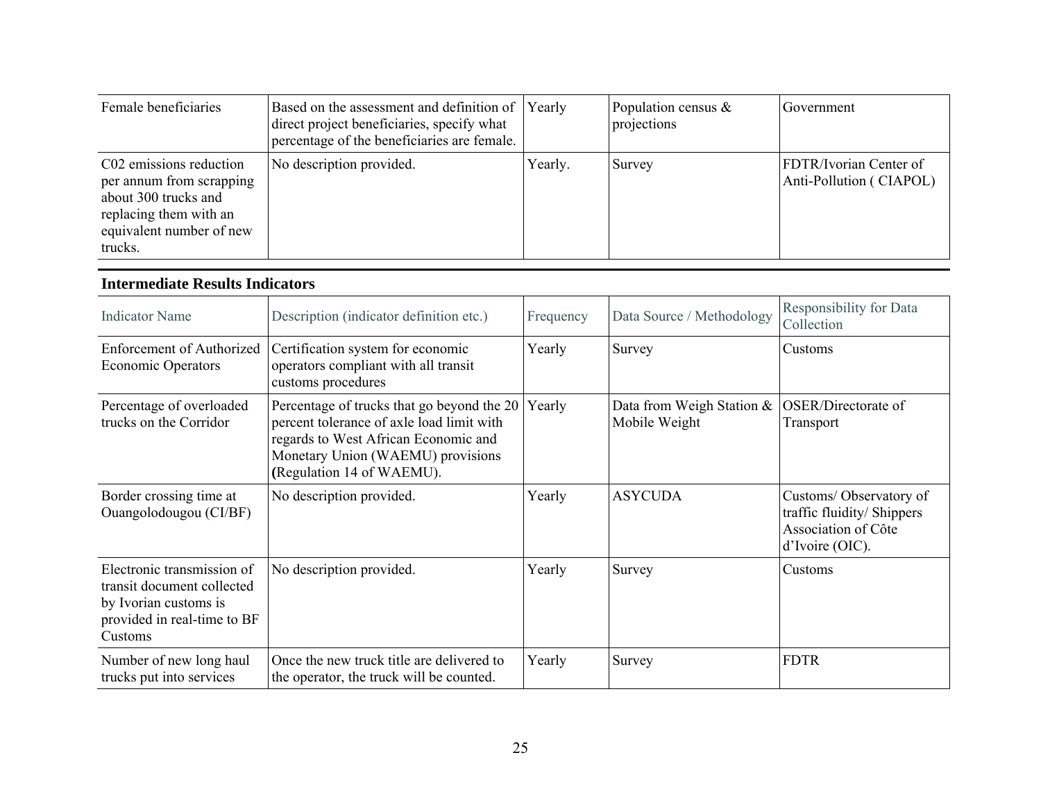| | | | | |
|---|---|---|---|---|
| Female beneficiaries | Based on the assessment and definition of direct project beneficiaries, specify what percentage of the beneficiaries are female. | Yearly | Population census & projections | Government |
| C02 emissions reduction per annum from scrapping about 300 trucks and replacing them with an equivalent number of new trucks. | No description provided. | Yearly. | Survey | FDTR/Ivorian Center of Anti-Pollution ( CIAPOL) |

**Intermediate Results Indicators**

| Indicator Name | Description (indicator definition etc.) | Frequency | Data Source / Methodology | Responsibility for Data Collection |
|---|---|---|---|---|
| Enforcement of Authorized Economic Operators | Certification system for economic operators compliant with all transit customs procedures | Yearly | Survey | Customs |
| Percentage of overloaded trucks on the Corridor | Percentage of trucks that go beyond the 20 percent tolerance of axle load limit with regards to West African Economic and Monetary Union (WAEMU) provisions **(**Regulation 14 of WAEMU). | Yearly | Data from Weigh Station & Mobile Weight | OSER/Directorate of Transport |
| Border crossing time at Ouangolodougou (CI/BF) | No description provided. | Yearly | ASYCUDA | Customs/ Observatory of traffic fluidity/ Shippers Association of Côte d'Ivoire (OIC). |
| Electronic transmission of transit document collected by Ivorian customs is provided in real-time to BF Customs | No description provided. | Yearly | Survey | Customs |
| Number of new long haul trucks put into services | Once the new truck title are delivered to the operator, the truck will be counted. | Yearly | Survey | FDTR |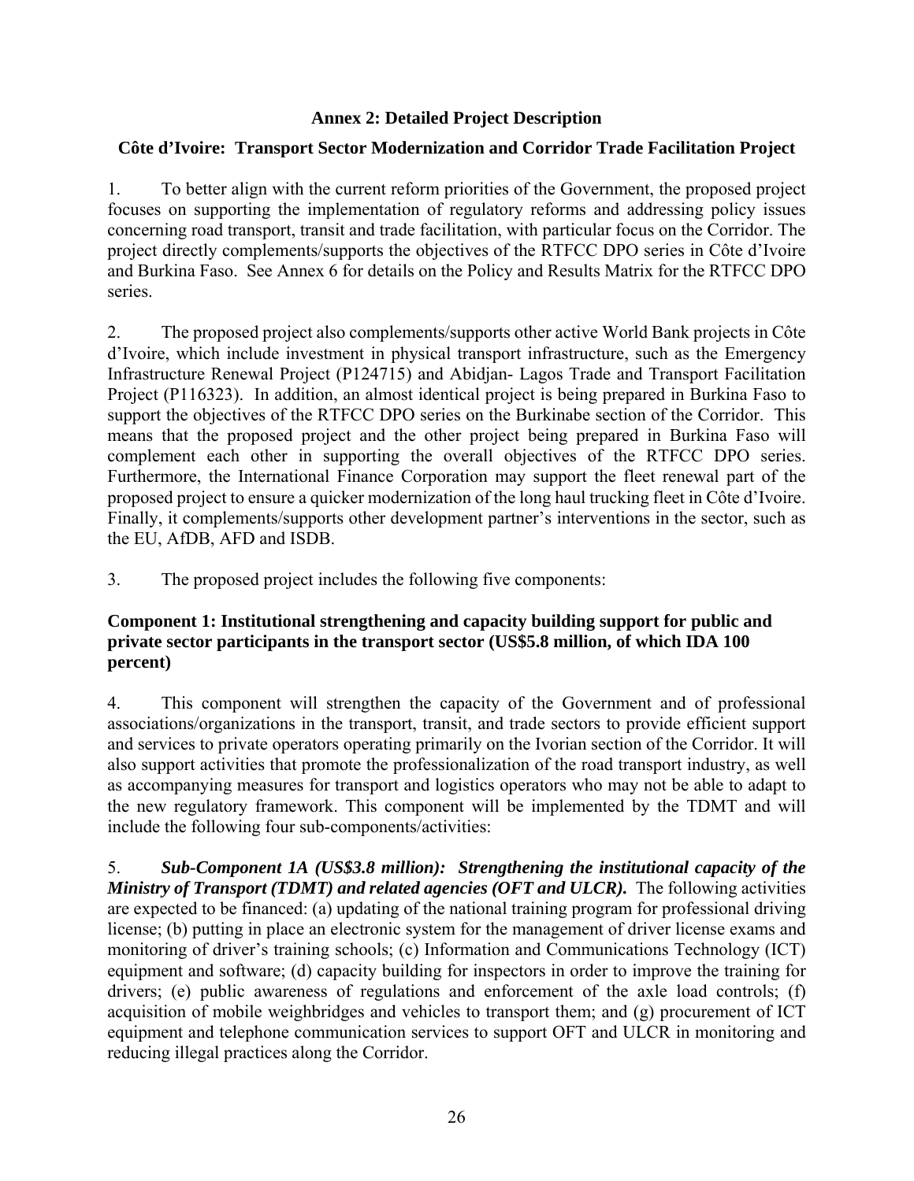## Annex 2: Detailed Project Description

### Côte d'Ivoire: Transport Sector Modernization and Corridor Trade Facilitation Project

1. To better align with the current reform priorities of the Government, the proposed project focuses on supporting the implementation of regulatory reforms and addressing policy issues concerning road transport, transit and trade facilitation, with particular focus on the Corridor. The project directly complements/supports the objectives of the RTFCC DPO series in Côte d'Ivoire and Burkina Faso. See Annex 6 for details on the Policy and Results Matrix for the RTFCC DPO series.

2. The proposed project also complements/supports other active World Bank projects in Côte d'Ivoire, which include investment in physical transport infrastructure, such as the Emergency Infrastructure Renewal Project (P124715) and Abidjan- Lagos Trade and Transport Facilitation Project (P116323). In addition, an almost identical project is being prepared in Burkina Faso to support the objectives of the RTFCC DPO series on the Burkinabe section of the Corridor. This means that the proposed project and the other project being prepared in Burkina Faso will complement each other in supporting the overall objectives of the RTFCC DPO series. Furthermore, the International Finance Corporation may support the fleet renewal part of the proposed project to ensure a quicker modernization of the long haul trucking fleet in Côte d'Ivoire. Finally, it complements/supports other development partner's interventions in the sector, such as the EU, AfDB, AFD and ISDB.

3. The proposed project includes the following five components:

**Component 1: Institutional strengthening and capacity building support for public and private sector participants in the transport sector (US$5.8 million, of which IDA 100 percent)**

4. This component will strengthen the capacity of the Government and of professional associations/organizations in the transport, transit, and trade sectors to provide efficient support and services to private operators operating primarily on the Ivorian section of the Corridor. It will also support activities that promote the professionalization of the road transport industry, as well as accompanying measures for transport and logistics operators who may not be able to adapt to the new regulatory framework. This component will be implemented by the TDMT and will include the following four sub-components/activities:

5. ***Sub-Component 1A (US$3.8 million): Strengthening the institutional capacity of the Ministry of Transport (TDMT) and related agencies (OFT and ULCR).*** The following activities are expected to be financed: (a) updating of the national training program for professional driving license; (b) putting in place an electronic system for the management of driver license exams and monitoring of driver's training schools; (c) Information and Communications Technology (ICT) equipment and software; (d) capacity building for inspectors in order to improve the training for drivers; (e) public awareness of regulations and enforcement of the axle load controls; (f) acquisition of mobile weighbridges and vehicles to transport them; and (g) procurement of ICT equipment and telephone communication services to support OFT and ULCR in monitoring and reducing illegal practices along the Corridor.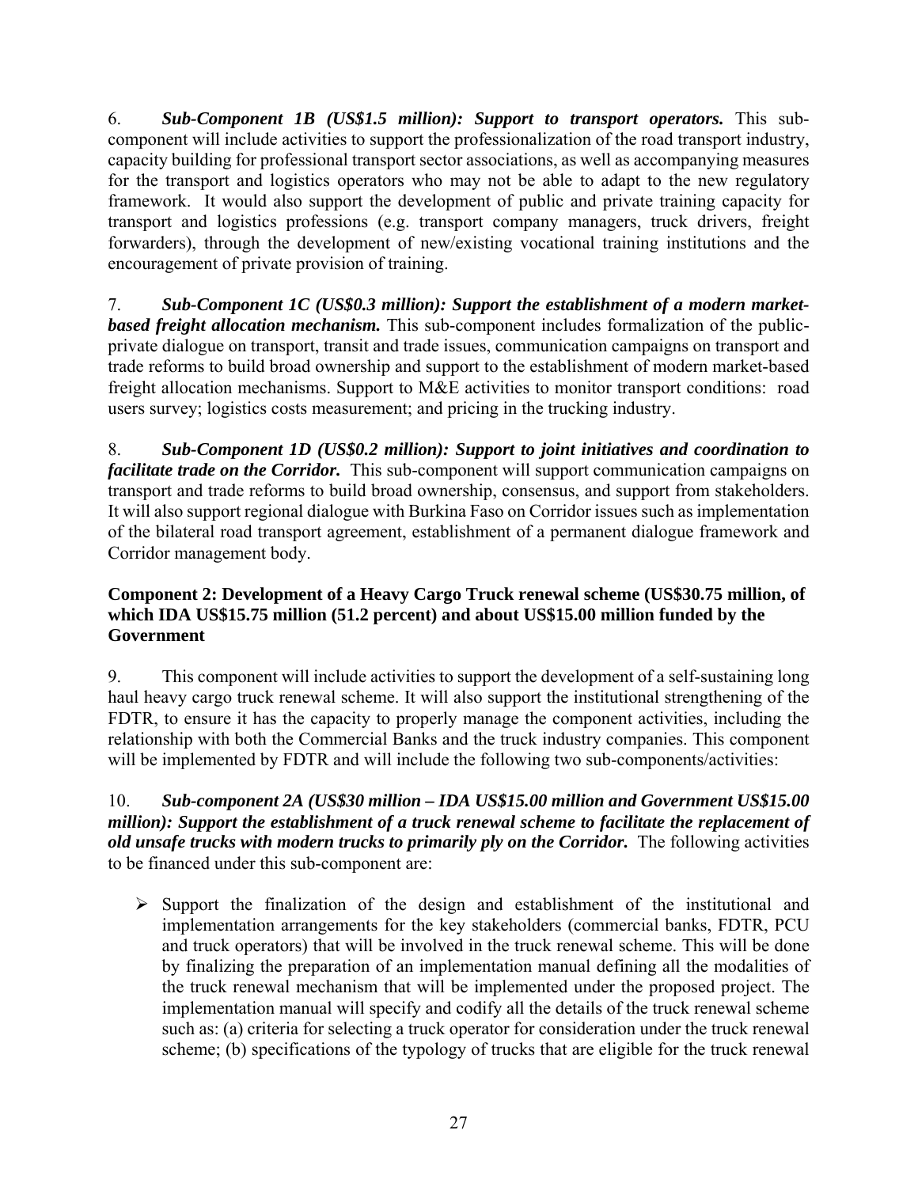6. ***Sub-Component 1B (US$1.5 million): Support to transport operators.*** This sub-component will include activities to support the professionalization of the road transport industry, capacity building for professional transport sector associations, as well as accompanying measures for the transport and logistics operators who may not be able to adapt to the new regulatory framework. It would also support the development of public and private training capacity for transport and logistics professions (e.g. transport company managers, truck drivers, freight forwarders), through the development of new/existing vocational training institutions and the encouragement of private provision of training.

7. ***Sub-Component 1C (US$0.3 million): Support the establishment of a modern market-based freight allocation mechanism.*** This sub-component includes formalization of the public-private dialogue on transport, transit and trade issues, communication campaigns on transport and trade reforms to build broad ownership and support to the establishment of modern market-based freight allocation mechanisms. Support to M&E activities to monitor transport conditions: road users survey; logistics costs measurement; and pricing in the trucking industry.

8. ***Sub-Component 1D (US$0.2 million): Support to joint initiatives and coordination to facilitate trade on the Corridor.*** This sub-component will support communication campaigns on transport and trade reforms to build broad ownership, consensus, and support from stakeholders. It will also support regional dialogue with Burkina Faso on Corridor issues such as implementation of the bilateral road transport agreement, establishment of a permanent dialogue framework and Corridor management body.

**Component 2: Development of a Heavy Cargo Truck renewal scheme (US$30.75 million, of which IDA US$15.75 million (51.2 percent) and about US$15.00 million funded by the Government**

9. This component will include activities to support the development of a self-sustaining long haul heavy cargo truck renewal scheme. It will also support the institutional strengthening of the FDTR, to ensure it has the capacity to properly manage the component activities, including the relationship with both the Commercial Banks and the truck industry companies. This component will be implemented by FDTR and will include the following two sub-components/activities:

10. ***Sub-component 2A (US$30 million – IDA US$15.00 million and Government US$15.00 million): Support the establishment of a truck renewal scheme to facilitate the replacement of old unsafe trucks with modern trucks to primarily ply on the Corridor.*** The following activities to be financed under this sub-component are:

- Support the finalization of the design and establishment of the institutional and implementation arrangements for the key stakeholders (commercial banks, FDTR, PCU and truck operators) that will be involved in the truck renewal scheme. This will be done by finalizing the preparation of an implementation manual defining all the modalities of the truck renewal mechanism that will be implemented under the proposed project. The implementation manual will specify and codify all the details of the truck renewal scheme such as: (a) criteria for selecting a truck operator for consideration under the truck renewal scheme; (b) specifications of the typology of trucks that are eligible for the truck renewal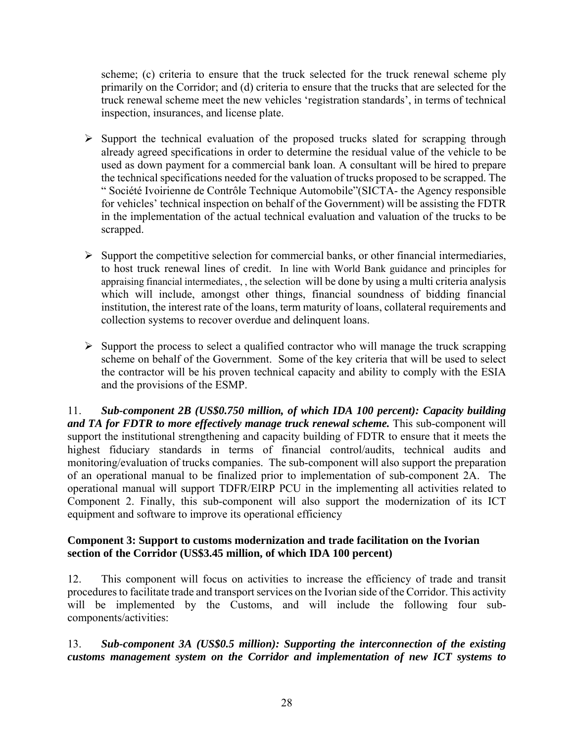scheme; (c) criteria to ensure that the truck selected for the truck renewal scheme ply primarily on the Corridor; and (d) criteria to ensure that the trucks that are selected for the truck renewal scheme meet the new vehicles 'registration standards', in terms of technical inspection, insurances, and license plate.

- Support the technical evaluation of the proposed trucks slated for scrapping through already agreed specifications in order to determine the residual value of the vehicle to be used as down payment for a commercial bank loan. A consultant will be hired to prepare the technical specifications needed for the valuation of trucks proposed to be scrapped. The " Société Ivoirienne de Contrôle Technique Automobile"(SICTA- the Agency responsible for vehicles' technical inspection on behalf of the Government) will be assisting the FDTR in the implementation of the actual technical evaluation and valuation of the trucks to be scrapped.

- Support the competitive selection for commercial banks, or other financial intermediaries, to host truck renewal lines of credit. In line with World Bank guidance and principles for appraising financial intermediates, , the selection will be done by using a multi criteria analysis which will include, amongst other things, financial soundness of bidding financial institution, the interest rate of the loans, term maturity of loans, collateral requirements and collection systems to recover overdue and delinquent loans.

- Support the process to select a qualified contractor who will manage the truck scrapping scheme on behalf of the Government. Some of the key criteria that will be used to select the contractor will be his proven technical capacity and ability to comply with the ESIA and the provisions of the ESMP.

11. ***Sub-component 2B (US$0.750 million, of which IDA 100 percent): Capacity building and TA for FDTR to more effectively manage truck renewal scheme.*** This sub-component will support the institutional strengthening and capacity building of FDTR to ensure that it meets the highest fiduciary standards in terms of financial control/audits, technical audits and monitoring/evaluation of trucks companies. The sub-component will also support the preparation of an operational manual to be finalized prior to implementation of sub-component 2A. The operational manual will support TDFR/EIRP PCU in the implementing all activities related to Component 2. Finally, this sub-component will also support the modernization of its ICT equipment and software to improve its operational efficiency

**Component 3: Support to customs modernization and trade facilitation on the Ivorian section of the Corridor (US$3.45 million, of which IDA 100 percent)**

12. This component will focus on activities to increase the efficiency of trade and transit procedures to facilitate trade and transport services on the Ivorian side of the Corridor. This activity will be implemented by the Customs, and will include the following four sub-components/activities:

13. ***Sub-component 3A (US$0.5 million): Supporting the interconnection of the existing customs management system on the Corridor and implementation of new ICT systems to***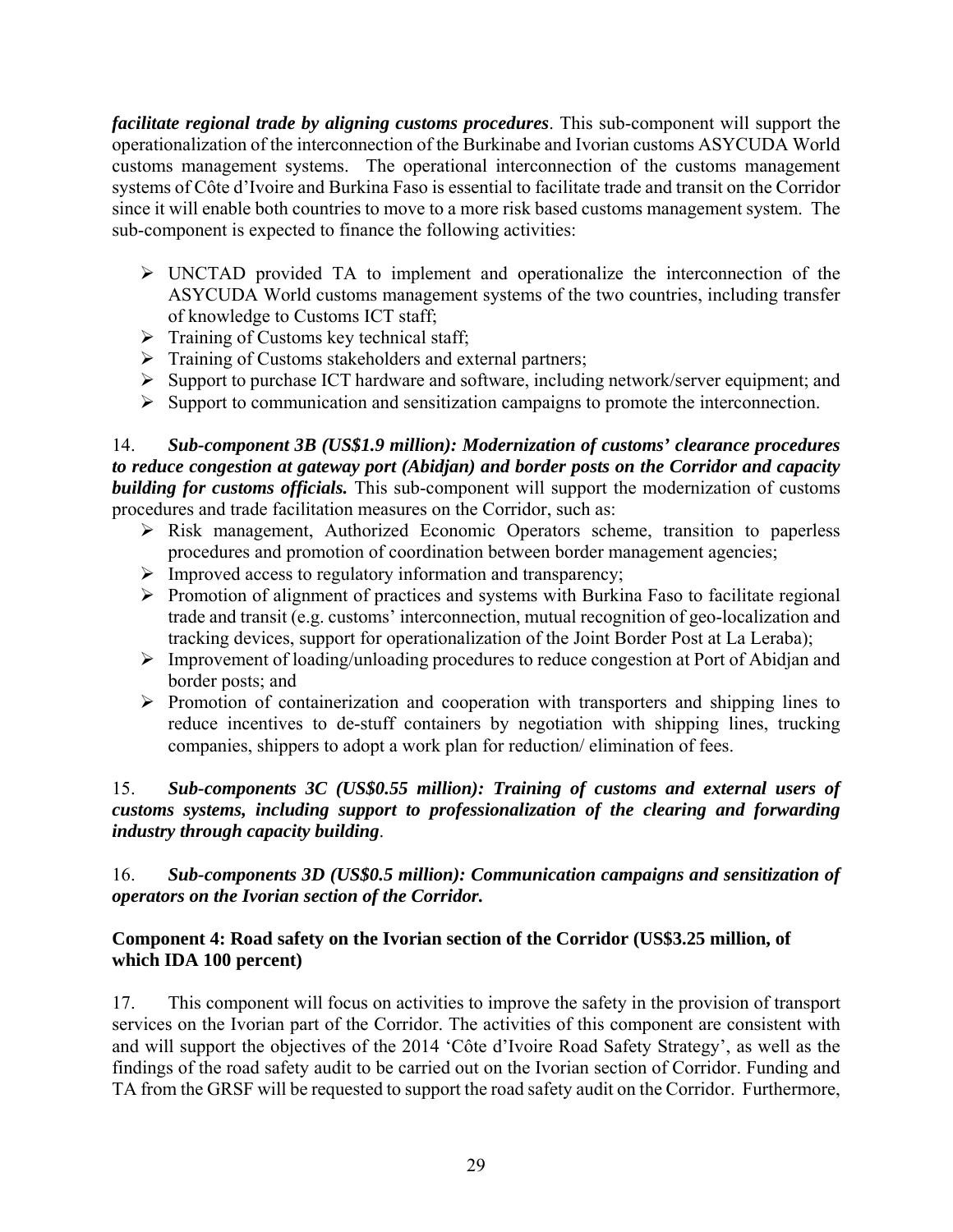***facilitate regional trade by aligning customs procedures***. This sub-component will support the operationalization of the interconnection of the Burkinabe and Ivorian customs ASYCUDA World customs management systems. The operational interconnection of the customs management systems of Côte d'Ivoire and Burkina Faso is essential to facilitate trade and transit on the Corridor since it will enable both countries to move to a more risk based customs management system. The sub-component is expected to finance the following activities:

- UNCTAD provided TA to implement and operationalize the interconnection of the ASYCUDA World customs management systems of the two countries, including transfer of knowledge to Customs ICT staff;
- Training of Customs key technical staff;
- Training of Customs stakeholders and external partners;
- Support to purchase ICT hardware and software, including network/server equipment; and
- Support to communication and sensitization campaigns to promote the interconnection.

14. ***Sub-component 3B (US$1.9 million): Modernization of customs' clearance procedures to reduce congestion at gateway port (Abidjan) and border posts on the Corridor and capacity building for customs officials.*** This sub-component will support the modernization of customs procedures and trade facilitation measures on the Corridor, such as:

- Risk management, Authorized Economic Operators scheme, transition to paperless procedures and promotion of coordination between border management agencies;
- Improved access to regulatory information and transparency;
- Promotion of alignment of practices and systems with Burkina Faso to facilitate regional trade and transit (e.g. customs' interconnection, mutual recognition of geo-localization and tracking devices, support for operationalization of the Joint Border Post at La Leraba);
- Improvement of loading/unloading procedures to reduce congestion at Port of Abidjan and border posts; and
- Promotion of containerization and cooperation with transporters and shipping lines to reduce incentives to de-stuff containers by negotiation with shipping lines, trucking companies, shippers to adopt a work plan for reduction/ elimination of fees.

15. ***Sub-components 3C (US$0.55 million): Training of customs and external users of customs systems, including support to professionalization of the clearing and forwarding industry through capacity building***.

16. ***Sub-components 3D (US$0.5 million): Communication campaigns and sensitization of operators on the Ivorian section of the Corridor.***

**Component 4: Road safety on the Ivorian section of the Corridor (US$3.25 million, of which IDA 100 percent)**

17. This component will focus on activities to improve the safety in the provision of transport services on the Ivorian part of the Corridor. The activities of this component are consistent with and will support the objectives of the 2014 'Côte d'Ivoire Road Safety Strategy', as well as the findings of the road safety audit to be carried out on the Ivorian section of Corridor. Funding and TA from the GRSF will be requested to support the road safety audit on the Corridor. Furthermore,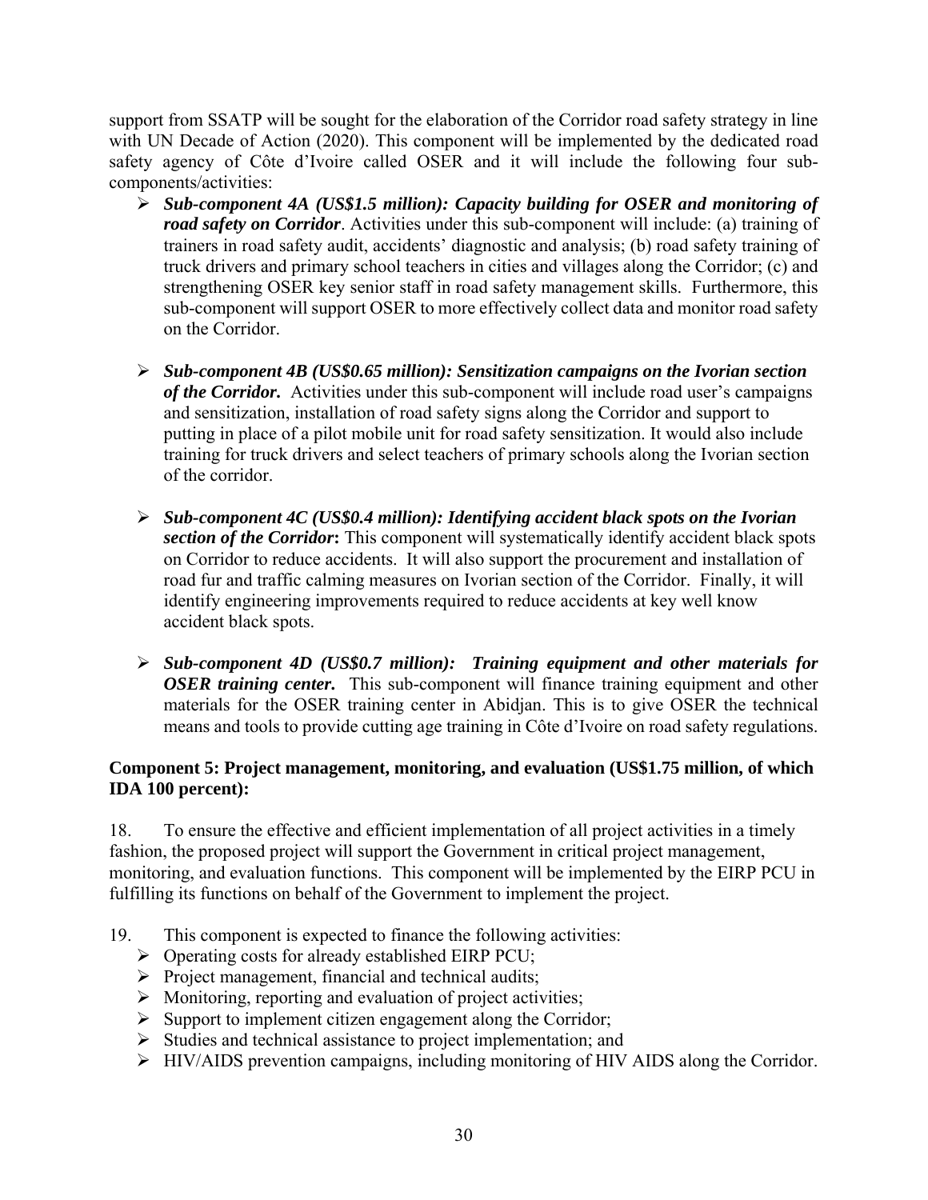support from SSATP will be sought for the elaboration of the Corridor road safety strategy in line with UN Decade of Action (2020). This component will be implemented by the dedicated road safety agency of Côte d'Ivoire called OSER and it will include the following four sub-components/activities:

- ***Sub-component 4A (US$1.5 million): Capacity building for OSER and monitoring of road safety on Corridor***. Activities under this sub-component will include: (a) training of trainers in road safety audit, accidents' diagnostic and analysis; (b) road safety training of truck drivers and primary school teachers in cities and villages along the Corridor; (c) and strengthening OSER key senior staff in road safety management skills. Furthermore, this sub-component will support OSER to more effectively collect data and monitor road safety on the Corridor.

- ***Sub-component 4B (US$0.65 million): Sensitization campaigns on the Ivorian section of the Corridor.*** Activities under this sub-component will include road user's campaigns and sensitization, installation of road safety signs along the Corridor and support to putting in place of a pilot mobile unit for road safety sensitization. It would also include training for truck drivers and select teachers of primary schools along the Ivorian section of the corridor.

- ***Sub-component 4C (US$0.4 million): Identifying accident black spots on the Ivorian section of the Corridor*:** This component will systematically identify accident black spots on Corridor to reduce accidents. It will also support the procurement and installation of road fur and traffic calming measures on Ivorian section of the Corridor. Finally, it will identify engineering improvements required to reduce accidents at key well know accident black spots.

- ***Sub-component 4D (US$0.7 million): Training equipment and other materials for OSER training center.*** This sub-component will finance training equipment and other materials for the OSER training center in Abidjan. This is to give OSER the technical means and tools to provide cutting age training in Côte d'Ivoire on road safety regulations.

**Component 5: Project management, monitoring, and evaluation (US$1.75 million, of which IDA 100 percent):**

18. To ensure the effective and efficient implementation of all project activities in a timely fashion, the proposed project will support the Government in critical project management, monitoring, and evaluation functions. This component will be implemented by the EIRP PCU in fulfilling its functions on behalf of the Government to implement the project.

19. This component is expected to finance the following activities:
- Operating costs for already established EIRP PCU;
- Project management, financial and technical audits;
- Monitoring, reporting and evaluation of project activities;
- Support to implement citizen engagement along the Corridor;
- Studies and technical assistance to project implementation; and
- HIV/AIDS prevention campaigns, including monitoring of HIV AIDS along the Corridor.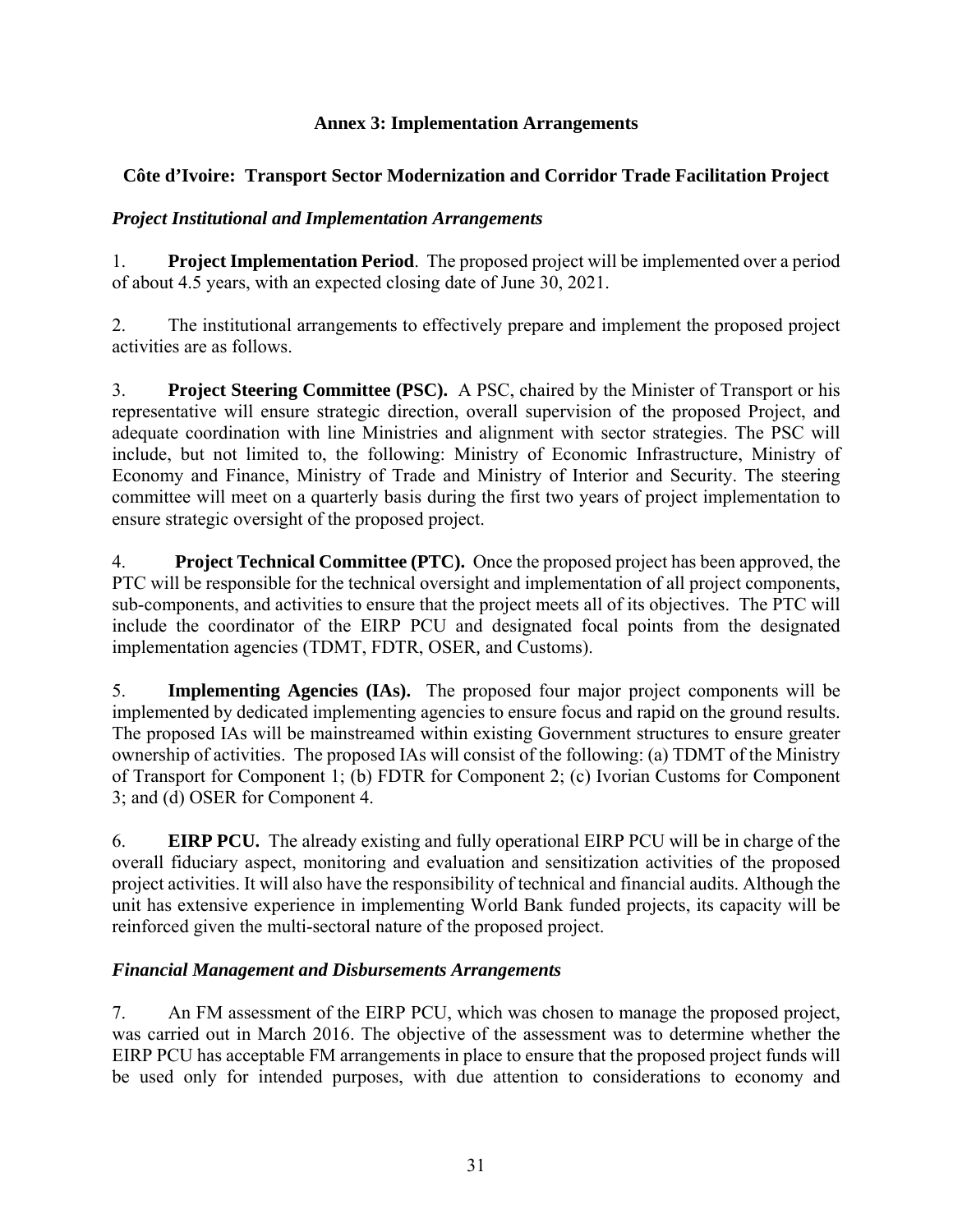## Annex 3: Implementation Arrangements

### Côte d'Ivoire: Transport Sector Modernization and Corridor Trade Facilitation Project

#### *Project Institutional and Implementation Arrangements*

1. **Project Implementation Period**. The proposed project will be implemented over a period of about 4.5 years, with an expected closing date of June 30, 2021.

2. The institutional arrangements to effectively prepare and implement the proposed project activities are as follows.

3. **Project Steering Committee (PSC).** A PSC, chaired by the Minister of Transport or his representative will ensure strategic direction, overall supervision of the proposed Project, and adequate coordination with line Ministries and alignment with sector strategies. The PSC will include, but not limited to, the following: Ministry of Economic Infrastructure, Ministry of Economy and Finance, Ministry of Trade and Ministry of Interior and Security. The steering committee will meet on a quarterly basis during the first two years of project implementation to ensure strategic oversight of the proposed project.

4. **Project Technical Committee (PTC).** Once the proposed project has been approved, the PTC will be responsible for the technical oversight and implementation of all project components, sub-components, and activities to ensure that the project meets all of its objectives. The PTC will include the coordinator of the EIRP PCU and designated focal points from the designated implementation agencies (TDMT, FDTR, OSER, and Customs).

5. **Implementing Agencies (IAs).** The proposed four major project components will be implemented by dedicated implementing agencies to ensure focus and rapid on the ground results. The proposed IAs will be mainstreamed within existing Government structures to ensure greater ownership of activities. The proposed IAs will consist of the following: (a) TDMT of the Ministry of Transport for Component 1; (b) FDTR for Component 2; (c) Ivorian Customs for Component 3; and (d) OSER for Component 4.

6. **EIRP PCU.** The already existing and fully operational EIRP PCU will be in charge of the overall fiduciary aspect, monitoring and evaluation and sensitization activities of the proposed project activities. It will also have the responsibility of technical and financial audits. Although the unit has extensive experience in implementing World Bank funded projects, its capacity will be reinforced given the multi-sectoral nature of the proposed project.

#### *Financial Management and Disbursements Arrangements*

7. An FM assessment of the EIRP PCU, which was chosen to manage the proposed project, was carried out in March 2016. The objective of the assessment was to determine whether the EIRP PCU has acceptable FM arrangements in place to ensure that the proposed project funds will be used only for intended purposes, with due attention to considerations to economy and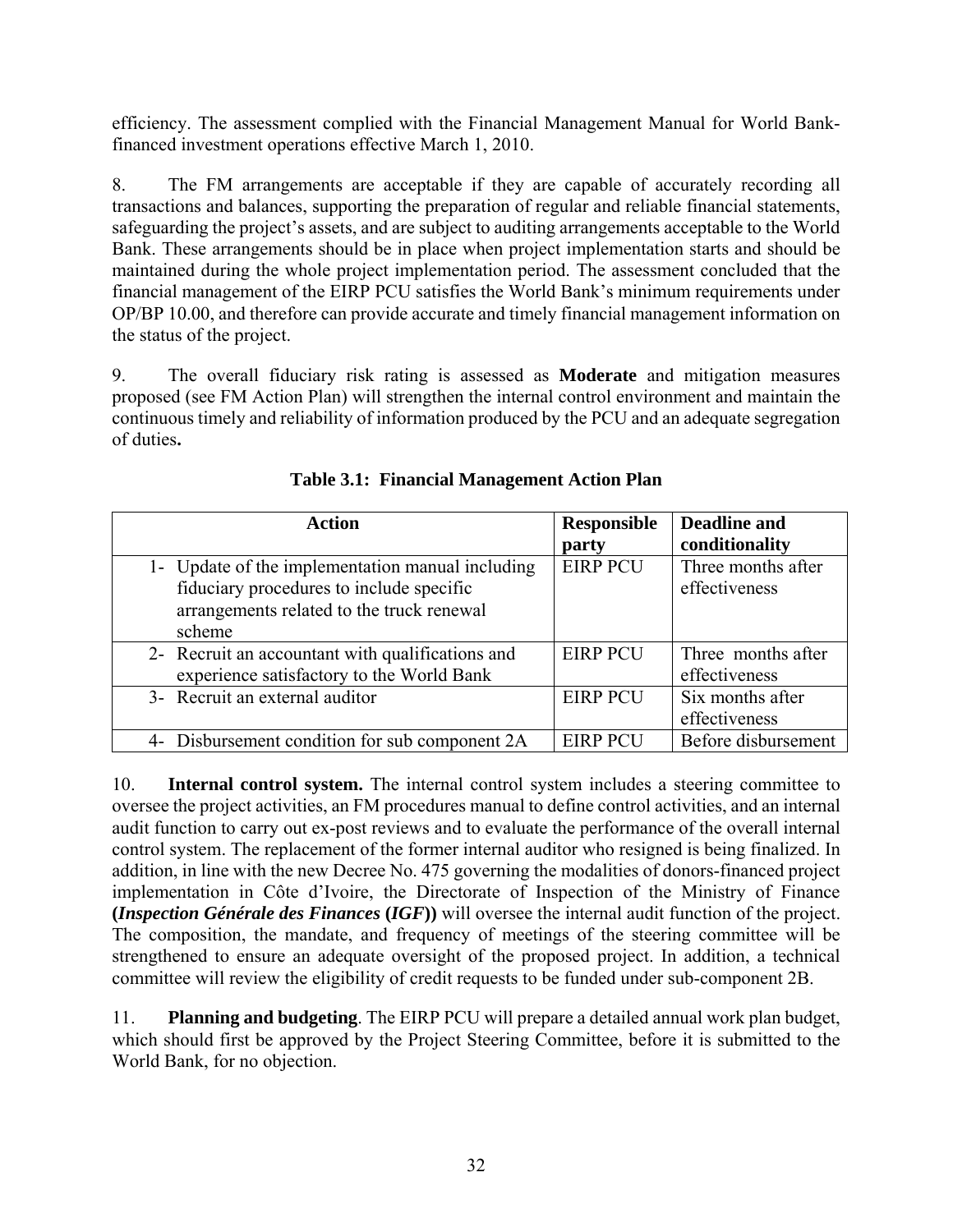efficiency. The assessment complied with the Financial Management Manual for World Bank-financed investment operations effective March 1, 2010.

8. The FM arrangements are acceptable if they are capable of accurately recording all transactions and balances, supporting the preparation of regular and reliable financial statements, safeguarding the project's assets, and are subject to auditing arrangements acceptable to the World Bank. These arrangements should be in place when project implementation starts and should be maintained during the whole project implementation period. The assessment concluded that the financial management of the EIRP PCU satisfies the World Bank's minimum requirements under OP/BP 10.00, and therefore can provide accurate and timely financial management information on the status of the project.

9. The overall fiduciary risk rating is assessed as **Moderate** and mitigation measures proposed (see FM Action Plan) will strengthen the internal control environment and maintain the continuous timely and reliability of information produced by the PCU and an adequate segregation of duties**.**

**Table 3.1: Financial Management Action Plan**

| Action | Responsible party | Deadline and conditionality |
|---|---|---|
| 1- Update of the implementation manual including fiduciary procedures to include specific arrangements related to the truck renewal scheme | EIRP PCU | Three months after effectiveness |
| 2- Recruit an accountant with qualifications and experience satisfactory to the World Bank | EIRP PCU | Three months after effectiveness |
| 3- Recruit an external auditor | EIRP PCU | Six months after effectiveness |
| 4- Disbursement condition for sub component 2A | EIRP PCU | Before disbursement |

10. **Internal control system.** The internal control system includes a steering committee to oversee the project activities, an FM procedures manual to define control activities, and an internal audit function to carry out ex-post reviews and to evaluate the performance of the overall internal control system. The replacement of the former internal auditor who resigned is being finalized. In addition, in line with the new Decree No. 475 governing the modalities of donors-financed project implementation in Côte d'Ivoire, the Directorate of Inspection of the Ministry of Finance **(*Inspection Générale des Finances* (*IGF*))** will oversee the internal audit function of the project. The composition, the mandate, and frequency of meetings of the steering committee will be strengthened to ensure an adequate oversight of the proposed project. In addition, a technical committee will review the eligibility of credit requests to be funded under sub-component 2B.

11. **Planning and budgeting**. The EIRP PCU will prepare a detailed annual work plan budget, which should first be approved by the Project Steering Committee, before it is submitted to the World Bank, for no objection.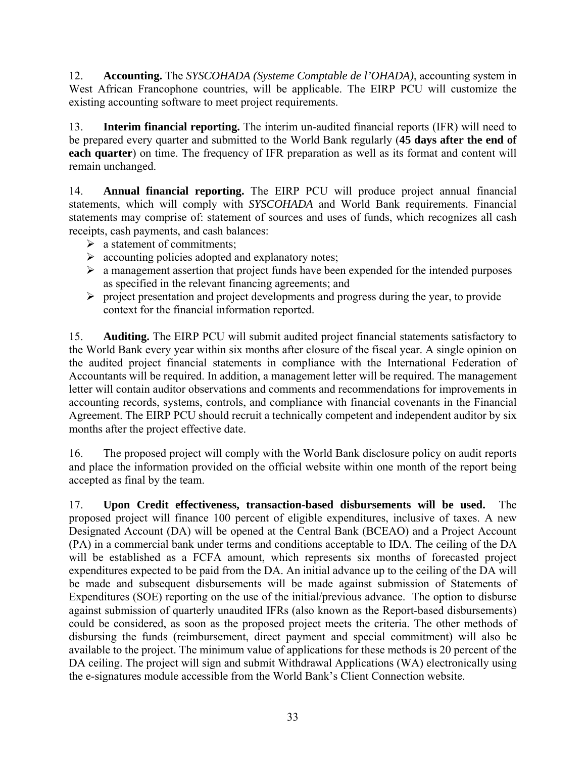12. **Accounting.** The *SYSCOHADA (Systeme Comptable de l'OHADA)*, accounting system in West African Francophone countries, will be applicable. The EIRP PCU will customize the existing accounting software to meet project requirements.

13. **Interim financial reporting.** The interim un-audited financial reports (IFR) will need to be prepared every quarter and submitted to the World Bank regularly (**45 days after the end of each quarter**) on time. The frequency of IFR preparation as well as its format and content will remain unchanged.

14. **Annual financial reporting.** The EIRP PCU will produce project annual financial statements, which will comply with *SYSCOHADA* and World Bank requirements. Financial statements may comprise of: statement of sources and uses of funds, which recognizes all cash receipts, cash payments, and cash balances:

- a statement of commitments;
- accounting policies adopted and explanatory notes;
- a management assertion that project funds have been expended for the intended purposes as specified in the relevant financing agreements; and
- project presentation and project developments and progress during the year, to provide context for the financial information reported.

15. **Auditing.** The EIRP PCU will submit audited project financial statements satisfactory to the World Bank every year within six months after closure of the fiscal year. A single opinion on the audited project financial statements in compliance with the International Federation of Accountants will be required. In addition, a management letter will be required. The management letter will contain auditor observations and comments and recommendations for improvements in accounting records, systems, controls, and compliance with financial covenants in the Financial Agreement. The EIRP PCU should recruit a technically competent and independent auditor by six months after the project effective date.

16. The proposed project will comply with the World Bank disclosure policy on audit reports and place the information provided on the official website within one month of the report being accepted as final by the team.

17. **Upon Credit effectiveness, transaction-based disbursements will be used.** The proposed project will finance 100 percent of eligible expenditures, inclusive of taxes. A new Designated Account (DA) will be opened at the Central Bank (BCEAO) and a Project Account (PA) in a commercial bank under terms and conditions acceptable to IDA. The ceiling of the DA will be established as a FCFA amount, which represents six months of forecasted project expenditures expected to be paid from the DA. An initial advance up to the ceiling of the DA will be made and subsequent disbursements will be made against submission of Statements of Expenditures (SOE) reporting on the use of the initial/previous advance. The option to disburse against submission of quarterly unaudited IFRs (also known as the Report-based disbursements) could be considered, as soon as the proposed project meets the criteria. The other methods of disbursing the funds (reimbursement, direct payment and special commitment) will also be available to the project. The minimum value of applications for these methods is 20 percent of the DA ceiling. The project will sign and submit Withdrawal Applications (WA) electronically using the e-signatures module accessible from the World Bank's Client Connection website.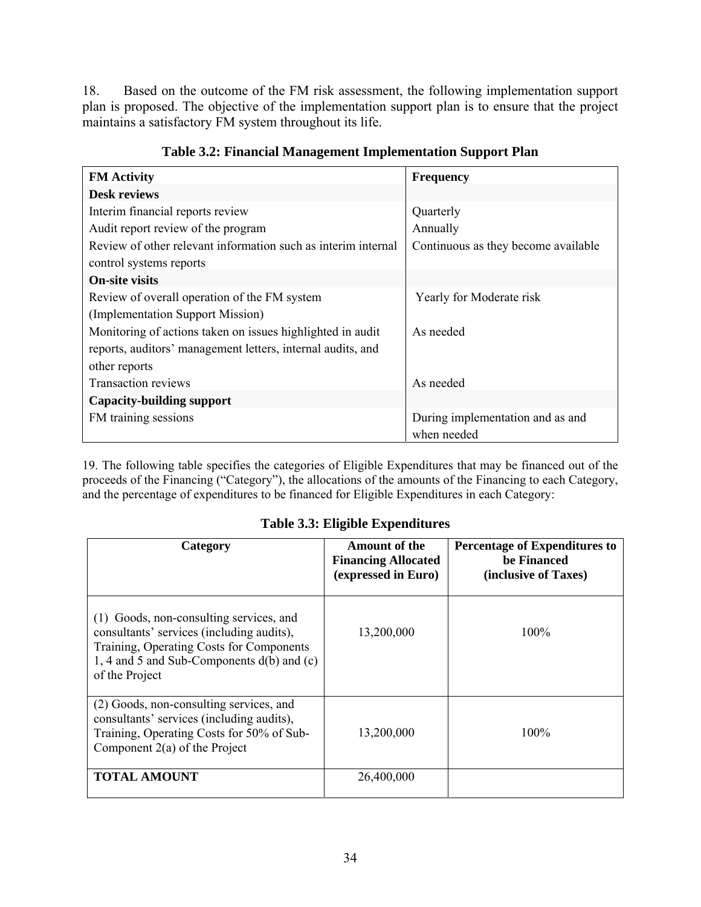18. Based on the outcome of the FM risk assessment, the following implementation support plan is proposed. The objective of the implementation support plan is to ensure that the project maintains a satisfactory FM system throughout its life.

**Table 3.2: Financial Management Implementation Support Plan**

| FM Activity | Frequency |
|---|---|
| **Desk reviews** | |
| Interim financial reports review | Quarterly |
| Audit report review of the program | Annually |
| Review of other relevant information such as interim internal control systems reports | Continuous as they become available |
| **On-site visits** | |
| Review of overall operation of the FM system (Implementation Support Mission) | Yearly for Moderate risk |
| Monitoring of actions taken on issues highlighted in audit reports, auditors' management letters, internal audits, and other reports | As needed |
| Transaction reviews | As needed |
| **Capacity-building support** | |
| FM training sessions | During implementation and as and when needed |

19. The following table specifies the categories of Eligible Expenditures that may be financed out of the proceeds of the Financing ("Category"), the allocations of the amounts of the Financing to each Category, and the percentage of expenditures to be financed for Eligible Expenditures in each Category:

**Table 3.3: Eligible Expenditures**

| Category | Amount of the Financing Allocated (expressed in Euro) | Percentage of Expenditures to be Financed (inclusive of Taxes) |
|---|---|---|
| (1) Goods, non-consulting services, and consultants' services (including audits), Training, Operating Costs for Components 1, 4 and 5 and Sub-Components d(b) and (c) of the Project | 13,200,000 | 100% |
| (2) Goods, non-consulting services, and consultants' services (including audits), Training, Operating Costs for 50% of Sub-Component 2(a) of the Project | 13,200,000 | 100% |
| **TOTAL AMOUNT** | 26,400,000 | |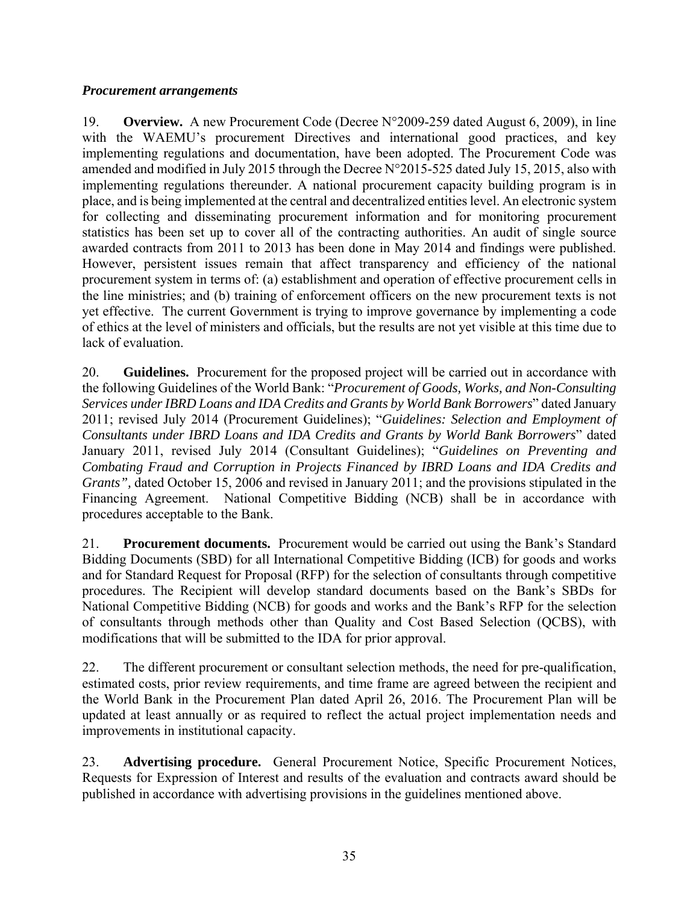***Procurement arrangements***

19. **Overview.** A new Procurement Code (Decree N°2009-259 dated August 6, 2009), in line with the WAEMU's procurement Directives and international good practices, and key implementing regulations and documentation, have been adopted. The Procurement Code was amended and modified in July 2015 through the Decree N°2015-525 dated July 15, 2015, also with implementing regulations thereunder. A national procurement capacity building program is in place, and is being implemented at the central and decentralized entities level. An electronic system for collecting and disseminating procurement information and for monitoring procurement statistics has been set up to cover all of the contracting authorities. An audit of single source awarded contracts from 2011 to 2013 has been done in May 2014 and findings were published. However, persistent issues remain that affect transparency and efficiency of the national procurement system in terms of: (a) establishment and operation of effective procurement cells in the line ministries; and (b) training of enforcement officers on the new procurement texts is not yet effective. The current Government is trying to improve governance by implementing a code of ethics at the level of ministers and officials, but the results are not yet visible at this time due to lack of evaluation.

20. **Guidelines.** Procurement for the proposed project will be carried out in accordance with the following Guidelines of the World Bank: "*Procurement of Goods, Works, and Non-Consulting Services under IBRD Loans and IDA Credits and Grants by World Bank Borrowers*" dated January 2011; revised July 2014 (Procurement Guidelines); "*Guidelines: Selection and Employment of Consultants under IBRD Loans and IDA Credits and Grants by World Bank Borrowers*" dated January 2011, revised July 2014 (Consultant Guidelines); "*Guidelines on Preventing and Combating Fraud and Corruption in Projects Financed by IBRD Loans and IDA Credits and Grants",* dated October 15, 2006 and revised in January 2011; and the provisions stipulated in the Financing Agreement. National Competitive Bidding (NCB) shall be in accordance with procedures acceptable to the Bank.

21. **Procurement documents.** Procurement would be carried out using the Bank's Standard Bidding Documents (SBD) for all International Competitive Bidding (ICB) for goods and works and for Standard Request for Proposal (RFP) for the selection of consultants through competitive procedures. The Recipient will develop standard documents based on the Bank's SBDs for National Competitive Bidding (NCB) for goods and works and the Bank's RFP for the selection of consultants through methods other than Quality and Cost Based Selection (QCBS), with modifications that will be submitted to the IDA for prior approval.

22. The different procurement or consultant selection methods, the need for pre-qualification, estimated costs, prior review requirements, and time frame are agreed between the recipient and the World Bank in the Procurement Plan dated April 26, 2016. The Procurement Plan will be updated at least annually or as required to reflect the actual project implementation needs and improvements in institutional capacity.

23. **Advertising procedure.** General Procurement Notice, Specific Procurement Notices, Requests for Expression of Interest and results of the evaluation and contracts award should be published in accordance with advertising provisions in the guidelines mentioned above.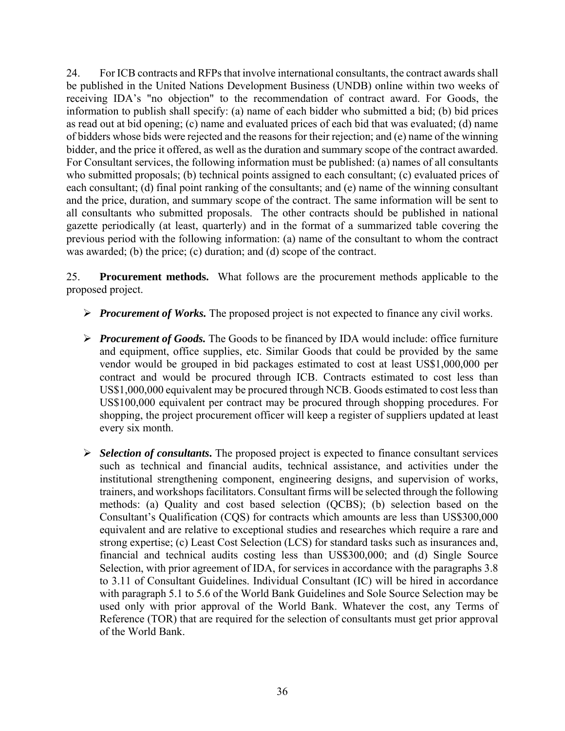24. For ICB contracts and RFPs that involve international consultants, the contract awards shall be published in the United Nations Development Business (UNDB) online within two weeks of receiving IDA's "no objection" to the recommendation of contract award. For Goods, the information to publish shall specify: (a) name of each bidder who submitted a bid; (b) bid prices as read out at bid opening; (c) name and evaluated prices of each bid that was evaluated; (d) name of bidders whose bids were rejected and the reasons for their rejection; and (e) name of the winning bidder, and the price it offered, as well as the duration and summary scope of the contract awarded. For Consultant services, the following information must be published: (a) names of all consultants who submitted proposals; (b) technical points assigned to each consultant; (c) evaluated prices of each consultant; (d) final point ranking of the consultants; and (e) name of the winning consultant and the price, duration, and summary scope of the contract. The same information will be sent to all consultants who submitted proposals. The other contracts should be published in national gazette periodically (at least, quarterly) and in the format of a summarized table covering the previous period with the following information: (a) name of the consultant to whom the contract was awarded; (b) the price; (c) duration; and (d) scope of the contract.

25. **Procurement methods.** What follows are the procurement methods applicable to the proposed project.

- ***Procurement of Works.*** The proposed project is not expected to finance any civil works.

- ***Procurement of Goods.*** The Goods to be financed by IDA would include: office furniture and equipment, office supplies, etc. Similar Goods that could be provided by the same vendor would be grouped in bid packages estimated to cost at least US$1,000,000 per contract and would be procured through ICB. Contracts estimated to cost less than US$1,000,000 equivalent may be procured through NCB. Goods estimated to cost less than US$100,000 equivalent per contract may be procured through shopping procedures. For shopping, the project procurement officer will keep a register of suppliers updated at least every six month.

- ***Selection of consultants.*** The proposed project is expected to finance consultant services such as technical and financial audits, technical assistance, and activities under the institutional strengthening component, engineering designs, and supervision of works, trainers, and workshops facilitators. Consultant firms will be selected through the following methods: (a) Quality and cost based selection (QCBS); (b) selection based on the Consultant's Qualification (CQS) for contracts which amounts are less than US$300,000 equivalent and are relative to exceptional studies and researches which require a rare and strong expertise; (c) Least Cost Selection (LCS) for standard tasks such as insurances and, financial and technical audits costing less than US$300,000; and (d) Single Source Selection, with prior agreement of IDA, for services in accordance with the paragraphs 3.8 to 3.11 of Consultant Guidelines. Individual Consultant (IC) will be hired in accordance with paragraph 5.1 to 5.6 of the World Bank Guidelines and Sole Source Selection may be used only with prior approval of the World Bank. Whatever the cost, any Terms of Reference (TOR) that are required for the selection of consultants must get prior approval of the World Bank.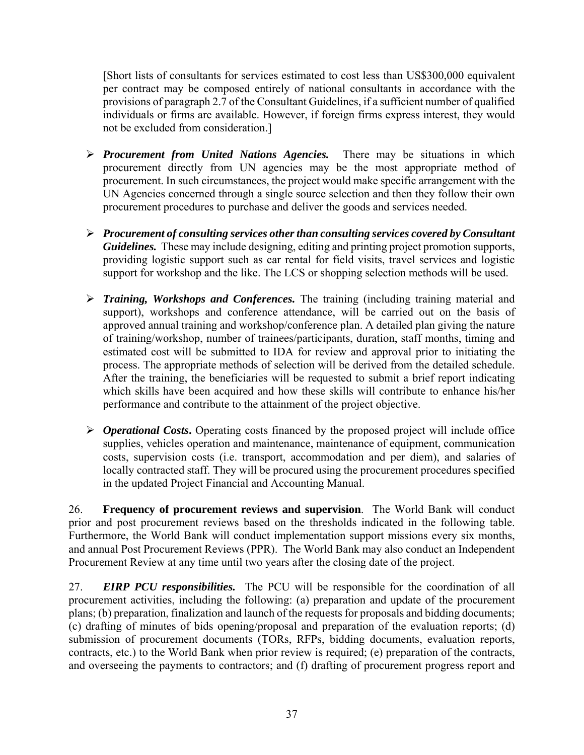[Short lists of consultants for services estimated to cost less than US$300,000 equivalent per contract may be composed entirely of national consultants in accordance with the provisions of paragraph 2.7 of the Consultant Guidelines, if a sufficient number of qualified individuals or firms are available. However, if foreign firms express interest, they would not be excluded from consideration.]

- ***Procurement from United Nations Agencies.*** There may be situations in which procurement directly from UN agencies may be the most appropriate method of procurement. In such circumstances, the project would make specific arrangement with the UN Agencies concerned through a single source selection and then they follow their own procurement procedures to purchase and deliver the goods and services needed.

- ***Procurement of consulting services other than consulting services covered by Consultant Guidelines.*** These may include designing, editing and printing project promotion supports, providing logistic support such as car rental for field visits, travel services and logistic support for workshop and the like. The LCS or shopping selection methods will be used.

- ***Training, Workshops and Conferences.*** The training (including training material and support), workshops and conference attendance, will be carried out on the basis of approved annual training and workshop/conference plan. A detailed plan giving the nature of training/workshop, number of trainees/participants, duration, staff months, timing and estimated cost will be submitted to IDA for review and approval prior to initiating the process. The appropriate methods of selection will be derived from the detailed schedule. After the training, the beneficiaries will be requested to submit a brief report indicating which skills have been acquired and how these skills will contribute to enhance his/her performance and contribute to the attainment of the project objective.

- ***Operational Costs***. Operating costs financed by the proposed project will include office supplies, vehicles operation and maintenance, maintenance of equipment, communication costs, supervision costs (i.e. transport, accommodation and per diem), and salaries of locally contracted staff. They will be procured using the procurement procedures specified in the updated Project Financial and Accounting Manual.

26. **Frequency of procurement reviews and supervision**. The World Bank will conduct prior and post procurement reviews based on the thresholds indicated in the following table. Furthermore, the World Bank will conduct implementation support missions every six months, and annual Post Procurement Reviews (PPR). The World Bank may also conduct an Independent Procurement Review at any time until two years after the closing date of the project.

27. ***EIRP PCU responsibilities.*** The PCU will be responsible for the coordination of all procurement activities, including the following: (a) preparation and update of the procurement plans; (b) preparation, finalization and launch of the requests for proposals and bidding documents; (c) drafting of minutes of bids opening/proposal and preparation of the evaluation reports; (d) submission of procurement documents (TORs, RFPs, bidding documents, evaluation reports, contracts, etc.) to the World Bank when prior review is required; (e) preparation of the contracts, and overseeing the payments to contractors; and (f) drafting of procurement progress report and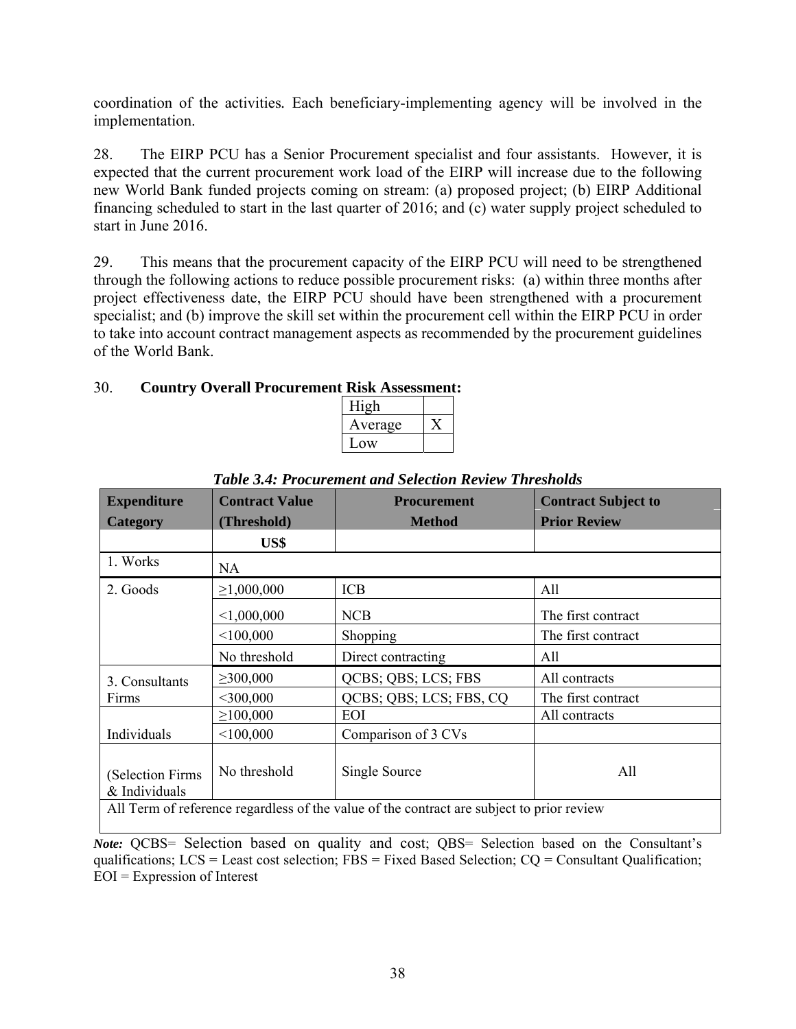coordination of the activities. Each beneficiary-implementing agency will be involved in the implementation.

28. The EIRP PCU has a Senior Procurement specialist and four assistants. However, it is expected that the current procurement work load of the EIRP will increase due to the following new World Bank funded projects coming on stream: (a) proposed project; (b) EIRP Additional financing scheduled to start in the last quarter of 2016; and (c) water supply project scheduled to start in June 2016.

29. This means that the procurement capacity of the EIRP PCU will need to be strengthened through the following actions to reduce possible procurement risks: (a) within three months after project effectiveness date, the EIRP PCU should have been strengthened with a procurement specialist; and (b) improve the skill set within the procurement cell within the EIRP PCU in order to take into account contract management aspects as recommended by the procurement guidelines of the World Bank.

30. **Country Overall Procurement Risk Assessment:**

| | |
|---|---|
| High | |
| Average | X |
| Low | |

***Table 3.4: Procurement and Selection Review Thresholds***

| Expenditure Category | Contract Value (Threshold) | Procurement Method | Contract Subject to Prior Review |
|---|---|---|---|
| | **US$** | | |
| 1. Works | NA | | |
| 2. Goods | ≥1,000,000 | ICB | All |
| | <1,000,000 | NCB | The first contract |
| | <100,000 | Shopping | The first contract |
| | No threshold | Direct contracting | All |
| 3. Consultants Firms | ≥300,000 | QCBS; QBS; LCS; FBS | All contracts |
| | <300,000 | QCBS; QBS; LCS; FBS, CQ | The first contract |
| Individuals | ≥100,000 | EOI | All contracts |
| | <100,000 | Comparison of 3 CVs | |
| (Selection Firms & Individuals | No threshold | Single Source | All |
| All Term of reference regardless of the value of the contract are subject to prior review | | | |

***Note:*** QCBS= Selection based on quality and cost; QBS= Selection based on the Consultant's qualifications; LCS = Least cost selection; FBS = Fixed Based Selection; CQ = Consultant Qualification; EOI = Expression of Interest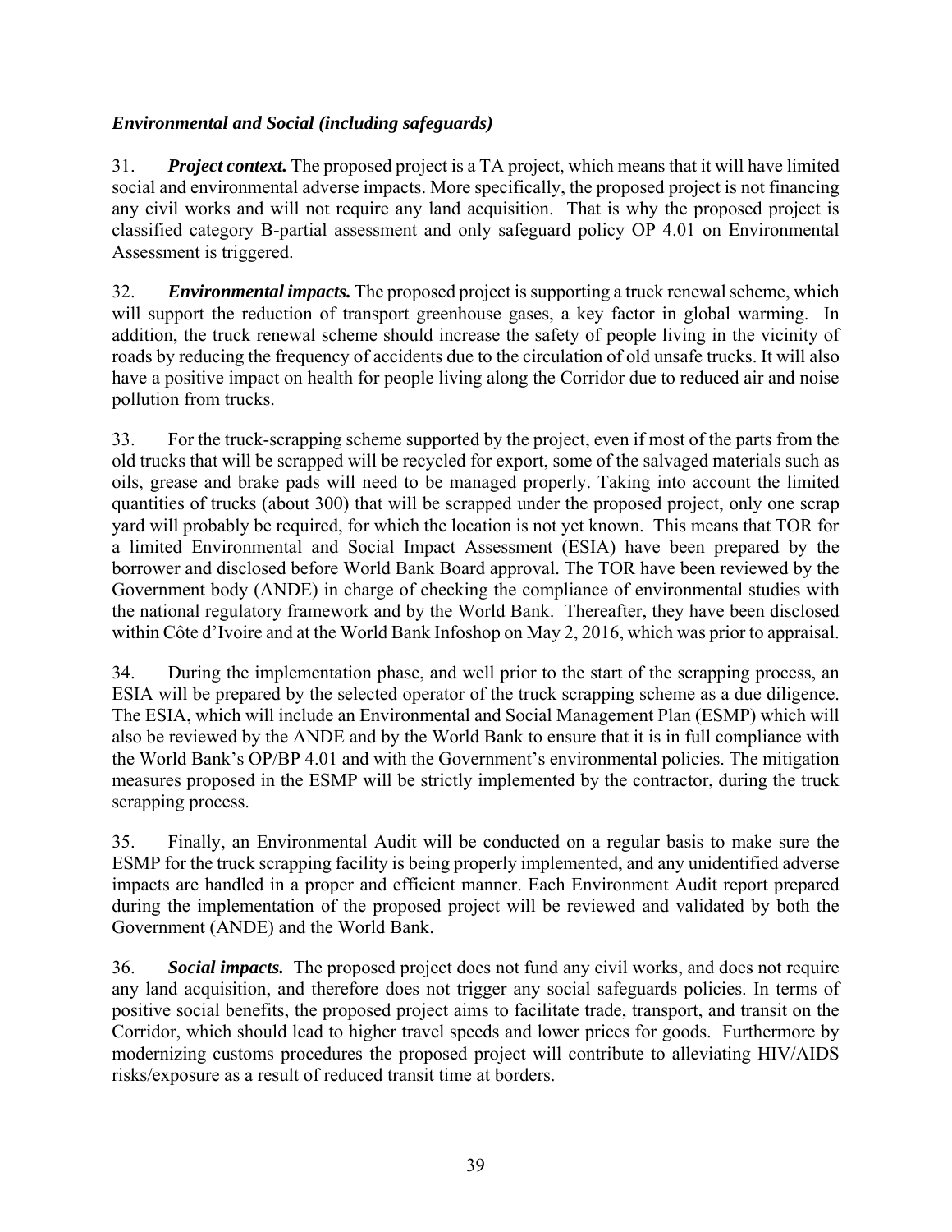### *Environmental and Social (including safeguards)*

31. ***Project context.*** The proposed project is a TA project, which means that it will have limited social and environmental adverse impacts. More specifically, the proposed project is not financing any civil works and will not require any land acquisition. That is why the proposed project is classified category B-partial assessment and only safeguard policy OP 4.01 on Environmental Assessment is triggered.

32. ***Environmental impacts.*** The proposed project is supporting a truck renewal scheme, which will support the reduction of transport greenhouse gases, a key factor in global warming. In addition, the truck renewal scheme should increase the safety of people living in the vicinity of roads by reducing the frequency of accidents due to the circulation of old unsafe trucks. It will also have a positive impact on health for people living along the Corridor due to reduced air and noise pollution from trucks.

33. For the truck-scrapping scheme supported by the project, even if most of the parts from the old trucks that will be scrapped will be recycled for export, some of the salvaged materials such as oils, grease and brake pads will need to be managed properly. Taking into account the limited quantities of trucks (about 300) that will be scrapped under the proposed project, only one scrap yard will probably be required, for which the location is not yet known. This means that TOR for a limited Environmental and Social Impact Assessment (ESIA) have been prepared by the borrower and disclosed before World Bank Board approval. The TOR have been reviewed by the Government body (ANDE) in charge of checking the compliance of environmental studies with the national regulatory framework and by the World Bank. Thereafter, they have been disclosed within Côte d'Ivoire and at the World Bank Infoshop on May 2, 2016, which was prior to appraisal.

34. During the implementation phase, and well prior to the start of the scrapping process, an ESIA will be prepared by the selected operator of the truck scrapping scheme as a due diligence. The ESIA, which will include an Environmental and Social Management Plan (ESMP) which will also be reviewed by the ANDE and by the World Bank to ensure that it is in full compliance with the World Bank's OP/BP 4.01 and with the Government's environmental policies. The mitigation measures proposed in the ESMP will be strictly implemented by the contractor, during the truck scrapping process.

35. Finally, an Environmental Audit will be conducted on a regular basis to make sure the ESMP for the truck scrapping facility is being properly implemented, and any unidentified adverse impacts are handled in a proper and efficient manner. Each Environment Audit report prepared during the implementation of the proposed project will be reviewed and validated by both the Government (ANDE) and the World Bank.

36. ***Social impacts.*** The proposed project does not fund any civil works, and does not require any land acquisition, and therefore does not trigger any social safeguards policies. In terms of positive social benefits, the proposed project aims to facilitate trade, transport, and transit on the Corridor, which should lead to higher travel speeds and lower prices for goods. Furthermore by modernizing customs procedures the proposed project will contribute to alleviating HIV/AIDS risks/exposure as a result of reduced transit time at borders.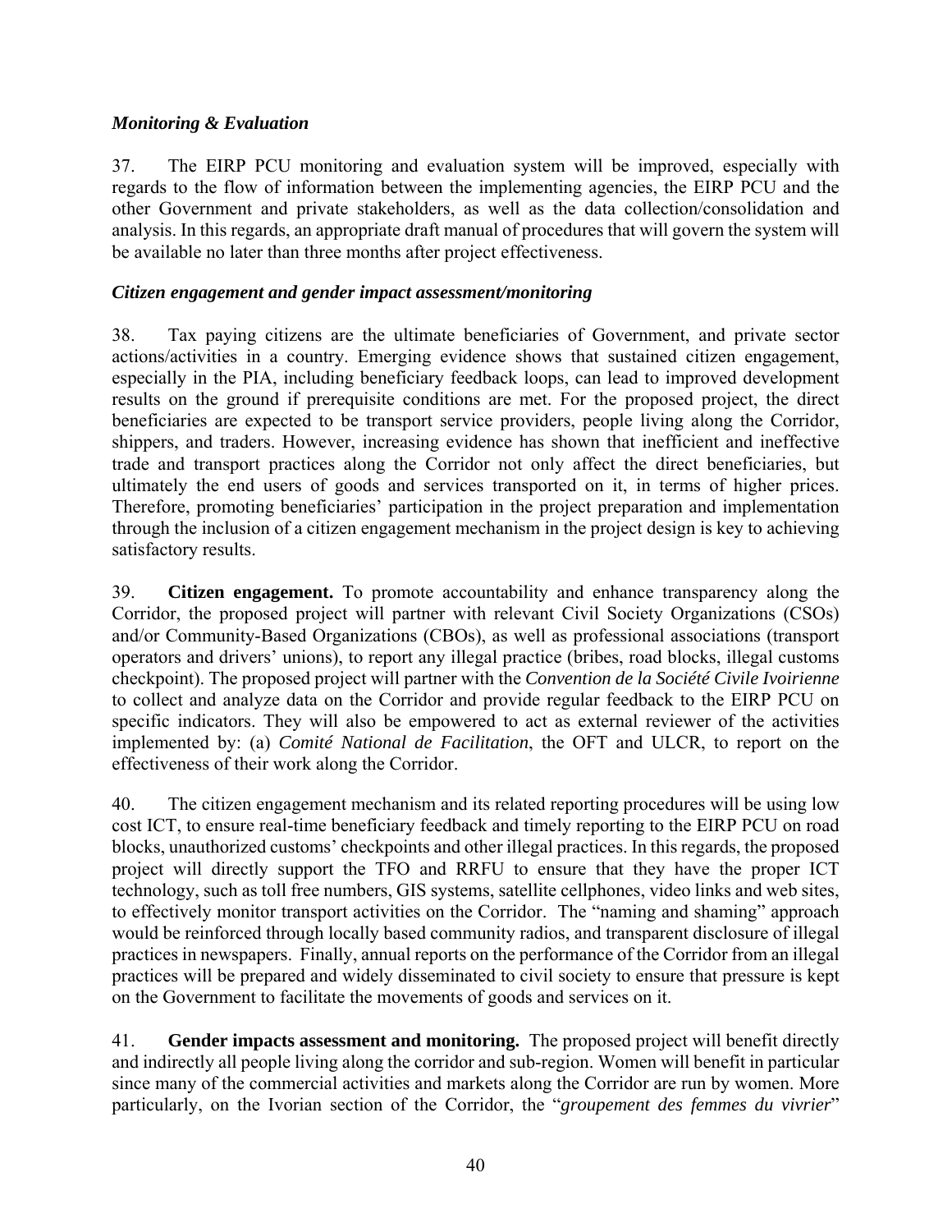*Monitoring & Evaluation*

37. The EIRP PCU monitoring and evaluation system will be improved, especially with regards to the flow of information between the implementing agencies, the EIRP PCU and the other Government and private stakeholders, as well as the data collection/consolidation and analysis. In this regards, an appropriate draft manual of procedures that will govern the system will be available no later than three months after project effectiveness.

*Citizen engagement and gender impact assessment/monitoring*

38. Tax paying citizens are the ultimate beneficiaries of Government, and private sector actions/activities in a country. Emerging evidence shows that sustained citizen engagement, especially in the PIA, including beneficiary feedback loops, can lead to improved development results on the ground if prerequisite conditions are met. For the proposed project, the direct beneficiaries are expected to be transport service providers, people living along the Corridor, shippers, and traders. However, increasing evidence has shown that inefficient and ineffective trade and transport practices along the Corridor not only affect the direct beneficiaries, but ultimately the end users of goods and services transported on it, in terms of higher prices. Therefore, promoting beneficiaries' participation in the project preparation and implementation through the inclusion of a citizen engagement mechanism in the project design is key to achieving satisfactory results.

39. **Citizen engagement.** To promote accountability and enhance transparency along the Corridor, the proposed project will partner with relevant Civil Society Organizations (CSOs) and/or Community-Based Organizations (CBOs), as well as professional associations (transport operators and drivers' unions), to report any illegal practice (bribes, road blocks, illegal customs checkpoint). The proposed project will partner with the *Convention de la Société Civile Ivoirienne* to collect and analyze data on the Corridor and provide regular feedback to the EIRP PCU on specific indicators. They will also be empowered to act as external reviewer of the activities implemented by: (a) *Comité National de Facilitation*, the OFT and ULCR, to report on the effectiveness of their work along the Corridor.

40. The citizen engagement mechanism and its related reporting procedures will be using low cost ICT, to ensure real-time beneficiary feedback and timely reporting to the EIRP PCU on road blocks, unauthorized customs' checkpoints and other illegal practices. In this regards, the proposed project will directly support the TFO and RRFU to ensure that they have the proper ICT technology, such as toll free numbers, GIS systems, satellite cellphones, video links and web sites, to effectively monitor transport activities on the Corridor. The "naming and shaming" approach would be reinforced through locally based community radios, and transparent disclosure of illegal practices in newspapers. Finally, annual reports on the performance of the Corridor from an illegal practices will be prepared and widely disseminated to civil society to ensure that pressure is kept on the Government to facilitate the movements of goods and services on it.

41. **Gender impacts assessment and monitoring.** The proposed project will benefit directly and indirectly all people living along the corridor and sub-region. Women will benefit in particular since many of the commercial activities and markets along the Corridor are run by women. More particularly, on the Ivorian section of the Corridor, the "*groupement des femmes du vivrier*"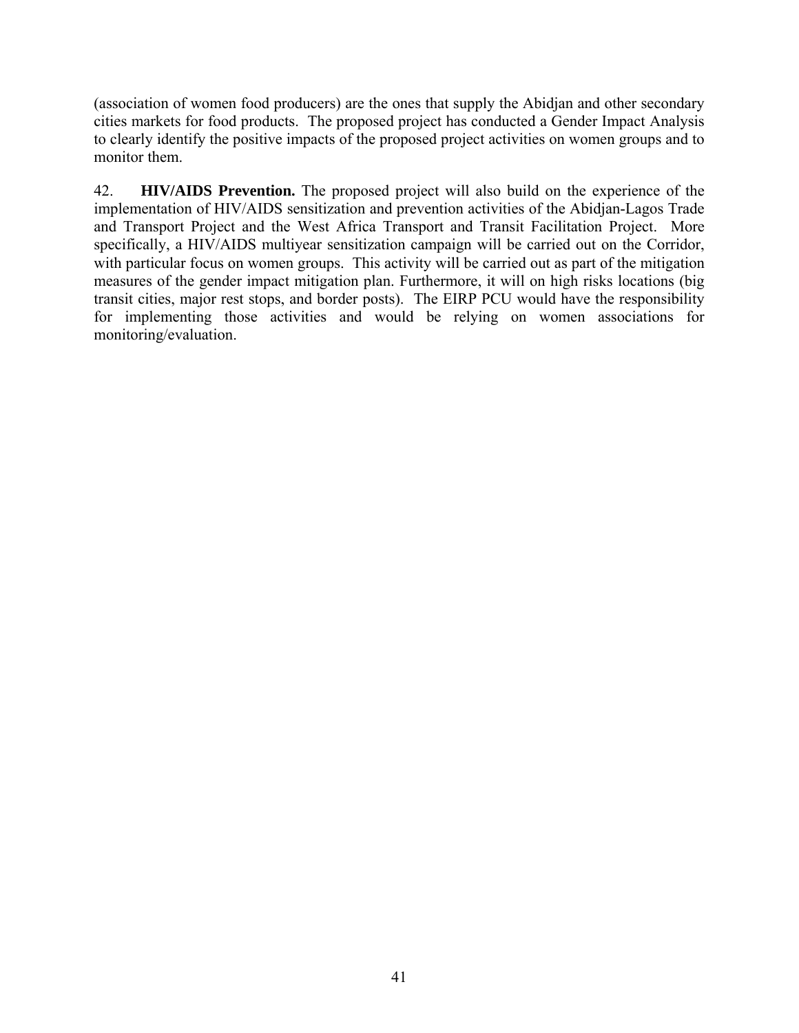(association of women food producers) are the ones that supply the Abidjan and other secondary cities markets for food products. The proposed project has conducted a Gender Impact Analysis to clearly identify the positive impacts of the proposed project activities on women groups and to monitor them.

42. **HIV/AIDS Prevention.** The proposed project will also build on the experience of the implementation of HIV/AIDS sensitization and prevention activities of the Abidjan-Lagos Trade and Transport Project and the West Africa Transport and Transit Facilitation Project. More specifically, a HIV/AIDS multiyear sensitization campaign will be carried out on the Corridor, with particular focus on women groups. This activity will be carried out as part of the mitigation measures of the gender impact mitigation plan. Furthermore, it will on high risks locations (big transit cities, major rest stops, and border posts). The EIRP PCU would have the responsibility for implementing those activities and would be relying on women associations for monitoring/evaluation.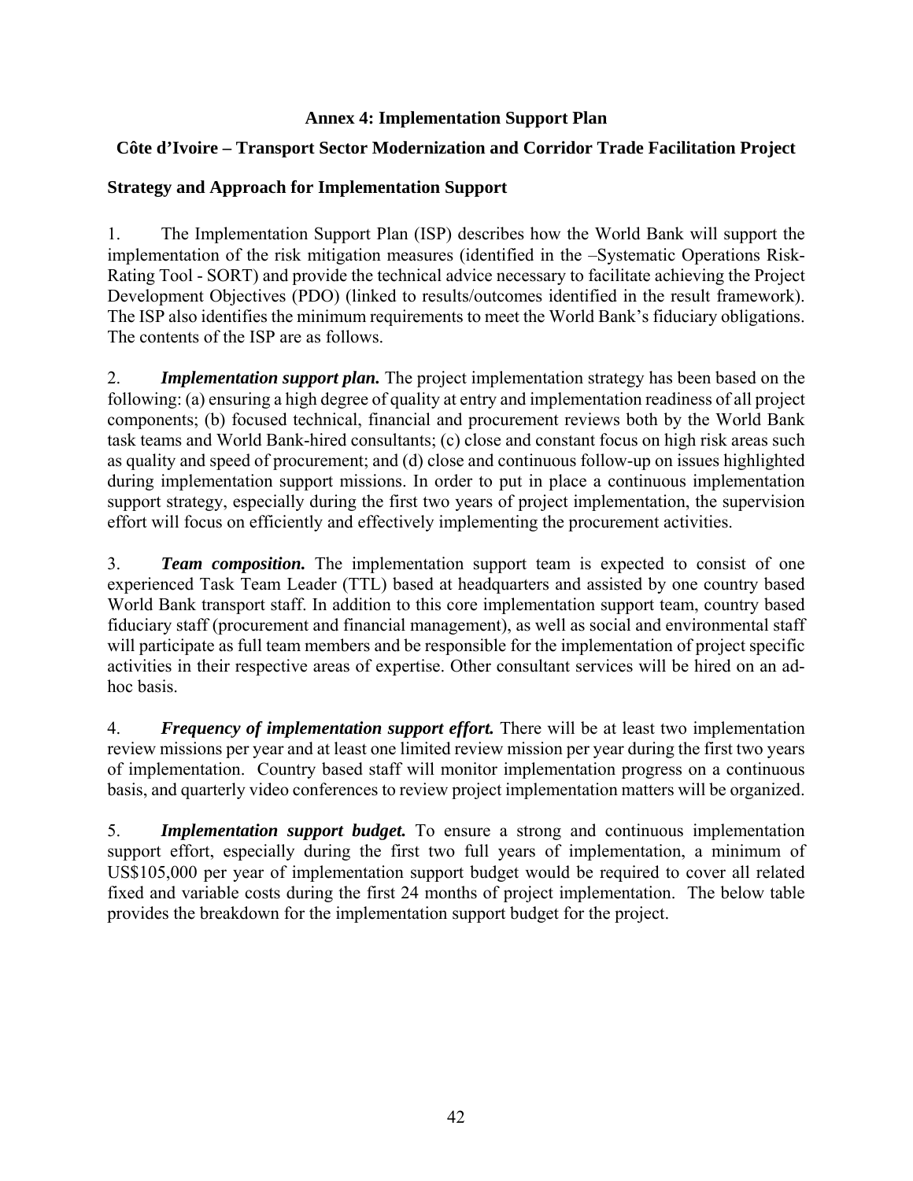# Annex 4: Implementation Support Plan

## Côte d'Ivoire – Transport Sector Modernization and Corridor Trade Facilitation Project

### Strategy and Approach for Implementation Support

1. The Implementation Support Plan (ISP) describes how the World Bank will support the implementation of the risk mitigation measures (identified in the –Systematic Operations Risk-Rating Tool - SORT) and provide the technical advice necessary to facilitate achieving the Project Development Objectives (PDO) (linked to results/outcomes identified in the result framework). The ISP also identifies the minimum requirements to meet the World Bank's fiduciary obligations. The contents of the ISP are as follows.

2. ***Implementation support plan.*** The project implementation strategy has been based on the following: (a) ensuring a high degree of quality at entry and implementation readiness of all project components; (b) focused technical, financial and procurement reviews both by the World Bank task teams and World Bank-hired consultants; (c) close and constant focus on high risk areas such as quality and speed of procurement; and (d) close and continuous follow-up on issues highlighted during implementation support missions. In order to put in place a continuous implementation support strategy, especially during the first two years of project implementation, the supervision effort will focus on efficiently and effectively implementing the procurement activities.

3. ***Team composition.*** The implementation support team is expected to consist of one experienced Task Team Leader (TTL) based at headquarters and assisted by one country based World Bank transport staff. In addition to this core implementation support team, country based fiduciary staff (procurement and financial management), as well as social and environmental staff will participate as full team members and be responsible for the implementation of project specific activities in their respective areas of expertise. Other consultant services will be hired on an ad-hoc basis.

4. ***Frequency of implementation support effort.*** There will be at least two implementation review missions per year and at least one limited review mission per year during the first two years of implementation. Country based staff will monitor implementation progress on a continuous basis, and quarterly video conferences to review project implementation matters will be organized.

5. ***Implementation support budget.*** To ensure a strong and continuous implementation support effort, especially during the first two full years of implementation, a minimum of US$105,000 per year of implementation support budget would be required to cover all related fixed and variable costs during the first 24 months of project implementation. The below table provides the breakdown for the implementation support budget for the project.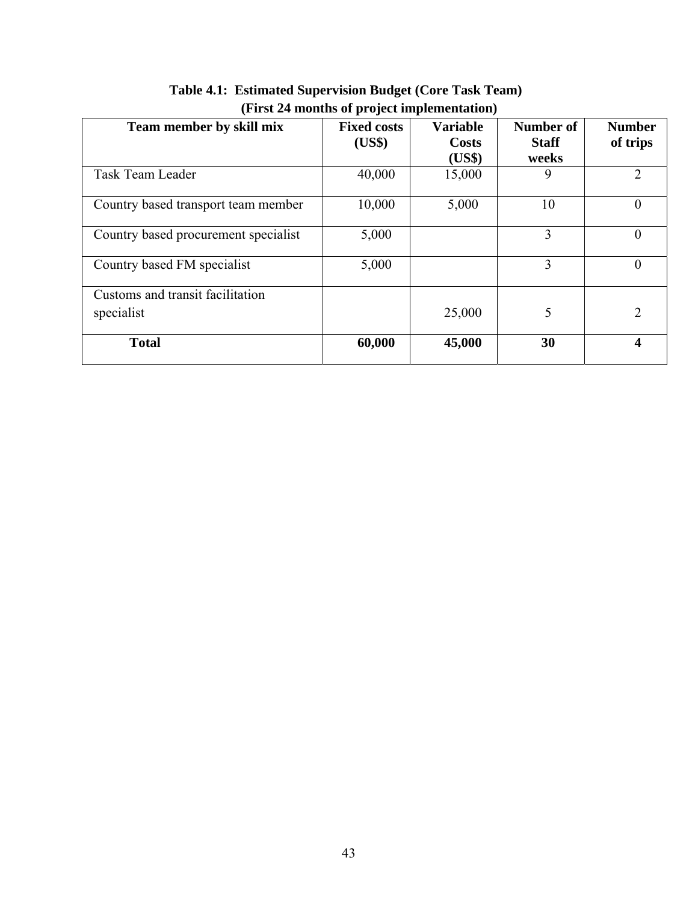**Table 4.1: Estimated Supervision Budget (Core Task Team)**
**(First 24 months of project implementation)**

| Team member by skill mix | Fixed costs (US$) | Variable Costs (US$) | Number of Staff weeks | Number of trips |
|---|---|---|---|---|
| Task Team Leader | 40,000 | 15,000 | 9 | 2 |
| Country based transport team member | 10,000 | 5,000 | 10 | 0 |
| Country based procurement specialist | 5,000 | | 3 | 0 |
| Country based FM specialist | 5,000 | | 3 | 0 |
| Customs and transit facilitation specialist | | 25,000 | 5 | 2 |
| **Total** | **60,000** | **45,000** | **30** | **4** |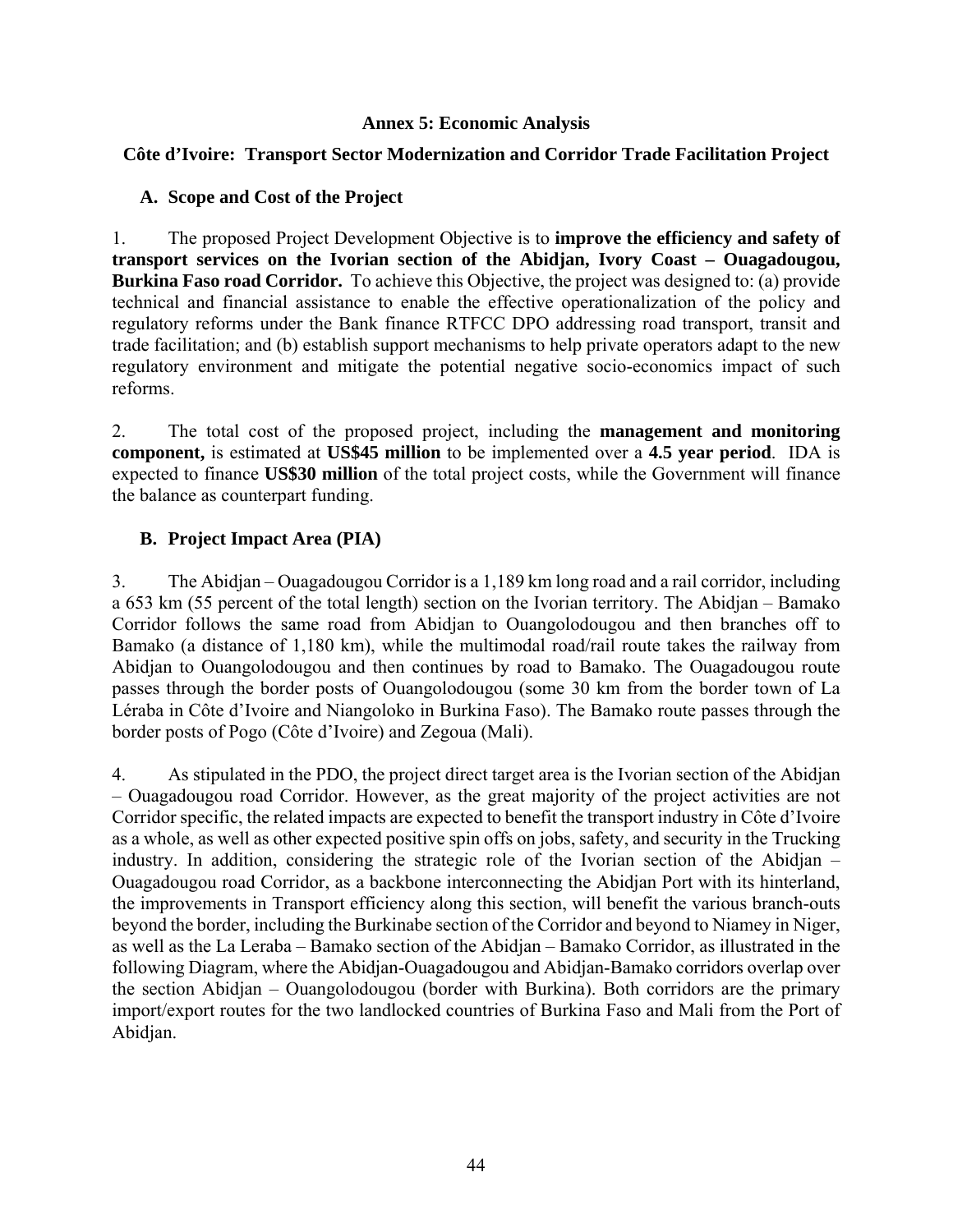### Annex 5: Economic Analysis

### Côte d'Ivoire: Transport Sector Modernization and Corridor Trade Facilitation Project

#### A. Scope and Cost of the Project

1. The proposed Project Development Objective is to **improve the efficiency and safety of transport services on the Ivorian section of the Abidjan, Ivory Coast – Ouagadougou, Burkina Faso road Corridor.** To achieve this Objective, the project was designed to: (a) provide technical and financial assistance to enable the effective operationalization of the policy and regulatory reforms under the Bank finance RTFCC DPO addressing road transport, transit and trade facilitation; and (b) establish support mechanisms to help private operators adapt to the new regulatory environment and mitigate the potential negative socio-economics impact of such reforms.

2. The total cost of the proposed project, including the **management and monitoring component,** is estimated at **US$45 million** to be implemented over a **4.5 year period**. IDA is expected to finance **US$30 million** of the total project costs, while the Government will finance the balance as counterpart funding.

#### B. Project Impact Area (PIA)

3. The Abidjan – Ouagadougou Corridor is a 1,189 km long road and a rail corridor, including a 653 km (55 percent of the total length) section on the Ivorian territory. The Abidjan – Bamako Corridor follows the same road from Abidjan to Ouangolodougou and then branches off to Bamako (a distance of 1,180 km), while the multimodal road/rail route takes the railway from Abidjan to Ouangolodougou and then continues by road to Bamako. The Ouagadougou route passes through the border posts of Ouangolodougou (some 30 km from the border town of La Léraba in Côte d'Ivoire and Niangoloko in Burkina Faso). The Bamako route passes through the border posts of Pogo (Côte d'Ivoire) and Zegoua (Mali).

4. As stipulated in the PDO, the project direct target area is the Ivorian section of the Abidjan – Ouagadougou road Corridor. However, as the great majority of the project activities are not Corridor specific, the related impacts are expected to benefit the transport industry in Côte d'Ivoire as a whole, as well as other expected positive spin offs on jobs, safety, and security in the Trucking industry. In addition, considering the strategic role of the Ivorian section of the Abidjan – Ouagadougou road Corridor, as a backbone interconnecting the Abidjan Port with its hinterland, the improvements in Transport efficiency along this section, will benefit the various branch-outs beyond the border, including the Burkinabe section of the Corridor and beyond to Niamey in Niger, as well as the La Leraba – Bamako section of the Abidjan – Bamako Corridor, as illustrated in the following Diagram, where the Abidjan-Ouagadougou and Abidjan-Bamako corridors overlap over the section Abidjan – Ouangolodougou (border with Burkina). Both corridors are the primary import/export routes for the two landlocked countries of Burkina Faso and Mali from the Port of Abidjan.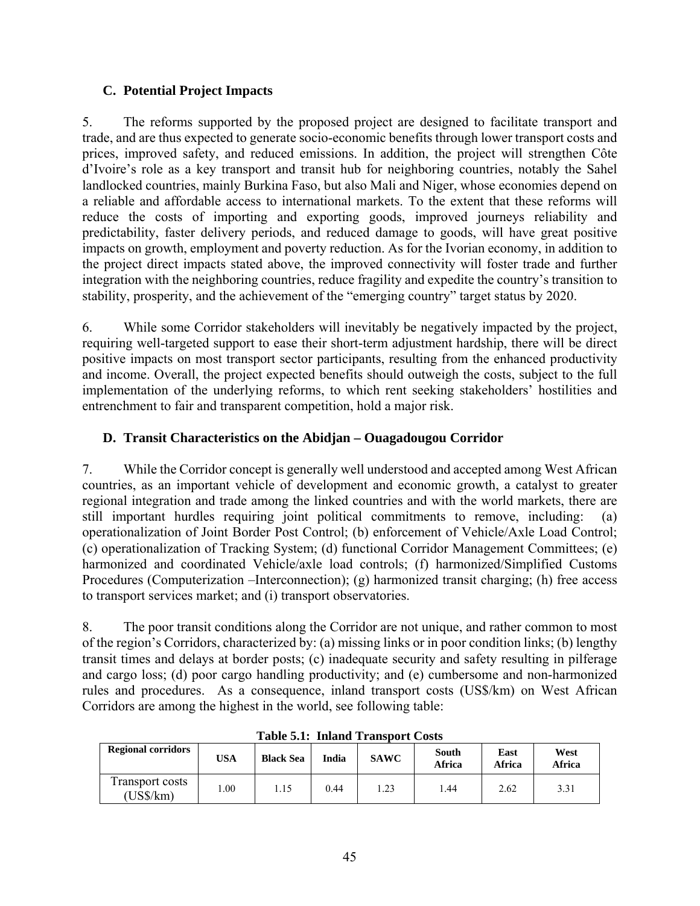### C. Potential Project Impacts

5. The reforms supported by the proposed project are designed to facilitate transport and trade, and are thus expected to generate socio-economic benefits through lower transport costs and prices, improved safety, and reduced emissions. In addition, the project will strengthen Côte d'Ivoire's role as a key transport and transit hub for neighboring countries, notably the Sahel landlocked countries, mainly Burkina Faso, but also Mali and Niger, whose economies depend on a reliable and affordable access to international markets. To the extent that these reforms will reduce the costs of importing and exporting goods, improved journeys reliability and predictability, faster delivery periods, and reduced damage to goods, will have great positive impacts on growth, employment and poverty reduction. As for the Ivorian economy, in addition to the project direct impacts stated above, the improved connectivity will foster trade and further integration with the neighboring countries, reduce fragility and expedite the country's transition to stability, prosperity, and the achievement of the "emerging country" target status by 2020.

6. While some Corridor stakeholders will inevitably be negatively impacted by the project, requiring well-targeted support to ease their short-term adjustment hardship, there will be direct positive impacts on most transport sector participants, resulting from the enhanced productivity and income. Overall, the project expected benefits should outweigh the costs, subject to the full implementation of the underlying reforms, to which rent seeking stakeholders' hostilities and entrenchment to fair and transparent competition, hold a major risk.

### D. Transit Characteristics on the Abidjan – Ouagadougou Corridor

7. While the Corridor concept is generally well understood and accepted among West African countries, as an important vehicle of development and economic growth, a catalyst to greater regional integration and trade among the linked countries and with the world markets, there are still important hurdles requiring joint political commitments to remove, including: (a) operationalization of Joint Border Post Control; (b) enforcement of Vehicle/Axle Load Control; (c) operationalization of Tracking System; (d) functional Corridor Management Committees; (e) harmonized and coordinated Vehicle/axle load controls; (f) harmonized/Simplified Customs Procedures (Computerization –Interconnection); (g) harmonized transit charging; (h) free access to transport services market; and (i) transport observatories.

8. The poor transit conditions along the Corridor are not unique, and rather common to most of the region's Corridors, characterized by: (a) missing links or in poor condition links; (b) lengthy transit times and delays at border posts; (c) inadequate security and safety resulting in pilferage and cargo loss; (d) poor cargo handling productivity; and (e) cumbersome and non-harmonized rules and procedures. As a consequence, inland transport costs (US$/km) on West African Corridors are among the highest in the world, see following table:

**Table 5.1: Inland Transport Costs**

| Regional corridors | USA | Black Sea | India | SAWC | South Africa | East Africa | West Africa |
|---|---|---|---|---|---|---|---|
| Transport costs (US$/km) | 1.00 | 1.15 | 0.44 | 1.23 | 1.44 | 2.62 | 3.31 |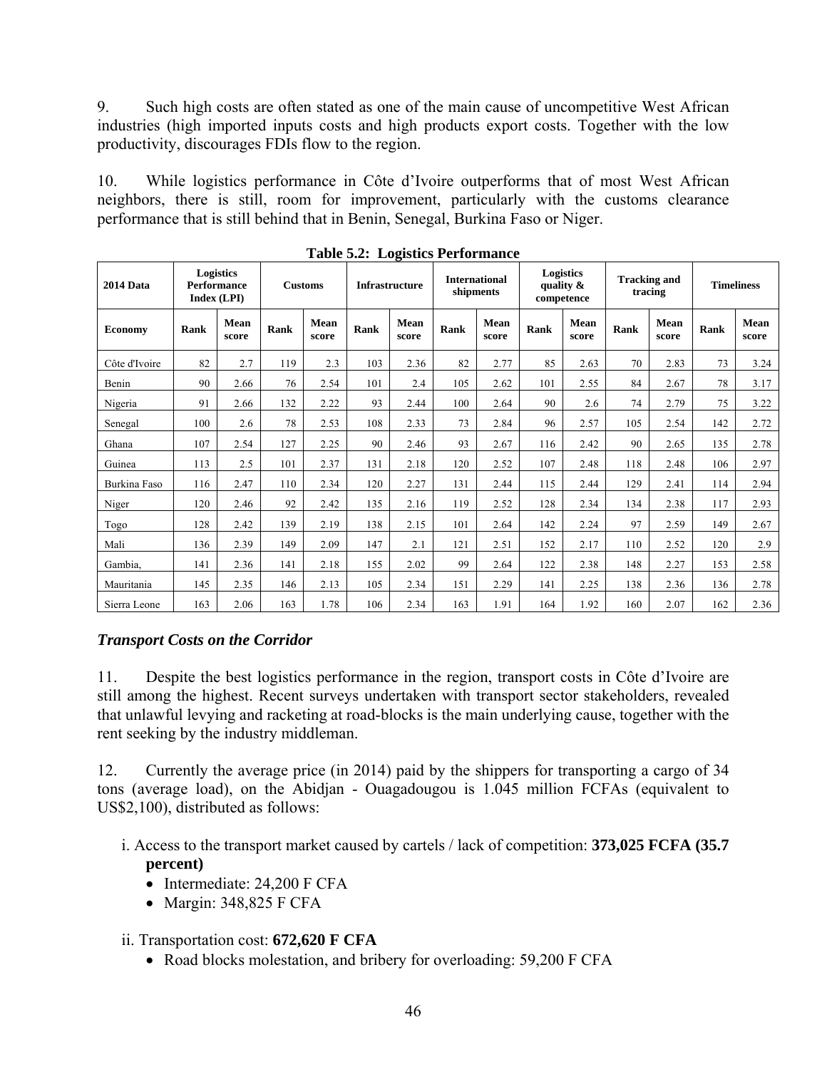9. Such high costs are often stated as one of the main cause of uncompetitive West African industries (high imported inputs costs and high products export costs. Together with the low productivity, discourages FDIs flow to the region.

10. While logistics performance in Côte d'Ivoire outperforms that of most West African neighbors, there is still, room for improvement, particularly with the customs clearance performance that is still behind that in Benin, Senegal, Burkina Faso or Niger.

**Table 5.2: Logistics Performance**

| 2014 Data | Logistics Performance Index (LPI) | | Customs | | Infrastructure | | International shipments | | Logistics quality & competence | | Tracking and tracing | | Timeliness | |
|---|---|---|---|---|---|---|---|---|---|---|---|---|---|---|
| **Economy** | **Rank** | **Mean score** | **Rank** | **Mean score** | **Rank** | **Mean score** | **Rank** | **Mean score** | **Rank** | **Mean score** | **Rank** | **Mean score** | **Rank** | **Mean score** |
| Côte d'Ivoire | 82 | 2.7 | 119 | 2.3 | 103 | 2.36 | 82 | 2.77 | 85 | 2.63 | 70 | 2.83 | 73 | 3.24 |
| Benin | 90 | 2.66 | 76 | 2.54 | 101 | 2.4 | 105 | 2.62 | 101 | 2.55 | 84 | 2.67 | 78 | 3.17 |
| Nigeria | 91 | 2.66 | 132 | 2.22 | 93 | 2.44 | 100 | 2.64 | 90 | 2.6 | 74 | 2.79 | 75 | 3.22 |
| Senegal | 100 | 2.6 | 78 | 2.53 | 108 | 2.33 | 73 | 2.84 | 96 | 2.57 | 105 | 2.54 | 142 | 2.72 |
| Ghana | 107 | 2.54 | 127 | 2.25 | 90 | 2.46 | 93 | 2.67 | 116 | 2.42 | 90 | 2.65 | 135 | 2.78 |
| Guinea | 113 | 2.5 | 101 | 2.37 | 131 | 2.18 | 120 | 2.52 | 107 | 2.48 | 118 | 2.48 | 106 | 2.97 |
| Burkina Faso | 116 | 2.47 | 110 | 2.34 | 120 | 2.27 | 131 | 2.44 | 115 | 2.44 | 129 | 2.41 | 114 | 2.94 |
| Niger | 120 | 2.46 | 92 | 2.42 | 135 | 2.16 | 119 | 2.52 | 128 | 2.34 | 134 | 2.38 | 117 | 2.93 |
| Togo | 128 | 2.42 | 139 | 2.19 | 138 | 2.15 | 101 | 2.64 | 142 | 2.24 | 97 | 2.59 | 149 | 2.67 |
| Mali | 136 | 2.39 | 149 | 2.09 | 147 | 2.1 | 121 | 2.51 | 152 | 2.17 | 110 | 2.52 | 120 | 2.9 |
| Gambia, | 141 | 2.36 | 141 | 2.18 | 155 | 2.02 | 99 | 2.64 | 122 | 2.38 | 148 | 2.27 | 153 | 2.58 |
| Mauritania | 145 | 2.35 | 146 | 2.13 | 105 | 2.34 | 151 | 2.29 | 141 | 2.25 | 138 | 2.36 | 136 | 2.78 |
| Sierra Leone | 163 | 2.06 | 163 | 1.78 | 106 | 2.34 | 163 | 1.91 | 164 | 1.92 | 160 | 2.07 | 162 | 2.36 |

### *Transport Costs on the Corridor*

11. Despite the best logistics performance in the region, transport costs in Côte d'Ivoire are still among the highest. Recent surveys undertaken with transport sector stakeholders, revealed that unlawful levying and racketing at road-blocks is the main underlying cause, together with the rent seeking by the industry middleman.

12. Currently the average price (in 2014) paid by the shippers for transporting a cargo of 34 tons (average load), on the Abidjan - Ouagadougou is 1.045 million FCFAs (equivalent to US$2,100), distributed as follows:

i. Access to the transport market caused by cartels / lack of competition: **373,025 FCFA (35.7 percent)**
   - Intermediate: 24,200 F CFA
   - Margin: 348,825 F CFA

ii. Transportation cost: **672,620 F CFA**
   - Road blocks molestation, and bribery for overloading: 59,200 F CFA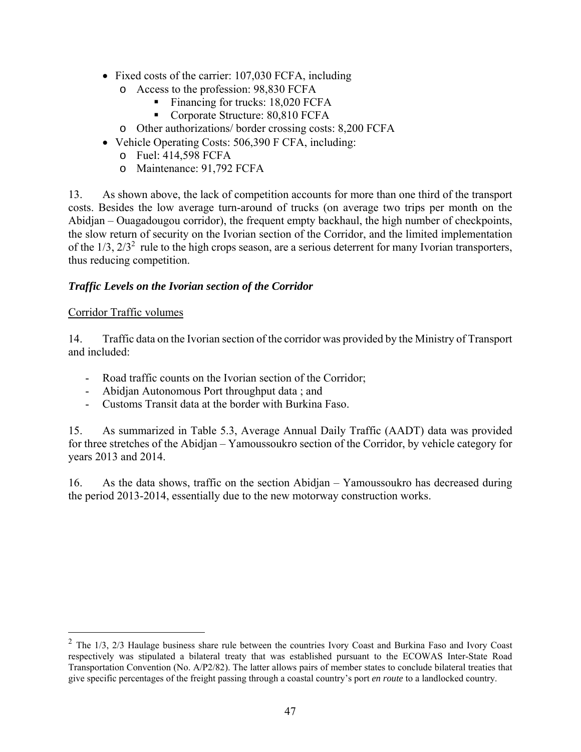- Fixed costs of the carrier: 107,030 FCFA, including
  - Access to the profession: 98,830 FCFA
    - Financing for trucks: 18,020 FCFA
    - Corporate Structure: 80,810 FCFA
  - Other authorizations/ border crossing costs: 8,200 FCFA
- Vehicle Operating Costs: 506,390 F CFA, including:
  - Fuel: 414,598 FCFA
  - Maintenance: 91,792 FCFA

13. As shown above, the lack of competition accounts for more than one third of the transport costs. Besides the low average turn-around of trucks (on average two trips per month on the Abidjan – Ouagadougou corridor), the frequent empty backhaul, the high number of checkpoints, the slow return of security on the Ivorian section of the Corridor, and the limited implementation of the 1/3, 2/3[2] rule to the high crops season, are a serious deterrent for many Ivorian transporters, thus reducing competition.

### *Traffic Levels on the Ivorian section of the Corridor*

<u>Corridor Traffic volumes</u>

14. Traffic data on the Ivorian section of the corridor was provided by the Ministry of Transport and included:

- Road traffic counts on the Ivorian section of the Corridor;
- Abidjan Autonomous Port throughput data ; and
- Customs Transit data at the border with Burkina Faso.

15. As summarized in Table 5.3, Average Annual Daily Traffic (AADT) data was provided for three stretches of the Abidjan – Yamoussoukro section of the Corridor, by vehicle category for years 2013 and 2014.

16. As the data shows, traffic on the section Abidjan – Yamoussoukro has decreased during the period 2013-2014, essentially due to the new motorway construction works.

---

[2] The 1/3, 2/3 Haulage business share rule between the countries Ivory Coast and Burkina Faso and Ivory Coast respectively was stipulated a bilateral treaty that was established pursuant to the ECOWAS Inter-State Road Transportation Convention (No. A/P2/82). The latter allows pairs of member states to conclude bilateral treaties that give specific percentages of the freight passing through a coastal country's port *en route* to a landlocked country.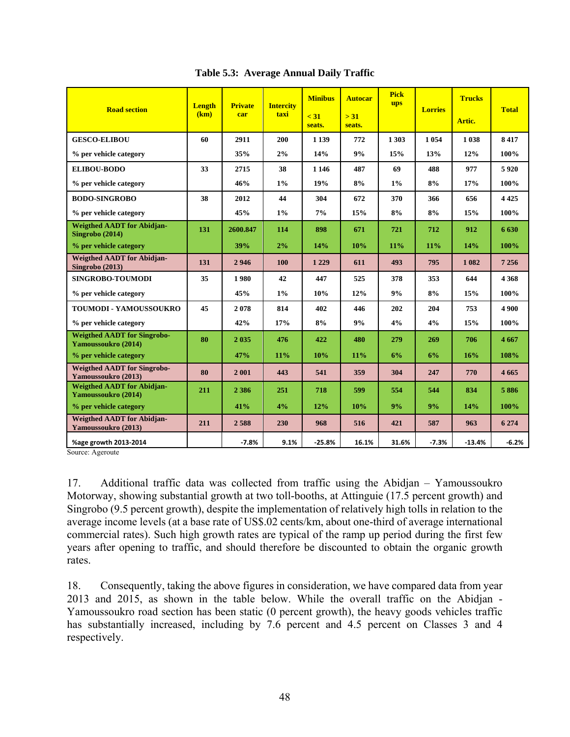**Table 5.3: Average Annual Daily Traffic**

| Road section | Length (km) | Private car | Intercity taxi | Minibus < 31 seats. | Autocar > 31 seats. | Pick ups | Lorries | Trucks Artic. | Total |
|---|---|---|---|---|---|---|---|---|---|
| **GESCO-ELIBOU** | 60 | 2911 | 200 | 1 139 | 772 | 1 303 | 1 054 | 1 038 | 8 417 |
| % per vehicle category | | 35% | 2% | 14% | 9% | 15% | 13% | 12% | 100% |
| **ELIBOU-BODO** | 33 | 2715 | 38 | 1 146 | 487 | 69 | 488 | 977 | 5 920 |
| % per vehicle category | | 46% | 1% | 19% | 8% | 1% | 8% | 17% | 100% |
| **BODO-SINGROBO** | 38 | 2012 | 44 | 304 | 672 | 370 | 366 | 656 | 4 425 |
| % per vehicle category | | 45% | 1% | 7% | 15% | 8% | 8% | 15% | 100% |
| **Weigthed AADT for Abidjan-Singrobo (2014)** | 131 | 2600.847 | 114 | 898 | 671 | 721 | 712 | 912 | 6 630 |
| % per vehicle category | | 39% | 2% | 14% | 10% | 11% | 11% | 14% | 100% |
| **Weigthed AADT for Abidjan-Singrobo (2013)** | 131 | 2 946 | 100 | 1 229 | 611 | 493 | 795 | 1 082 | 7 256 |
| **SINGROBO-TOUMODI** | 35 | 1 980 | 42 | 447 | 525 | 378 | 353 | 644 | 4 368 |
| % per vehicle category | | 45% | 1% | 10% | 12% | 9% | 8% | 15% | 100% |
| **TOUMODI - YAMOUSSOUKRO** | 45 | 2 078 | 814 | 402 | 446 | 202 | 204 | 753 | 4 900 |
| % per vehicle category | | 42% | 17% | 8% | 9% | 4% | 4% | 15% | 100% |
| **Weigthed AADT for Singrobo-Yamoussoukro (2014)** | 80 | 2 035 | 476 | 422 | 480 | 279 | 269 | 706 | 4 667 |
| % per vehicle category | | 47% | 11% | 10% | 11% | 6% | 6% | 16% | 108% |
| **Weigthed AADT for Singrobo-Yamoussoukro (2013)** | 80 | 2 001 | 443 | 541 | 359 | 304 | 247 | 770 | 4 665 |
| **Weigthed AADT for Abidjan-Yamoussoukro (2014)** | 211 | 2 386 | 251 | 718 | 599 | 554 | 544 | 834 | 5 886 |
| % per vehicle category | | 41% | 4% | 12% | 10% | 9% | 9% | 14% | 100% |
| **Weigthed AADT for Abidjan-Yamoussoukro (2013)** | 211 | 2 588 | 230 | 968 | 516 | 421 | 587 | 963 | 6 274 |
| **%age growth 2013-2014** | | -7.8% | 9.1% | -25.8% | 16.1% | 31.6% | -7.3% | -13.4% | -6.2% |

Source: Ageroute

17. Additional traffic data was collected from traffic using the Abidjan – Yamoussoukro Motorway, showing substantial growth at two toll-booths, at Attinguie (17.5 percent growth) and Singrobo (9.5 percent growth), despite the implementation of relatively high tolls in relation to the average income levels (at a base rate of US$.02 cents/km, about one-third of average international commercial rates). Such high growth rates are typical of the ramp up period during the first few years after opening to traffic, and should therefore be discounted to obtain the organic growth rates.

18. Consequently, taking the above figures in consideration, we have compared data from year 2013 and 2015, as shown in the table below. While the overall traffic on the Abidjan - Yamoussoukro road section has been static (0 percent growth), the heavy goods vehicles traffic has substantially increased, including by 7.6 percent and 4.5 percent on Classes 3 and 4 respectively.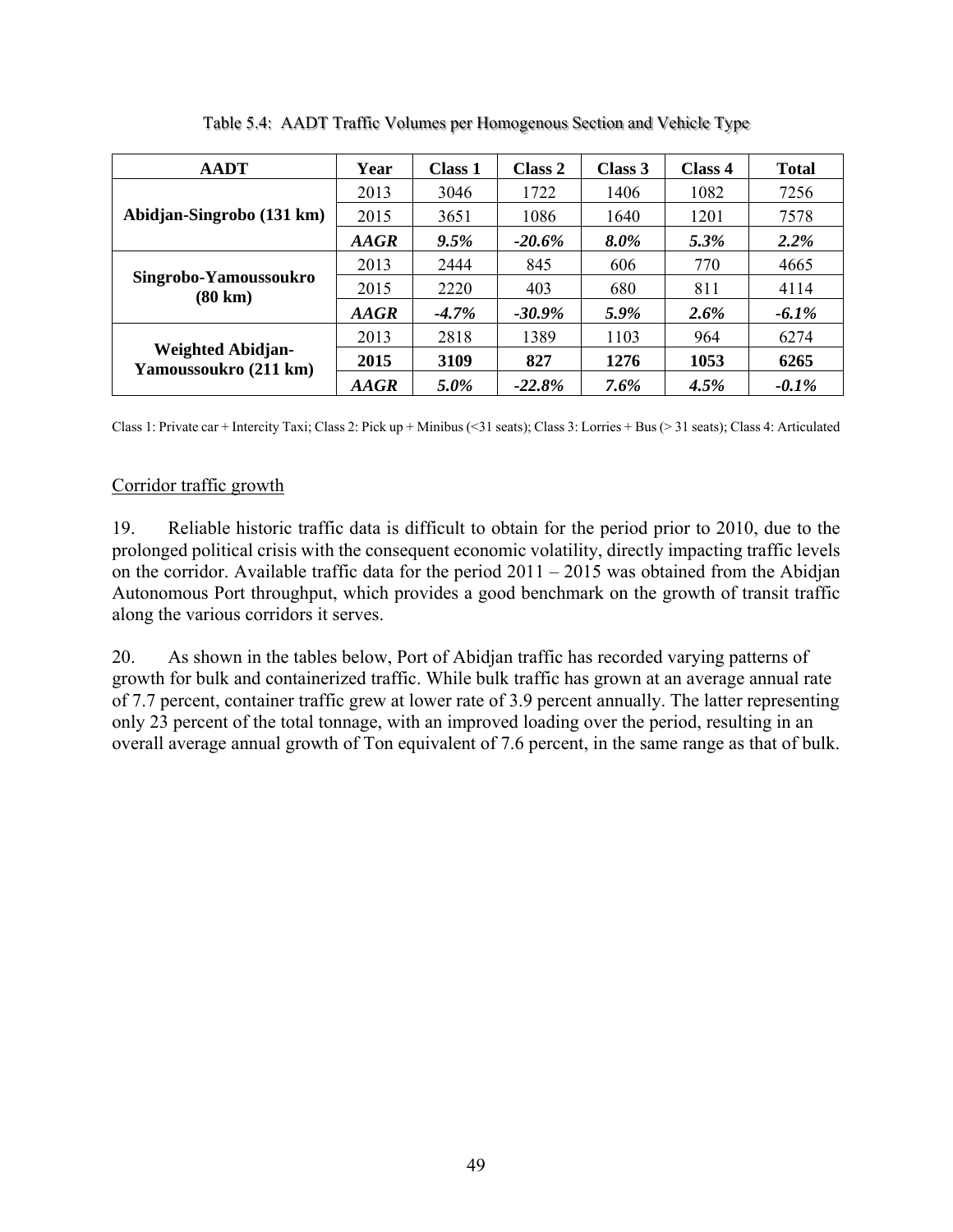Table 5.4: AADT Traffic Volumes per Homogenous Section and Vehicle Type

| AADT | Year | Class 1 | Class 2 | Class 3 | Class 4 | Total |
|---|---|---|---|---|---|---|
| **Abidjan-Singrobo (131 km)** | 2013 | 3046 | 1722 | 1406 | 1082 | 7256 |
| | 2015 | 3651 | 1086 | 1640 | 1201 | 7578 |
| | ***AAGR*** | ***9.5%*** | ***-20.6%*** | ***8.0%*** | ***5.3%*** | ***2.2%*** |
| **Singrobo-Yamoussoukro (80 km)** | 2013 | 2444 | 845 | 606 | 770 | 4665 |
| | 2015 | 2220 | 403 | 680 | 811 | 4114 |
| | ***AAGR*** | ***-4.7%*** | ***-30.9%*** | ***5.9%*** | ***2.6%*** | ***-6.1%*** |
| **Weighted Abidjan-Yamoussoukro (211 km)** | 2013 | 2818 | 1389 | 1103 | 964 | 6274 |
| | **2015** | **3109** | **827** | **1276** | **1053** | **6265** |
| | ***AAGR*** | ***5.0%*** | ***-22.8%*** | ***7.6%*** | ***4.5%*** | ***-0.1%*** |

Class 1: Private car + Intercity Taxi; Class 2: Pick up + Minibus (<31 seats); Class 3: Lorries + Bus (> 31 seats); Class 4: Articulated

Corridor traffic growth

19. Reliable historic traffic data is difficult to obtain for the period prior to 2010, due to the prolonged political crisis with the consequent economic volatility, directly impacting traffic levels on the corridor. Available traffic data for the period 2011 – 2015 was obtained from the Abidjan Autonomous Port throughput, which provides a good benchmark on the growth of transit traffic along the various corridors it serves.

20. As shown in the tables below, Port of Abidjan traffic has recorded varying patterns of growth for bulk and containerized traffic. While bulk traffic has grown at an average annual rate of 7.7 percent, container traffic grew at lower rate of 3.9 percent annually. The latter representing only 23 percent of the total tonnage, with an improved loading over the period, resulting in an overall average annual growth of Ton equivalent of 7.6 percent, in the same range as that of bulk.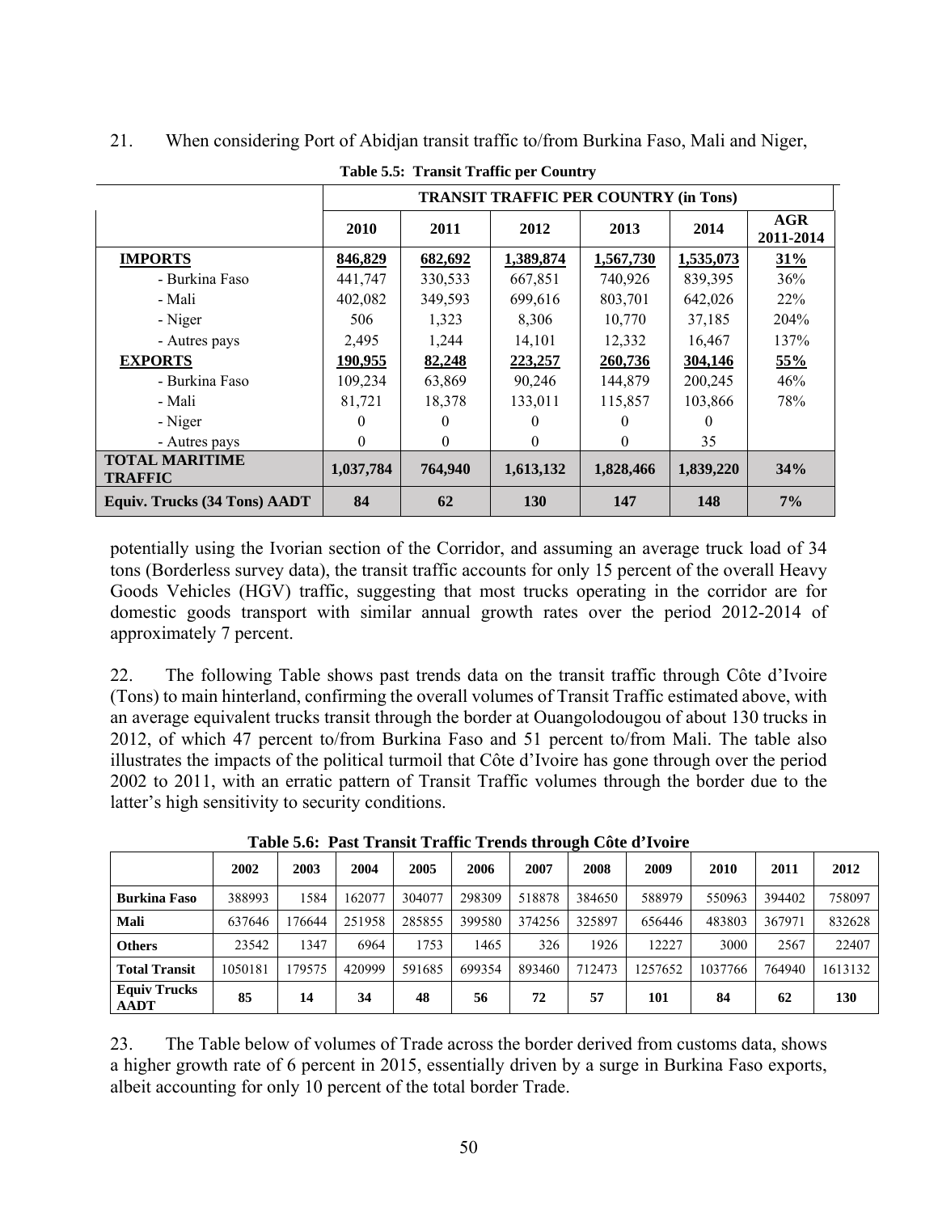21. When considering Port of Abidjan transit traffic to/from Burkina Faso, Mali and Niger,

**Table 5.5: Transit Traffic per Country**

| | TRANSIT TRAFFIC PER COUNTRY (in Tons) | | | | | |
|---|---|---|---|---|---|---|
| | **2010** | **2011** | **2012** | **2013** | **2014** | **AGR 2011-2014** |
| **IMPORTS** | **846,829** | **682,692** | **1,389,874** | **1,567,730** | **1,535,073** | **31%** |
| - Burkina Faso | 441,747 | 330,533 | 667,851 | 740,926 | 839,395 | 36% |
| - Mali | 402,082 | 349,593 | 699,616 | 803,701 | 642,026 | 22% |
| - Niger | 506 | 1,323 | 8,306 | 10,770 | 37,185 | 204% |
| - Autres pays | 2,495 | 1,244 | 14,101 | 12,332 | 16,467 | 137% |
| **EXPORTS** | **190,955** | **82,248** | **223,257** | **260,736** | **304,146** | **55%** |
| - Burkina Faso | 109,234 | 63,869 | 90,246 | 144,879 | 200,245 | 46% |
| - Mali | 81,721 | 18,378 | 133,011 | 115,857 | 103,866 | 78% |
| - Niger | 0 | 0 | 0 | 0 | 0 | |
| - Autres pays | 0 | 0 | 0 | 0 | 35 | |
| **TOTAL MARITIME TRAFFIC** | **1,037,784** | **764,940** | **1,613,132** | **1,828,466** | **1,839,220** | **34%** |
| **Equiv. Trucks (34 Tons) AADT** | **84** | **62** | **130** | **147** | **148** | **7%** |

potentially using the Ivorian section of the Corridor, and assuming an average truck load of 34 tons (Borderless survey data), the transit traffic accounts for only 15 percent of the overall Heavy Goods Vehicles (HGV) traffic, suggesting that most trucks operating in the corridor are for domestic goods transport with similar annual growth rates over the period 2012-2014 of approximately 7 percent.

22. The following Table shows past trends data on the transit traffic through Côte d'Ivoire (Tons) to main hinterland, confirming the overall volumes of Transit Traffic estimated above, with an average equivalent trucks transit through the border at Ouangolodougou of about 130 trucks in 2012, of which 47 percent to/from Burkina Faso and 51 percent to/from Mali. The table also illustrates the impacts of the political turmoil that Côte d'Ivoire has gone through over the period 2002 to 2011, with an erratic pattern of Transit Traffic volumes through the border due to the latter's high sensitivity to security conditions.

**Table 5.6: Past Transit Traffic Trends through Côte d'Ivoire**

| | 2002 | 2003 | 2004 | 2005 | 2006 | 2007 | 2008 | 2009 | 2010 | 2011 | 2012 |
|---|---|---|---|---|---|---|---|---|---|---|---|
| **Burkina Faso** | 388993 | 1584 | 162077 | 304077 | 298309 | 518878 | 384650 | 588979 | 550963 | 394402 | 758097 |
| **Mali** | 637646 | 176644 | 251958 | 285855 | 399580 | 374256 | 325897 | 656446 | 483803 | 367971 | 832628 |
| **Others** | 23542 | 1347 | 6964 | 1753 | 1465 | 326 | 1926 | 12227 | 3000 | 2567 | 22407 |
| **Total Transit** | 1050181 | 179575 | 420999 | 591685 | 699354 | 893460 | 712473 | 1257652 | 1037766 | 764940 | 1613132 |
| **Equiv Trucks AADT** | **85** | **14** | **34** | **48** | **56** | **72** | **57** | **101** | **84** | **62** | **130** |

23. The Table below of volumes of Trade across the border derived from customs data, shows a higher growth rate of 6 percent in 2015, essentially driven by a surge in Burkina Faso exports, albeit accounting for only 10 percent of the total border Trade.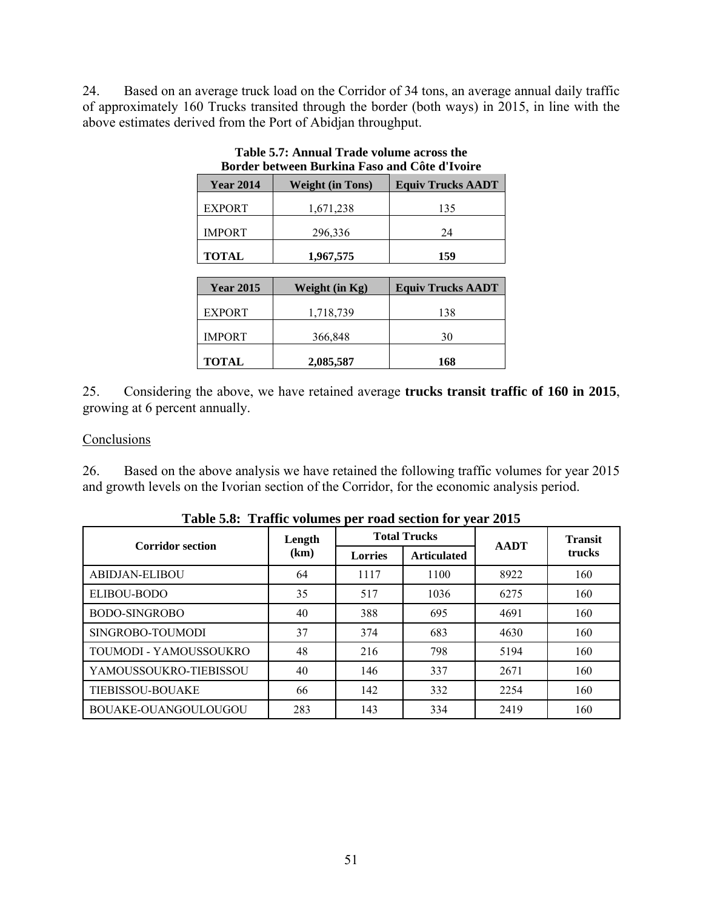24. Based on an average truck load on the Corridor of 34 tons, an average annual daily traffic of approximately 160 Trucks transited through the border (both ways) in 2015, in line with the above estimates derived from the Port of Abidjan throughput.

**Table 5.7: Annual Trade volume across the Border between Burkina Faso and Côte d'Ivoire**

| Year 2014 | Weight (in Tons) | Equiv Trucks AADT |
|---|---|---|
| EXPORT | 1,671,238 | 135 |
| IMPORT | 296,336 | 24 |
| **TOTAL** | **1,967,575** | **159** |

| Year 2015 | Weight (in Kg) | Equiv Trucks AADT |
|---|---|---|
| EXPORT | 1,718,739 | 138 |
| IMPORT | 366,848 | 30 |
| **TOTAL** | **2,085,587** | **168** |

25. Considering the above, we have retained average **trucks transit traffic of 160 in 2015**, growing at 6 percent annually.

Conclusions

26. Based on the above analysis we have retained the following traffic volumes for year 2015 and growth levels on the Ivorian section of the Corridor, for the economic analysis period.

**Table 5.8: Traffic volumes per road section for year 2015**

| Corridor section | Length (km) | Total Trucks | | AADT | Transit trucks |
|---|---|---|---|---|---|
| | | Lorries | Articulated | | |
| ABIDJAN-ELIBOU | 64 | 1117 | 1100 | 8922 | 160 |
| ELIBOU-BODO | 35 | 517 | 1036 | 6275 | 160 |
| BODO-SINGROBO | 40 | 388 | 695 | 4691 | 160 |
| SINGROBO-TOUMODI | 37 | 374 | 683 | 4630 | 160 |
| TOUMODI - YAMOUSSOUKRO | 48 | 216 | 798 | 5194 | 160 |
| YAMOUSSOUKRO-TIEBISSOU | 40 | 146 | 337 | 2671 | 160 |
| TIEBISSOU-BOUAKE | 66 | 142 | 332 | 2254 | 160 |
| BOUAKE-OUANGOULOUGOU | 283 | 143 | 334 | 2419 | 160 |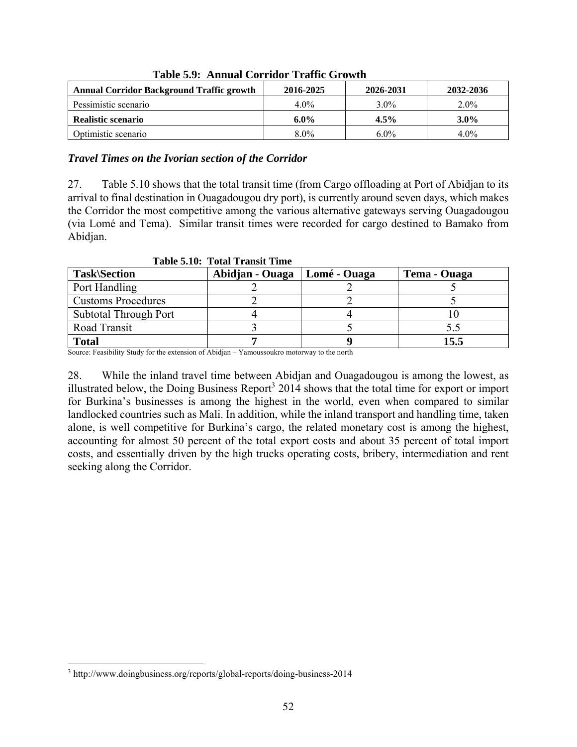**Table 5.9: Annual Corridor Traffic Growth**

| Annual Corridor Background Traffic growth | 2016-2025 | 2026-2031 | 2032-2036 |
|---|---|---|---|
| Pessimistic scenario | 4.0% | 3.0% | 2.0% |
| **Realistic scenario** | **6.0%** | **4.5%** | **3.0%** |
| Optimistic scenario | 8.0% | 6.0% | 4.0% |

### *Travel Times on the Ivorian section of the Corridor*

27. Table 5.10 shows that the total transit time (from Cargo offloading at Port of Abidjan to its arrival to final destination in Ouagadougou dry port), is currently around seven days, which makes the Corridor the most competitive among the various alternative gateways serving Ouagadougou (via Lomé and Tema). Similar transit times were recorded for cargo destined to Bamako from Abidjan.

**Table 5.10: Total Transit Time**

| Task\Section | Abidjan - Ouaga | Lomé - Ouaga | Tema - Ouaga |
|---|---|---|---|
| Port Handling | 2 | 2 | 5 |
| Customs Procedures | 2 | 2 | 5 |
| Subtotal Through Port | 4 | 4 | 10 |
| Road Transit | 3 | 5 | 5.5 |
| **Total** | **7** | **9** | **15.5** |

Source: Feasibility Study for the extension of Abidjan – Yamoussoukro motorway to the north

28. While the inland travel time between Abidjan and Ouagadougou is among the lowest, as illustrated below, the Doing Business Report[3] 2014 shows that the total time for export or import for Burkina's businesses is among the highest in the world, even when compared to similar landlocked countries such as Mali. In addition, while the inland transport and handling time, taken alone, is well competitive for Burkina's cargo, the related monetary cost is among the highest, accounting for almost 50 percent of the total export costs and about 35 percent of total import costs, and essentially driven by the high trucks operating costs, bribery, intermediation and rent seeking along the Corridor.

[3] http://www.doingbusiness.org/reports/global-reports/doing-business-2014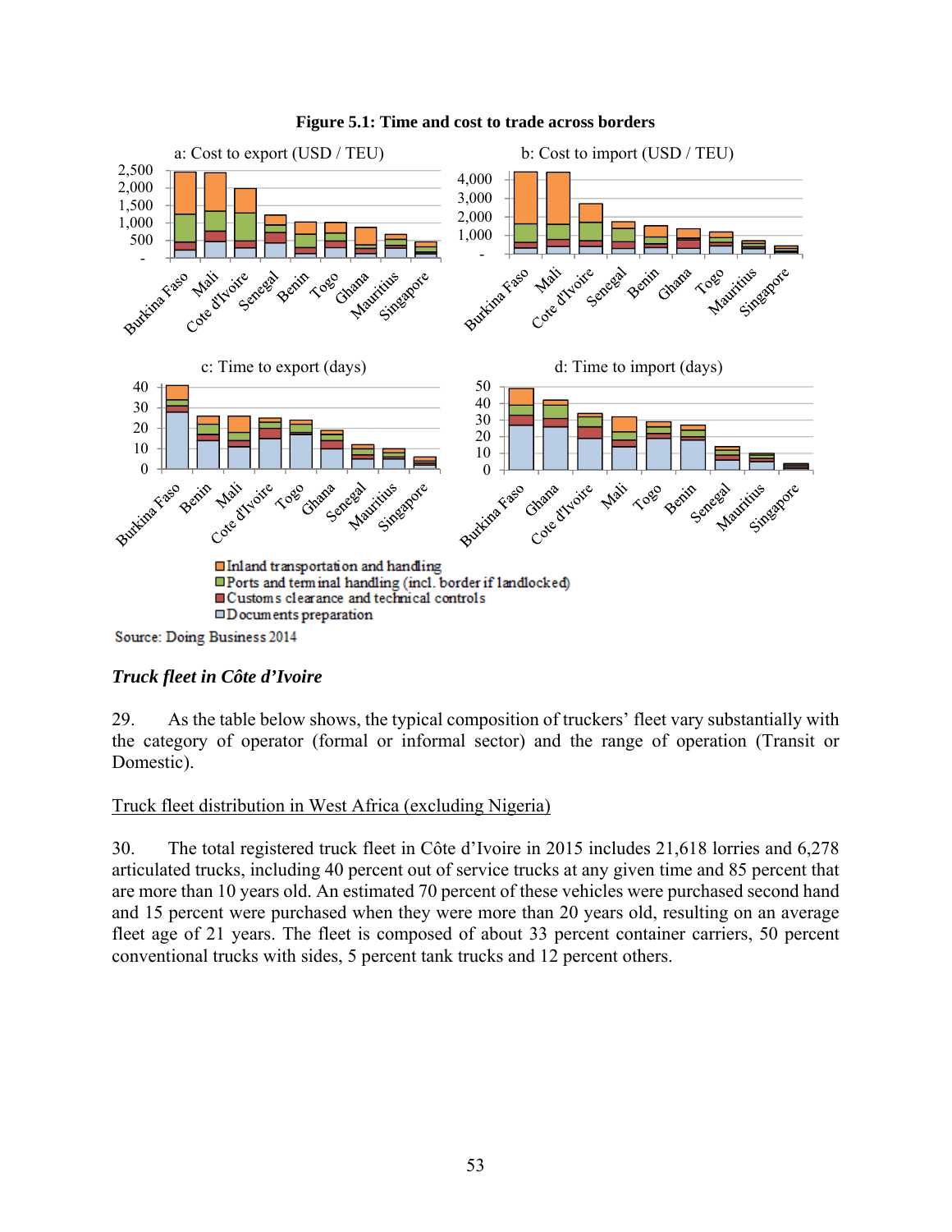**Figure 5.1: Time and cost to trade across borders**

Source: Doing Business 2014

### *Truck fleet in Côte d'Ivoire*

29. As the table below shows, the typical composition of truckers' fleet vary substantially with the category of operator (formal or informal sector) and the range of operation (Transit or Domestic).

<u>Truck fleet distribution in West Africa (excluding Nigeria)</u>

30. The total registered truck fleet in Côte d'Ivoire in 2015 includes 21,618 lorries and 6,278 articulated trucks, including 40 percent out of service trucks at any given time and 85 percent that are more than 10 years old. An estimated 70 percent of these vehicles were purchased second hand and 15 percent were purchased when they were more than 20 years old, resulting on an average fleet age of 21 years. The fleet is composed of about 33 percent container carriers, 50 percent conventional trucks with sides, 5 percent tank trucks and 12 percent others.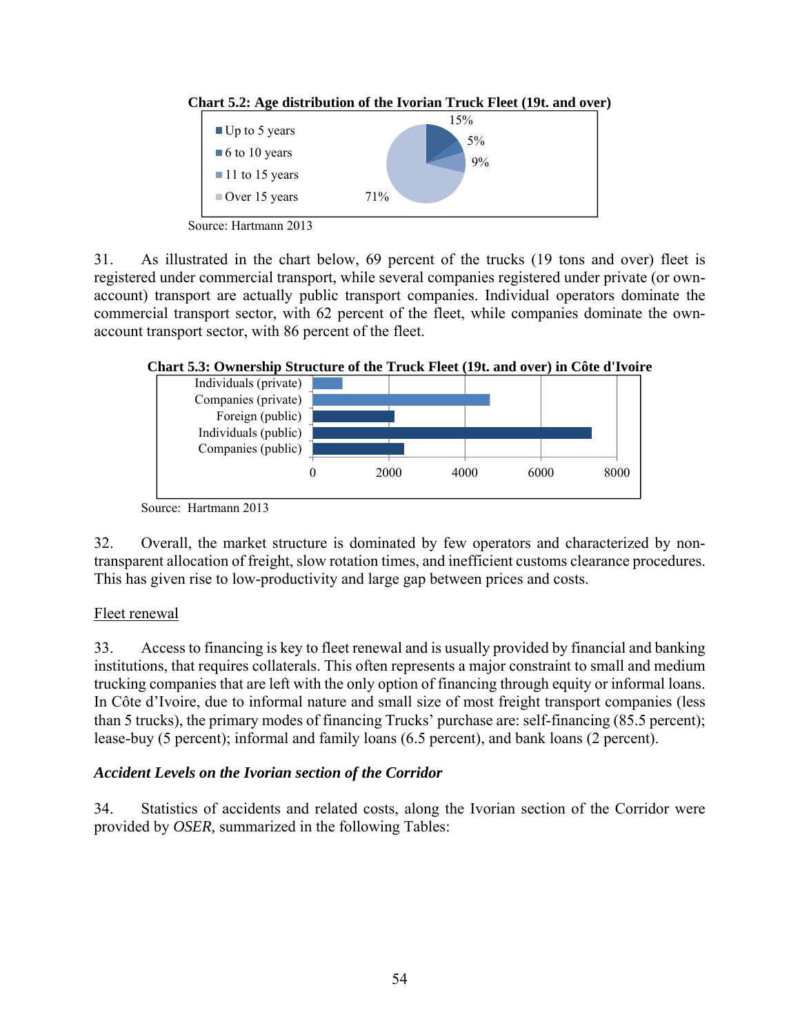**Chart 5.2: Age distribution of the Ivorian Truck Fleet (19t. and over)**

| Age | Share |
|---|---|
| Up to 5 years | 15% |
| 6 to 10 years | 5% |
| 11 to 15 years | 9% |
| Over 15 years | 71% |

Source: Hartmann 2013

31. As illustrated in the chart below, 69 percent of the trucks (19 tons and over) fleet is registered under commercial transport, while several companies registered under private (or own-account) transport are actually public transport companies. Individual operators dominate the commercial transport sector, with 62 percent of the fleet, while companies dominate the own-account transport sector, with 86 percent of the fleet.

**Chart 5.3: Ownership Structure of the Truck Fleet (19t. and over) in Côte d'Ivoire**

Categories: Individuals (private), Companies (private), Foreign (public), Individuals (public), Companies (public). Axis: 0, 2000, 4000, 6000, 8000.

Source: Hartmann 2013

32. Overall, the market structure is dominated by few operators and characterized by non-transparent allocation of freight, slow rotation times, and inefficient customs clearance procedures. This has given rise to low-productivity and large gap between prices and costs.

Fleet renewal

33. Access to financing is key to fleet renewal and is usually provided by financial and banking institutions, that requires collaterals. This often represents a major constraint to small and medium trucking companies that are left with the only option of financing through equity or informal loans. In Côte d'Ivoire, due to informal nature and small size of most freight transport companies (less than 5 trucks), the primary modes of financing Trucks' purchase are: self-financing (85.5 percent); lease-buy (5 percent); informal and family loans (6.5 percent), and bank loans (2 percent).

### *Accident Levels on the Ivorian section of the Corridor*

34. Statistics of accidents and related costs, along the Ivorian section of the Corridor were provided by *OSER,* summarized in the following Tables: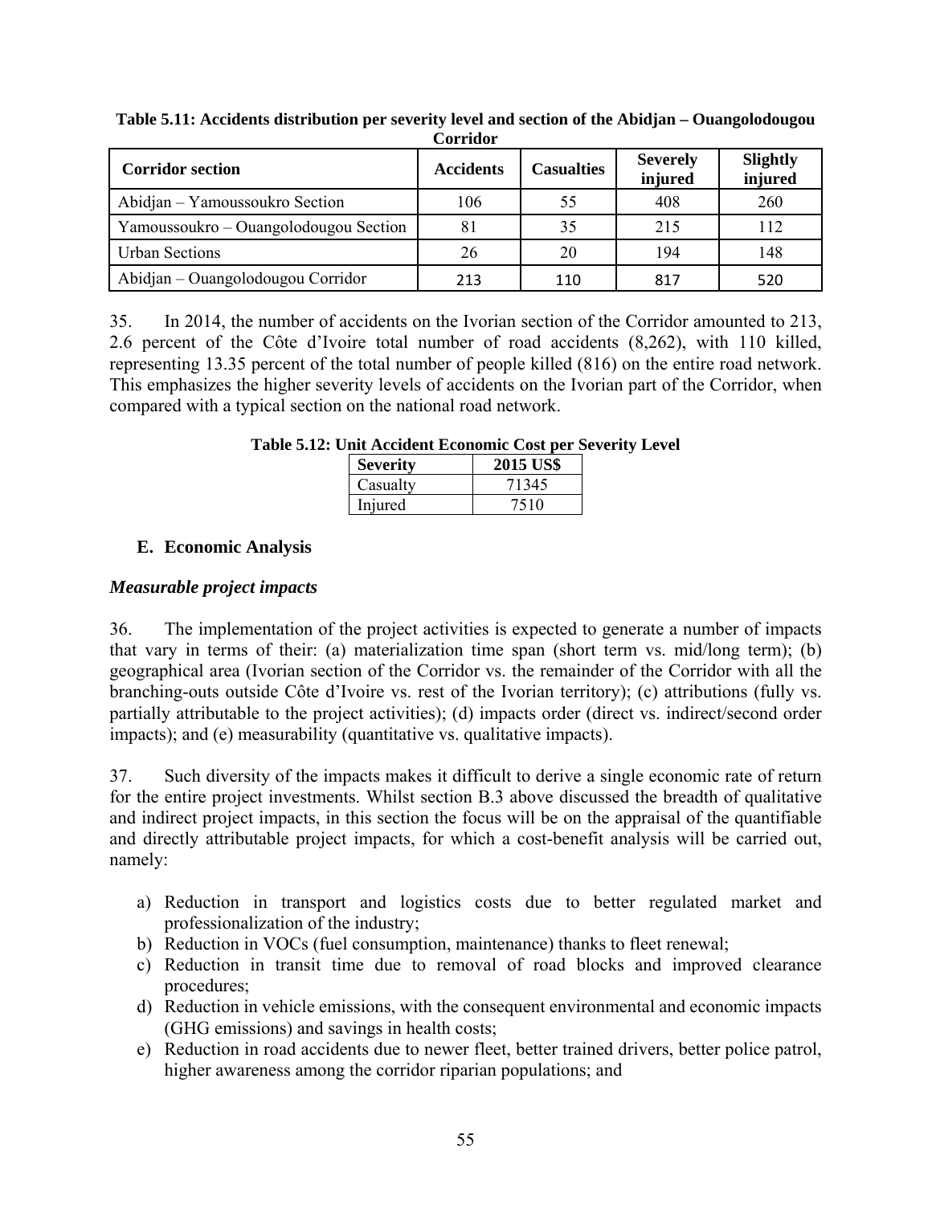**Table 5.11: Accidents distribution per severity level and section of the Abidjan – Ouangolodougou Corridor**

| Corridor section | Accidents | Casualties | Severely injured | Slightly injured |
|---|---|---|---|---|
| Abidjan – Yamoussoukro Section | 106 | 55 | 408 | 260 |
| Yamoussoukro – Ouangolodougou Section | 81 | 35 | 215 | 112 |
| Urban Sections | 26 | 20 | 194 | 148 |
| Abidjan – Ouangolodougou Corridor | 213 | 110 | 817 | 520 |

35. In 2014, the number of accidents on the Ivorian section of the Corridor amounted to 213, 2.6 percent of the Côte d'Ivoire total number of road accidents (8,262), with 110 killed, representing 13.35 percent of the total number of people killed (816) on the entire road network. This emphasizes the higher severity levels of accidents on the Ivorian part of the Corridor, when compared with a typical section on the national road network.

**Table 5.12: Unit Accident Economic Cost per Severity Level**

| Severity | 2015 US$ |
|---|---|
| Casualty | 71345 |
| Injured | 7510 |

## E. Economic Analysis

### *Measurable project impacts*

36. The implementation of the project activities is expected to generate a number of impacts that vary in terms of their: (a) materialization time span (short term vs. mid/long term); (b) geographical area (Ivorian section of the Corridor vs. the remainder of the Corridor with all the branching-outs outside Côte d'Ivoire vs. rest of the Ivorian territory); (c) attributions (fully vs. partially attributable to the project activities); (d) impacts order (direct vs. indirect/second order impacts); and (e) measurability (quantitative vs. qualitative impacts).

37. Such diversity of the impacts makes it difficult to derive a single economic rate of return for the entire project investments. Whilst section B.3 above discussed the breadth of qualitative and indirect project impacts, in this section the focus will be on the appraisal of the quantifiable and directly attributable project impacts, for which a cost-benefit analysis will be carried out, namely:

a) Reduction in transport and logistics costs due to better regulated market and professionalization of the industry;
b) Reduction in VOCs (fuel consumption, maintenance) thanks to fleet renewal;
c) Reduction in transit time due to removal of road blocks and improved clearance procedures;
d) Reduction in vehicle emissions, with the consequent environmental and economic impacts (GHG emissions) and savings in health costs;
e) Reduction in road accidents due to newer fleet, better trained drivers, better police patrol, higher awareness among the corridor riparian populations; and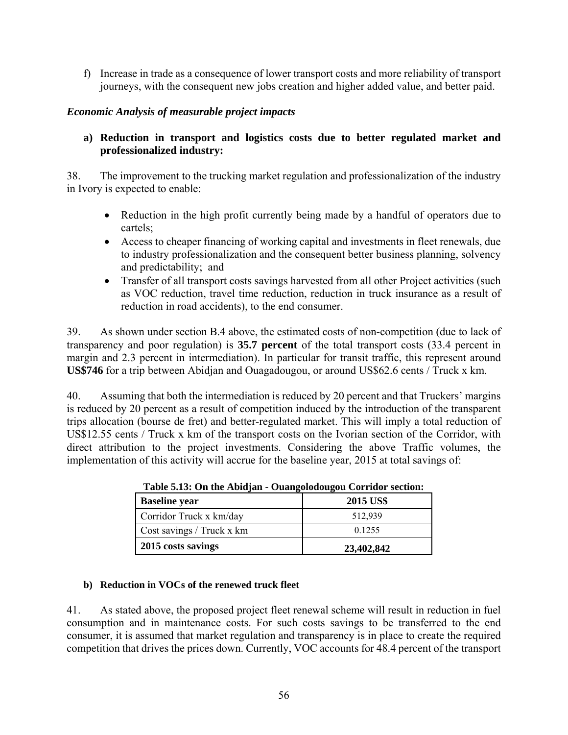f) Increase in trade as a consequence of lower transport costs and more reliability of transport journeys, with the consequent new jobs creation and higher added value, and better paid.

***Economic Analysis of measurable project impacts***

**a) Reduction in transport and logistics costs due to better regulated market and professionalized industry:**

38. The improvement to the trucking market regulation and professionalization of the industry in Ivory is expected to enable:

- Reduction in the high profit currently being made by a handful of operators due to cartels;
- Access to cheaper financing of working capital and investments in fleet renewals, due to industry professionalization and the consequent better business planning, solvency and predictability; and
- Transfer of all transport costs savings harvested from all other Project activities (such as VOC reduction, travel time reduction, reduction in truck insurance as a result of reduction in road accidents), to the end consumer.

39. As shown under section B.4 above, the estimated costs of non-competition (due to lack of transparency and poor regulation) is **35.7 percent** of the total transport costs (33.4 percent in margin and 2.3 percent in intermediation). In particular for transit traffic, this represent around **US$746** for a trip between Abidjan and Ouagadougou, or around US$62.6 cents / Truck x km.

40. Assuming that both the intermediation is reduced by 20 percent and that Truckers' margins is reduced by 20 percent as a result of competition induced by the introduction of the transparent trips allocation (bourse de fret) and better-regulated market. This will imply a total reduction of US$12.55 cents / Truck x km of the transport costs on the Ivorian section of the Corridor, with direct attribution to the project investments. Considering the above Traffic volumes, the implementation of this activity will accrue for the baseline year, 2015 at total savings of:

**Table 5.13: On the Abidjan - Ouangolodougou Corridor section:**

| **Baseline year** | **2015 US$** |
|---|---|
| Corridor Truck x km/day | 512,939 |
| Cost savings / Truck x km | 0.1255 |
| **2015 costs savings** | **23,402,842** |

**b) Reduction in VOCs of the renewed truck fleet**

41. As stated above, the proposed project fleet renewal scheme will result in reduction in fuel consumption and in maintenance costs. For such costs savings to be transferred to the end consumer, it is assumed that market regulation and transparency is in place to create the required competition that drives the prices down. Currently, VOC accounts for 48.4 percent of the transport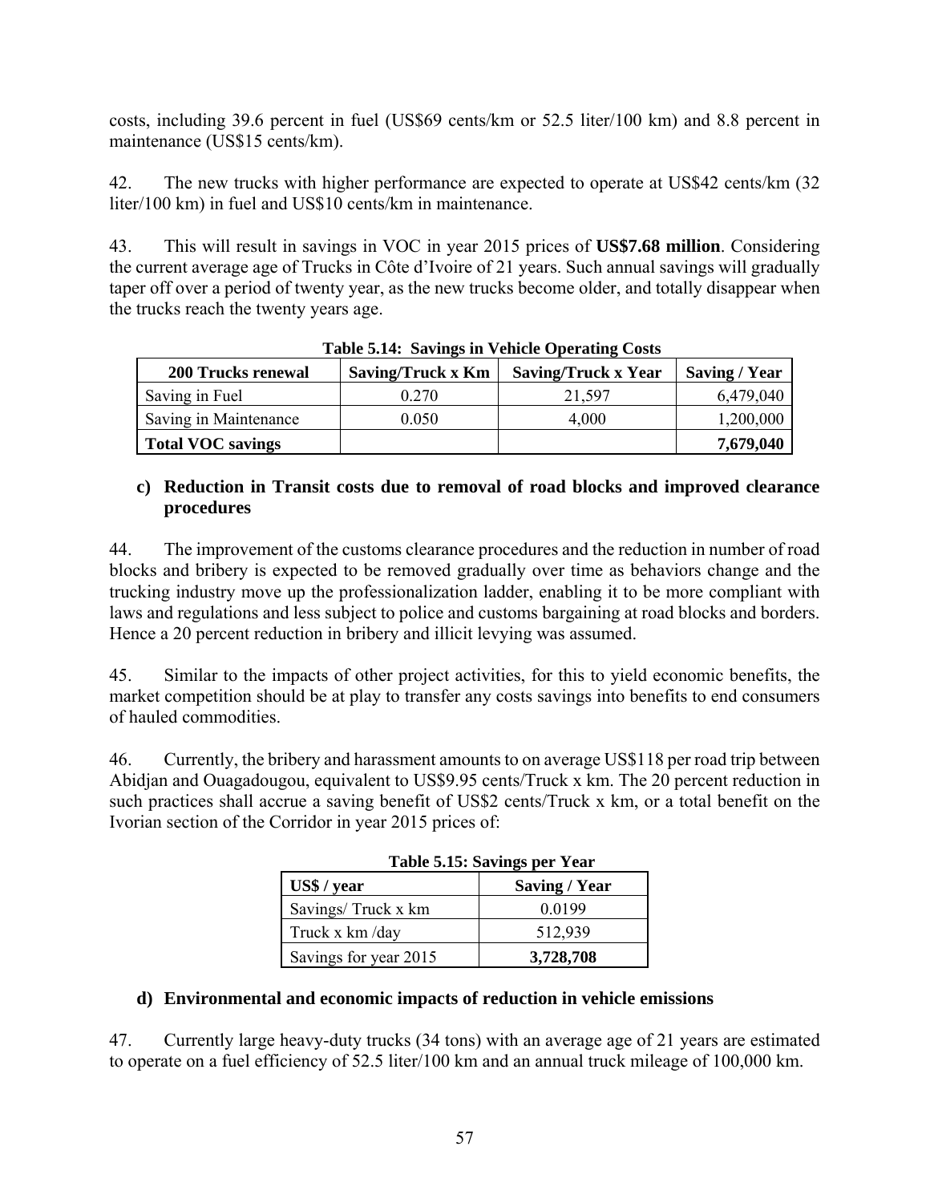costs, including 39.6 percent in fuel (US$69 cents/km or 52.5 liter/100 km) and 8.8 percent in maintenance (US$15 cents/km).

42. The new trucks with higher performance are expected to operate at US$42 cents/km (32 liter/100 km) in fuel and US$10 cents/km in maintenance.

43. This will result in savings in VOC in year 2015 prices of **US$7.68 million**. Considering the current average age of Trucks in Côte d'Ivoire of 21 years. Such annual savings will gradually taper off over a period of twenty year, as the new trucks become older, and totally disappear when the trucks reach the twenty years age.

**Table 5.14: Savings in Vehicle Operating Costs**

| 200 Trucks renewal | Saving/Truck x Km | Saving/Truck x Year | Saving / Year |
|---|---|---|---|
| Saving in Fuel | 0.270 | 21,597 | 6,479,040 |
| Saving in Maintenance | 0.050 | 4,000 | 1,200,000 |
| **Total VOC savings** | | | **7,679,040** |

**c) Reduction in Transit costs due to removal of road blocks and improved clearance procedures**

44. The improvement of the customs clearance procedures and the reduction in number of road blocks and bribery is expected to be removed gradually over time as behaviors change and the trucking industry move up the professionalization ladder, enabling it to be more compliant with laws and regulations and less subject to police and customs bargaining at road blocks and borders. Hence a 20 percent reduction in bribery and illicit levying was assumed.

45. Similar to the impacts of other project activities, for this to yield economic benefits, the market competition should be at play to transfer any costs savings into benefits to end consumers of hauled commodities.

46. Currently, the bribery and harassment amounts to on average US$118 per road trip between Abidjan and Ouagadougou, equivalent to US$9.95 cents/Truck x km. The 20 percent reduction in such practices shall accrue a saving benefit of US$2 cents/Truck x km, or a total benefit on the Ivorian section of the Corridor in year 2015 prices of:

**Table 5.15: Savings per Year**

| US$ / year | Saving / Year |
|---|---|
| Savings/ Truck x km | 0.0199 |
| Truck x km /day | 512,939 |
| Savings for year 2015 | **3,728,708** |

**d) Environmental and economic impacts of reduction in vehicle emissions**

47. Currently large heavy-duty trucks (34 tons) with an average age of 21 years are estimated to operate on a fuel efficiency of 52.5 liter/100 km and an annual truck mileage of 100,000 km.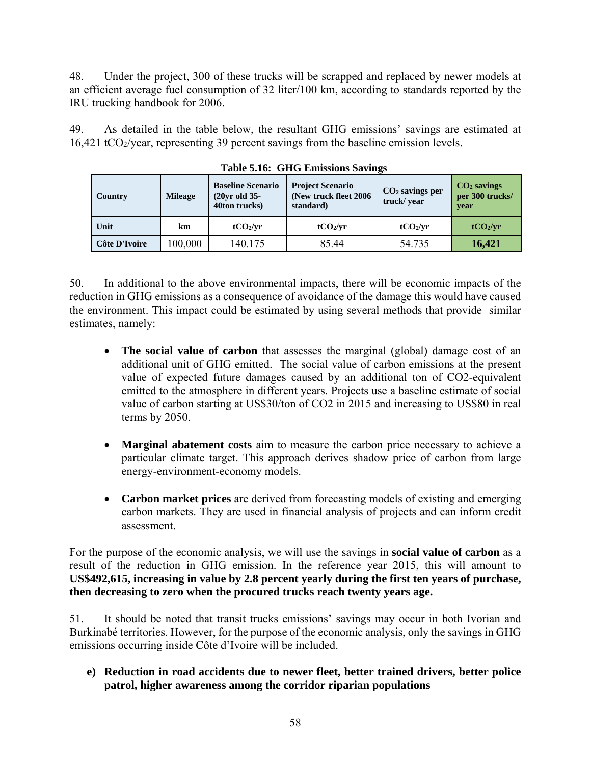48. Under the project, 300 of these trucks will be scrapped and replaced by newer models at an efficient average fuel consumption of 32 liter/100 km, according to standards reported by the IRU trucking handbook for 2006.

49. As detailed in the table below, the resultant GHG emissions' savings are estimated at 16,421 $tCO_2$/year, representing 39 percent savings from the baseline emission levels.

**Table 5.16: GHG Emissions Savings**

| Country | Mileage | Baseline Scenario (20yr old 35-40ton trucks) | Project Scenario (New truck fleet 2006 standard) | $CO_2$ savings per truck/ year | $CO_2$ savings per 300 trucks/ year |
|---|---|---|---|---|---|
| Unit | km | $tCO_2$/yr | $tCO_2$/yr | $tCO_2$/yr | $tCO_2$/yr |
| Côte D'Ivoire | 100,000 | 140.175 | 85.44 | 54.735 | **16,421** |

50. In additional to the above environmental impacts, there will be economic impacts of the reduction in GHG emissions as a consequence of avoidance of the damage this would have caused the environment. This impact could be estimated by using several methods that provide similar estimates, namely:

- **The social value of carbon** that assesses the marginal (global) damage cost of an additional unit of GHG emitted. The social value of carbon emissions at the present value of expected future damages caused by an additional ton of CO2-equivalent emitted to the atmosphere in different years. Projects use a baseline estimate of social value of carbon starting at US$30/ton of CO2 in 2015 and increasing to US$80 in real terms by 2050.

- **Marginal abatement costs** aim to measure the carbon price necessary to achieve a particular climate target. This approach derives shadow price of carbon from large energy-environment-economy models.

- **Carbon market prices** are derived from forecasting models of existing and emerging carbon markets. They are used in financial analysis of projects and can inform credit assessment.

For the purpose of the economic analysis, we will use the savings in **social value of carbon** as a result of the reduction in GHG emission. In the reference year 2015, this will amount to **US$492,615, increasing in value by 2.8 percent yearly during the first ten years of purchase, then decreasing to zero when the procured trucks reach twenty years age.**

51. It should be noted that transit trucks emissions' savings may occur in both Ivorian and Burkinabé territories. However, for the purpose of the economic analysis, only the savings in GHG emissions occurring inside Côte d'Ivoire will be included.

**e) Reduction in road accidents due to newer fleet, better trained drivers, better police patrol, higher awareness among the corridor riparian populations**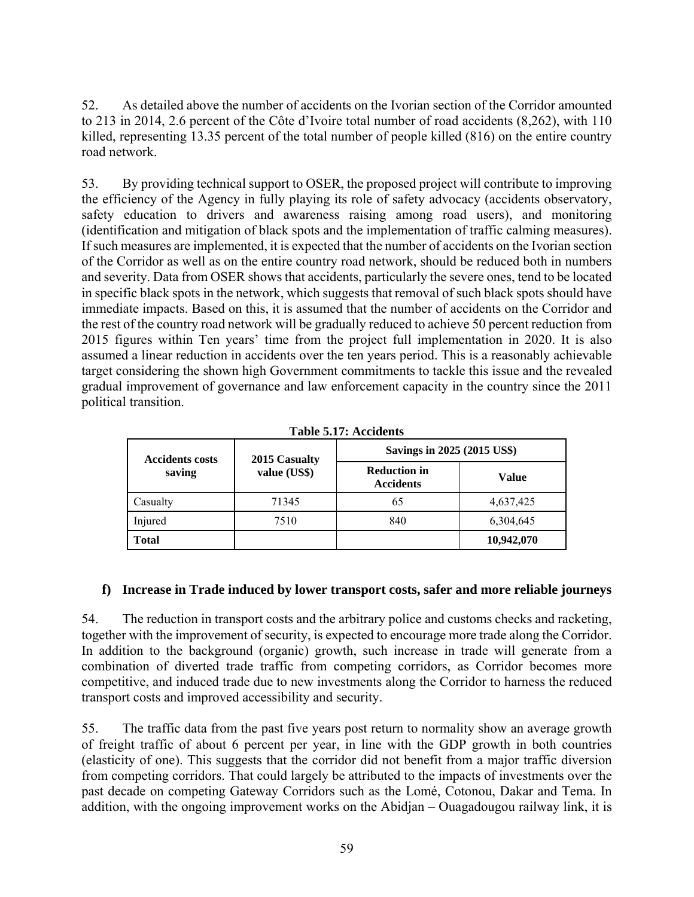52. As detailed above the number of accidents on the Ivorian section of the Corridor amounted to 213 in 2014, 2.6 percent of the Côte d'Ivoire total number of road accidents (8,262), with 110 killed, representing 13.35 percent of the total number of people killed (816) on the entire country road network.

53. By providing technical support to OSER, the proposed project will contribute to improving the efficiency of the Agency in fully playing its role of safety advocacy (accidents observatory, safety education to drivers and awareness raising among road users), and monitoring (identification and mitigation of black spots and the implementation of traffic calming measures). If such measures are implemented, it is expected that the number of accidents on the Ivorian section of the Corridor as well as on the entire country road network, should be reduced both in numbers and severity. Data from OSER shows that accidents, particularly the severe ones, tend to be located in specific black spots in the network, which suggests that removal of such black spots should have immediate impacts. Based on this, it is assumed that the number of accidents on the Corridor and the rest of the country road network will be gradually reduced to achieve 50 percent reduction from 2015 figures within Ten years' time from the project full implementation in 2020. It is also assumed a linear reduction in accidents over the ten years period. This is a reasonably achievable target considering the shown high Government commitments to tackle this issue and the revealed gradual improvement of governance and law enforcement capacity in the country since the 2011 political transition.

**Table 5.17: Accidents**

| Accidents costs saving | 2015 Casualty value (US$) | Savings in 2025 (2015 US$) | |
|---|---|---|---|
| | | Reduction in Accidents | Value |
| Casualty | 71345 | 65 | 4,637,425 |
| Injured | 7510 | 840 | 6,304,645 |
| **Total** | | | **10,942,070** |

### f) Increase in Trade induced by lower transport costs, safer and more reliable journeys

54. The reduction in transport costs and the arbitrary police and customs checks and racketing, together with the improvement of security, is expected to encourage more trade along the Corridor. In addition to the background (organic) growth, such increase in trade will generate from a combination of diverted trade traffic from competing corridors, as Corridor becomes more competitive, and induced trade due to new investments along the Corridor to harness the reduced transport costs and improved accessibility and security.

55. The traffic data from the past five years post return to normality show an average growth of freight traffic of about 6 percent per year, in line with the GDP growth in both countries (elasticity of one). This suggests that the corridor did not benefit from a major traffic diversion from competing corridors. That could largely be attributed to the impacts of investments over the past decade on competing Gateway Corridors such as the Lomé, Cotonou, Dakar and Tema. In addition, with the ongoing improvement works on the Abidjan – Ouagadougou railway link, it is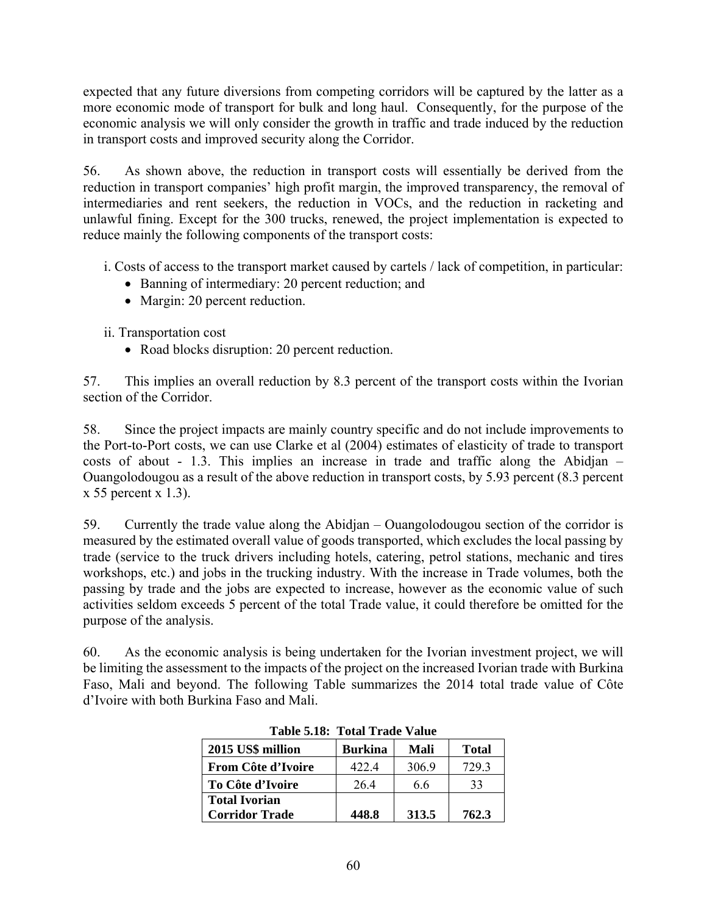expected that any future diversions from competing corridors will be captured by the latter as a more economic mode of transport for bulk and long haul. Consequently, for the purpose of the economic analysis we will only consider the growth in traffic and trade induced by the reduction in transport costs and improved security along the Corridor.

56. As shown above, the reduction in transport costs will essentially be derived from the reduction in transport companies' high profit margin, the improved transparency, the removal of intermediaries and rent seekers, the reduction in VOCs, and the reduction in racketing and unlawful fining. Except for the 300 trucks, renewed, the project implementation is expected to reduce mainly the following components of the transport costs:

i. Costs of access to the transport market caused by cartels / lack of competition, in particular:
- Banning of intermediary: 20 percent reduction; and
- Margin: 20 percent reduction.

ii. Transportation cost
- Road blocks disruption: 20 percent reduction.

57. This implies an overall reduction by 8.3 percent of the transport costs within the Ivorian section of the Corridor.

58. Since the project impacts are mainly country specific and do not include improvements to the Port-to-Port costs, we can use Clarke et al (2004) estimates of elasticity of trade to transport costs of about - 1.3. This implies an increase in trade and traffic along the Abidjan – Ouangolodougou as a result of the above reduction in transport costs, by 5.93 percent (8.3 percent x 55 percent x 1.3).

59. Currently the trade value along the Abidjan – Ouangolodougou section of the corridor is measured by the estimated overall value of goods transported, which excludes the local passing by trade (service to the truck drivers including hotels, catering, petrol stations, mechanic and tires workshops, etc.) and jobs in the trucking industry. With the increase in Trade volumes, both the passing by trade and the jobs are expected to increase, however as the economic value of such activities seldom exceeds 5 percent of the total Trade value, it could therefore be omitted for the purpose of the analysis.

60. As the economic analysis is being undertaken for the Ivorian investment project, we will be limiting the assessment to the impacts of the project on the increased Ivorian trade with Burkina Faso, Mali and beyond. The following Table summarizes the 2014 total trade value of Côte d'Ivoire with both Burkina Faso and Mali.

**Table 5.18: Total Trade Value**

| 2015 US$ million | Burkina | Mali | Total |
|---|---|---|---|
| **From Côte d'Ivoire** | 422.4 | 306.9 | 729.3 |
| **To Côte d'Ivoire** | 26.4 | 6.6 | 33 |
| **Total Ivorian Corridor Trade** | **448.8** | **313.5** | **762.3** |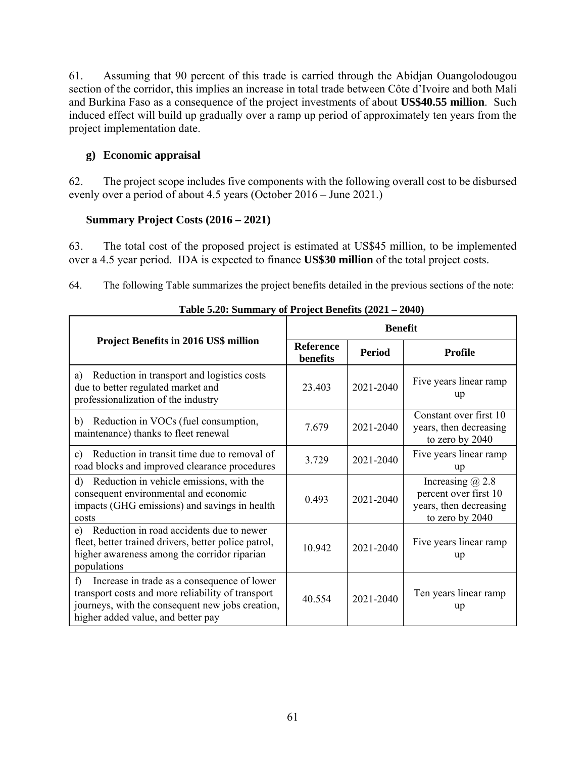61. Assuming that 90 percent of this trade is carried through the Abidjan Ouangolodougou section of the corridor, this implies an increase in total trade between Côte d'Ivoire and both Mali and Burkina Faso as a consequence of the project investments of about **US$40.55 million**. Such induced effect will build up gradually over a ramp up period of approximately ten years from the project implementation date.

### g) Economic appraisal

62. The project scope includes five components with the following overall cost to be disbursed evenly over a period of about 4.5 years (October 2016 – June 2021.)

### Summary Project Costs (2016 – 2021)

63. The total cost of the proposed project is estimated at US$45 million, to be implemented over a 4.5 year period. IDA is expected to finance **US$30 million** of the total project costs.

64. The following Table summarizes the project benefits detailed in the previous sections of the note:

**Table 5.20: Summary of Project Benefits (2021 – 2040)**

| Project Benefits in 2016 US$ million | Benefit | | |
|---|---|---|---|
| | **Reference benefits** | **Period** | **Profile** |
| a) Reduction in transport and logistics costs due to better regulated market and professionalization of the industry | 23.403 | 2021-2040 | Five years linear ramp up |
| b) Reduction in VOCs (fuel consumption, maintenance) thanks to fleet renewal | 7.679 | 2021-2040 | Constant over first 10 years, then decreasing to zero by 2040 |
| c) Reduction in transit time due to removal of road blocks and improved clearance procedures | 3.729 | 2021-2040 | Five years linear ramp up |
| d) Reduction in vehicle emissions, with the consequent environmental and economic impacts (GHG emissions) and savings in health costs | 0.493 | 2021-2040 | Increasing @ 2.8 percent over first 10 years, then decreasing to zero by 2040 |
| e) Reduction in road accidents due to newer fleet, better trained drivers, better police patrol, higher awareness among the corridor riparian populations | 10.942 | 2021-2040 | Five years linear ramp up |
| f) Increase in trade as a consequence of lower transport costs and more reliability of transport journeys, with the consequent new jobs creation, higher added value, and better pay | 40.554 | 2021-2040 | Ten years linear ramp up |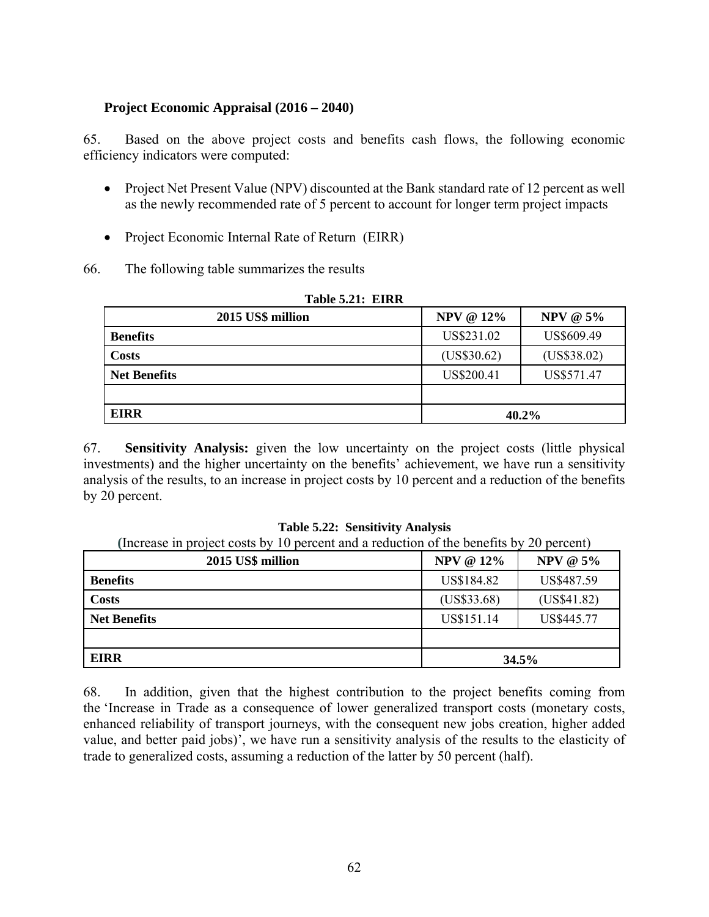**Project Economic Appraisal (2016 – 2040)**

65. Based on the above project costs and benefits cash flows, the following economic efficiency indicators were computed:

- Project Net Present Value (NPV) discounted at the Bank standard rate of 12 percent as well as the newly recommended rate of 5 percent to account for longer term project impacts
- Project Economic Internal Rate of Return (EIRR)

66. The following table summarizes the results

**Table 5.21: EIRR**

| 2015 US$ million | NPV @ 12% | NPV @ 5% |
|---|---|---|
| **Benefits** | US$231.02 | US$609.49 |
| **Costs** | (US$30.62) | (US$38.02) |
| **Net Benefits** | US$200.41 | US$571.47 |
| | | |
| **EIRR** | **40.2%** | |

67. **Sensitivity Analysis:** given the low uncertainty on the project costs (little physical investments) and the higher uncertainty on the benefits' achievement, we have run a sensitivity analysis of the results, to an increase in project costs by 10 percent and a reduction of the benefits by 20 percent.

**Table 5.22: Sensitivity Analysis**

(Increase in project costs by 10 percent and a reduction of the benefits by 20 percent)

| 2015 US$ million | NPV @ 12% | NPV @ 5% |
|---|---|---|
| **Benefits** | US$184.82 | US$487.59 |
| **Costs** | (US$33.68) | (US$41.82) |
| **Net Benefits** | US$151.14 | US$445.77 |
| | | |
| **EIRR** | **34.5%** | |

68. In addition, given that the highest contribution to the project benefits coming from the 'Increase in Trade as a consequence of lower generalized transport costs (monetary costs, enhanced reliability of transport journeys, with the consequent new jobs creation, higher added value, and better paid jobs)', we have run a sensitivity analysis of the results to the elasticity of trade to generalized costs, assuming a reduction of the latter by 50 percent (half).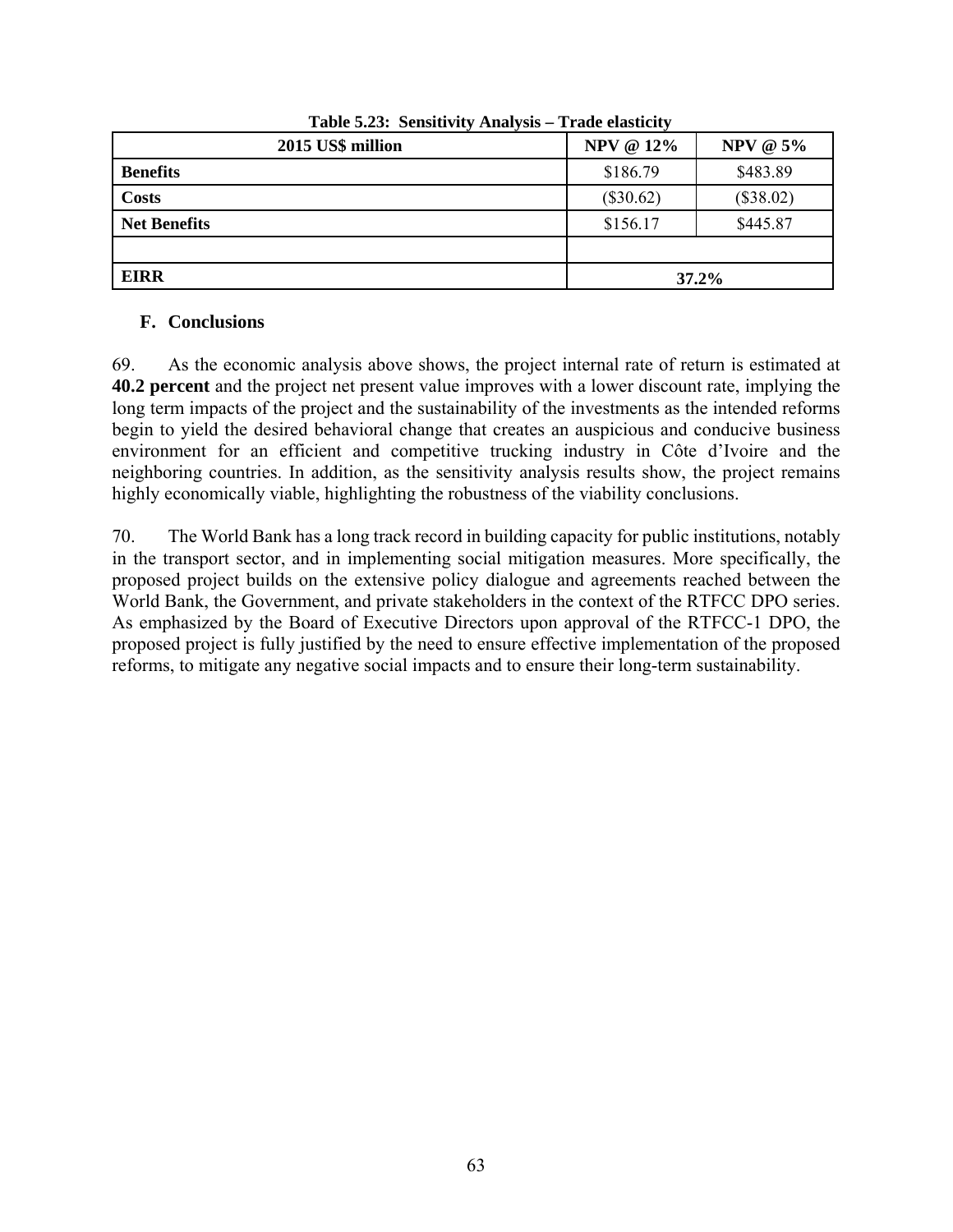**Table 5.23: Sensitivity Analysis – Trade elasticity**

| 2015 US$ million | NPV @ 12% | NPV @ 5% |
|---|---|---|
| **Benefits** | $186.79 | $483.89 |
| **Costs** | ($30.62) | ($38.02) |
| **Net Benefits** | $156.17 | $445.87 |
| | | |
| **EIRR** | **37.2%** | |

## F. Conclusions

69. As the economic analysis above shows, the project internal rate of return is estimated at **40.2 percent** and the project net present value improves with a lower discount rate, implying the long term impacts of the project and the sustainability of the investments as the intended reforms begin to yield the desired behavioral change that creates an auspicious and conducive business environment for an efficient and competitive trucking industry in Côte d'Ivoire and the neighboring countries. In addition, as the sensitivity analysis results show, the project remains highly economically viable, highlighting the robustness of the viability conclusions.

70. The World Bank has a long track record in building capacity for public institutions, notably in the transport sector, and in implementing social mitigation measures. More specifically, the proposed project builds on the extensive policy dialogue and agreements reached between the World Bank, the Government, and private stakeholders in the context of the RTFCC DPO series. As emphasized by the Board of Executive Directors upon approval of the RTFCC-1 DPO, the proposed project is fully justified by the need to ensure effective implementation of the proposed reforms, to mitigate any negative social impacts and to ensure their long-term sustainability.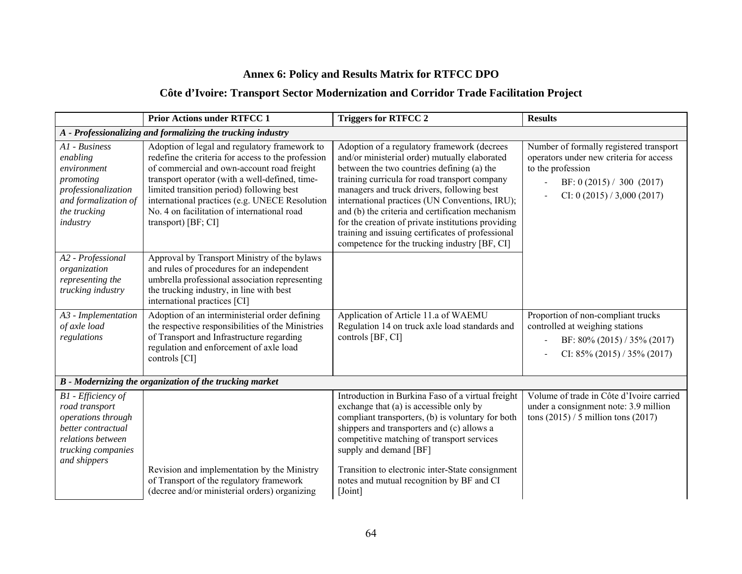## Annex 6: Policy and Results Matrix for RTFCC DPO

## Côte d'Ivoire: Transport Sector Modernization and Corridor Trade Facilitation Project

| | Prior Actions under RTFCC 1 | Triggers for RTFCC 2 | Results |
|---|---|---|---|
| ***A - Professionalizing and formalizing the trucking industry*** | | | |
| *A1 - Business enabling environment promoting professionalization and formalization of the trucking industry* | Adoption of legal and regulatory framework to redefine the criteria for access to the profession of commercial and own-account road freight transport operator (with a well-defined, time-limited transition period) following best international practices (e.g. UNECE Resolution No. 4 on facilitation of international road transport) [BF; CI] | Adoption of a regulatory framework (decrees and/or ministerial order) mutually elaborated between the two countries defining (a) the training curricula for road transport company managers and truck drivers, following best international practices (UN Conventions, IRU); and (b) the criteria and certification mechanism for the creation of private institutions providing training and issuing certificates of professional competence for the trucking industry [BF, CI] | Number of formally registered transport operators under new criteria for access to the profession<br>- BF: 0 (2015) / 300 (2017)<br>- CI: 0 (2015) / 3,000 (2017) |
| *A2 - Professional organization representing the trucking industry* | Approval by Transport Ministry of the bylaws and rules of procedures for an independent umbrella professional association representing the trucking industry, in line with best international practices [CI] | | |
| *A3 - Implementation of axle load regulations* | Adoption of an interministerial order defining the respective responsibilities of the Ministries of Transport and Infrastructure regarding regulation and enforcement of axle load controls [CI] | Application of Article 11.a of WAEMU Regulation 14 on truck axle load standards and controls [BF, CI] | Proportion of non-compliant trucks controlled at weighing stations<br>- BF: 80% (2015) / 35% (2017)<br>- CI: 85% (2015) / 35% (2017) |
| ***B - Modernizing the organization of the trucking market*** | | | |
| *B1 - Efficiency of road transport operations through better contractual relations between trucking companies and shippers* | Revision and implementation by the Ministry of Transport of the regulatory framework (decree and/or ministerial orders) organizing | Introduction in Burkina Faso of a virtual freight exchange that (a) is accessible only by compliant transporters, (b) is voluntary for both shippers and transporters and (c) allows a competitive matching of transport services supply and demand [BF]<br><br>Transition to electronic inter-State consignment notes and mutual recognition by BF and CI [Joint] | Volume of trade in Côte d'Ivoire carried under a consignment note: 3.9 million tons (2015) / 5 million tons (2017) |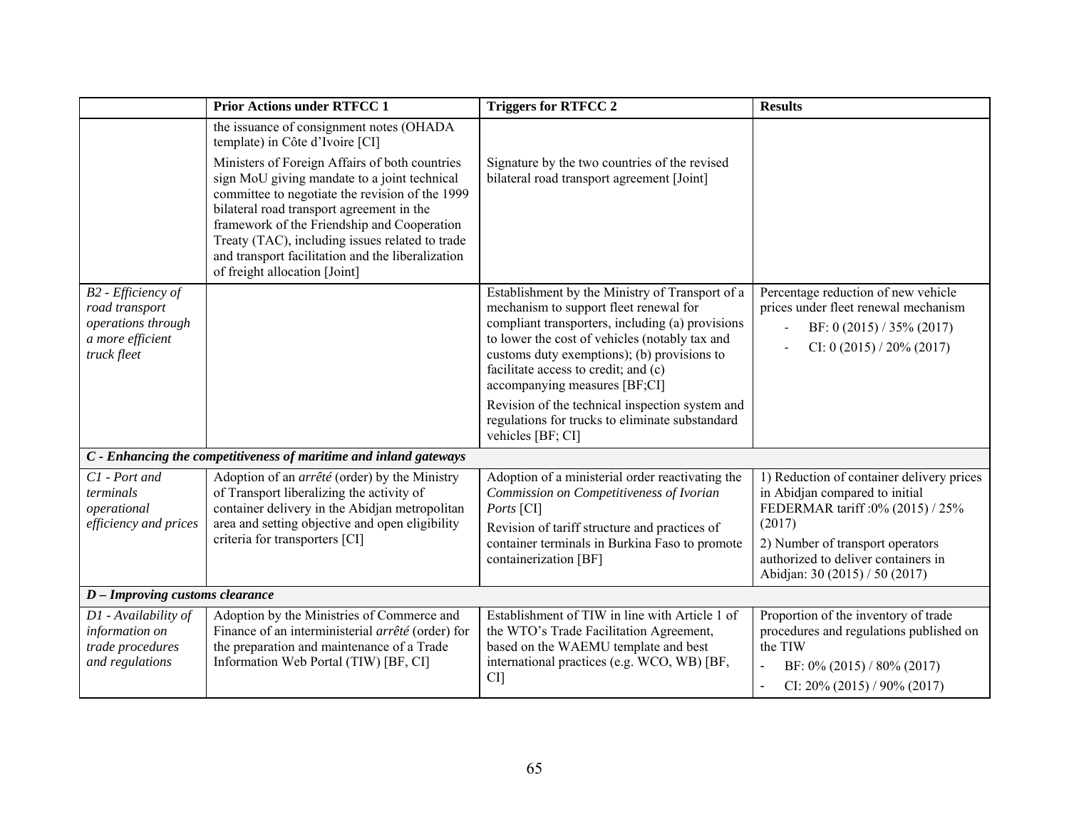| | Prior Actions under RTFCC 1 | Triggers for RTFCC 2 | Results |
|---|---|---|---|
| | the issuance of consignment notes (OHADA template) in Côte d'Ivoire [CI] | | |
| | Ministers of Foreign Affairs of both countries sign MoU giving mandate to a joint technical committee to negotiate the revision of the 1999 bilateral road transport agreement in the framework of the Friendship and Cooperation Treaty (TAC), including issues related to trade and transport facilitation and the liberalization of freight allocation [Joint] | Signature by the two countries of the revised bilateral road transport agreement [Joint] | |
| *B2 - Efficiency of road transport operations through a more efficient truck fleet* | | Establishment by the Ministry of Transport of a mechanism to support fleet renewal for compliant transporters, including (a) provisions to lower the cost of vehicles (notably tax and customs duty exemptions); (b) provisions to facilitate access to credit; and (c) accompanying measures [BF;CI]<br><br>Revision of the technical inspection system and regulations for trucks to eliminate substandard vehicles [BF; CI] | Percentage reduction of new vehicle prices under fleet renewal mechanism<br>- BF: 0 (2015) / 35% (2017)<br>- CI: 0 (2015) / 20% (2017) |
| ***C - Enhancing the competitiveness of maritime and inland gateways*** | | | |
| *C1 - Port and terminals operational efficiency and prices* | Adoption of an *arrêté* (order) by the Ministry of Transport liberalizing the activity of container delivery in the Abidjan metropolitan area and setting objective and open eligibility criteria for transporters [CI] | Adoption of a ministerial order reactivating the *Commission on Competitiveness of Ivorian Ports* [CI]<br><br>Revision of tariff structure and practices of container terminals in Burkina Faso to promote containerization [BF] | 1) Reduction of container delivery prices in Abidjan compared to initial FEDERMAR tariff :0% (2015) / 25% (2017)<br><br>2) Number of transport operators authorized to deliver containers in Abidjan: 30 (2015) / 50 (2017) |
| ***D – Improving customs clearance*** | | | |
| *D1 - Availability of information on trade procedures and regulations* | Adoption by the Ministries of Commerce and Finance of an interministerial *arrêté* (order) for the preparation and maintenance of a Trade Information Web Portal (TIW) [BF, CI] | Establishment of TIW in line with Article 1 of the WTO's Trade Facilitation Agreement, based on the WAEMU template and best international practices (e.g. WCO, WB) [BF, CI] | Proportion of the inventory of trade procedures and regulations published on the TIW<br>- BF: 0% (2015) / 80% (2017)<br>- CI: 20% (2015) / 90% (2017) |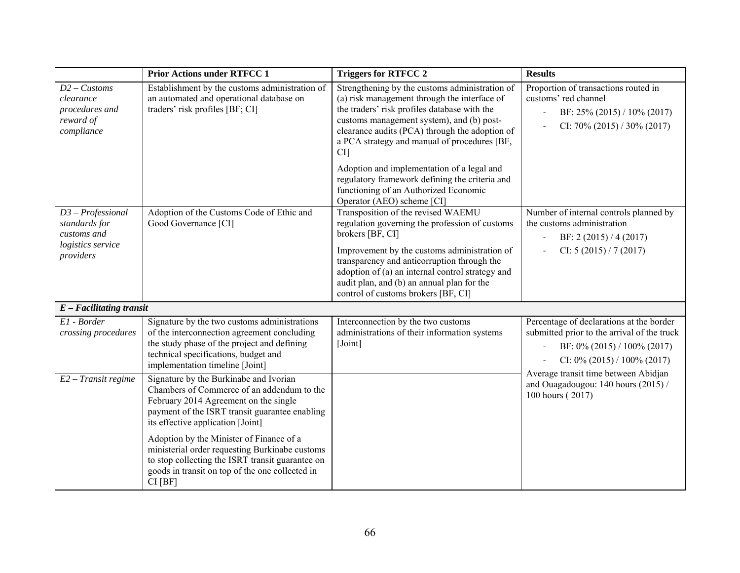| | **Prior Actions under RTFCC 1** | **Triggers for RTFCC 2** | **Results** |
|---|---|---|---|
| *D2 – Customs clearance procedures and reward of compliance* | Establishment by the customs administration of an automated and operational database on traders' risk profiles [BF; CI] | Strengthening by the customs administration of (a) risk management through the interface of the traders' risk profiles database with the customs management system), and (b) post-clearance audits (PCA) through the adoption of a PCA strategy and manual of procedures [BF, CI]<br><br>Adoption and implementation of a legal and regulatory framework defining the criteria and functioning of an Authorized Economic Operator (AEO) scheme [CI] | Proportion of transactions routed in customs' red channel<br>- BF: 25% (2015) / 10% (2017)<br>- CI: 70% (2015) / 30% (2017) |
| *D3 – Professional standards for customs and logistics service providers* | Adoption of the Customs Code of Ethic and Good Governance [CI] | Transposition of the revised WAEMU regulation governing the profession of customs brokers [BF, CI]<br><br>Improvement by the customs administration of transparency and anticorruption through the adoption of (a) an internal control strategy and audit plan, and (b) an annual plan for the control of customs brokers [BF, CI] | Number of internal controls planned by the customs administration<br>- BF: 2 (2015) / 4 (2017)<br>- CI: 5 (2015) / 7 (2017) |
| ***E – Facilitating transit*** | | | |
| *E1 - Border crossing procedures* | Signature by the two customs administrations of the interconnection agreement concluding the study phase of the project and defining technical specifications, budget and implementation timeline [Joint] | Interconnection by the two customs administrations of their information systems [Joint] | Percentage of declarations at the border submitted prior to the arrival of the truck<br>- BF: 0% (2015) / 100% (2017)<br>- CI: 0% (2015) / 100% (2017)<br><br>Average transit time between Abidjan and Ouagadougou: 140 hours (2015) / 100 hours ( 2017) |
| *E2 – Transit regime* | Signature by the Burkinabe and Ivorian Chambers of Commerce of an addendum to the February 2014 Agreement on the single payment of the ISRT transit guarantee enabling its effective application [Joint]<br><br>Adoption by the Minister of Finance of a ministerial order requesting Burkinabe customs to stop collecting the ISRT transit guarantee on goods in transit on top of the one collected in CI [BF] | | |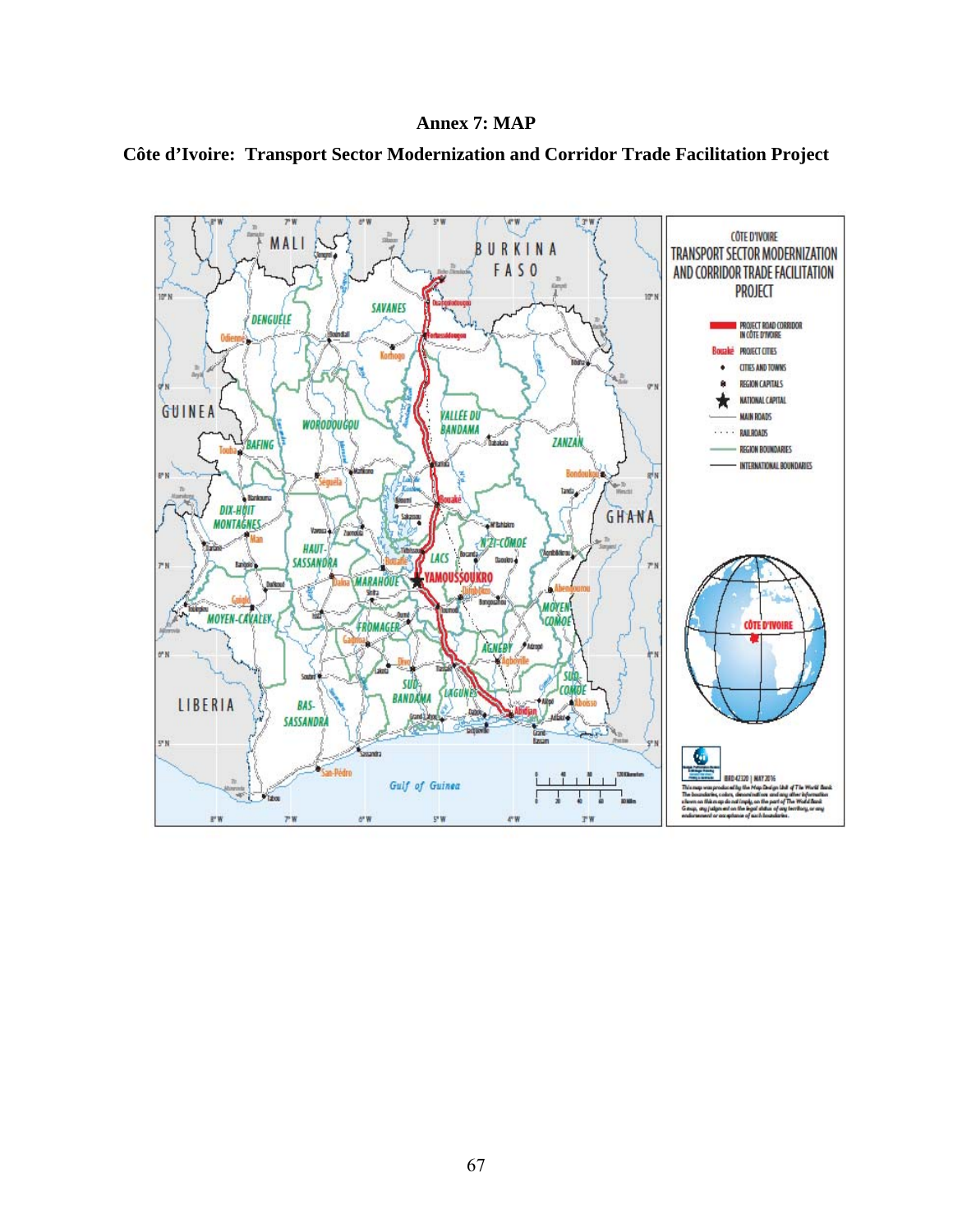## Annex 7: MAP

### Côte d'Ivoire: Transport Sector Modernization and Corridor Trade Facilitation Project